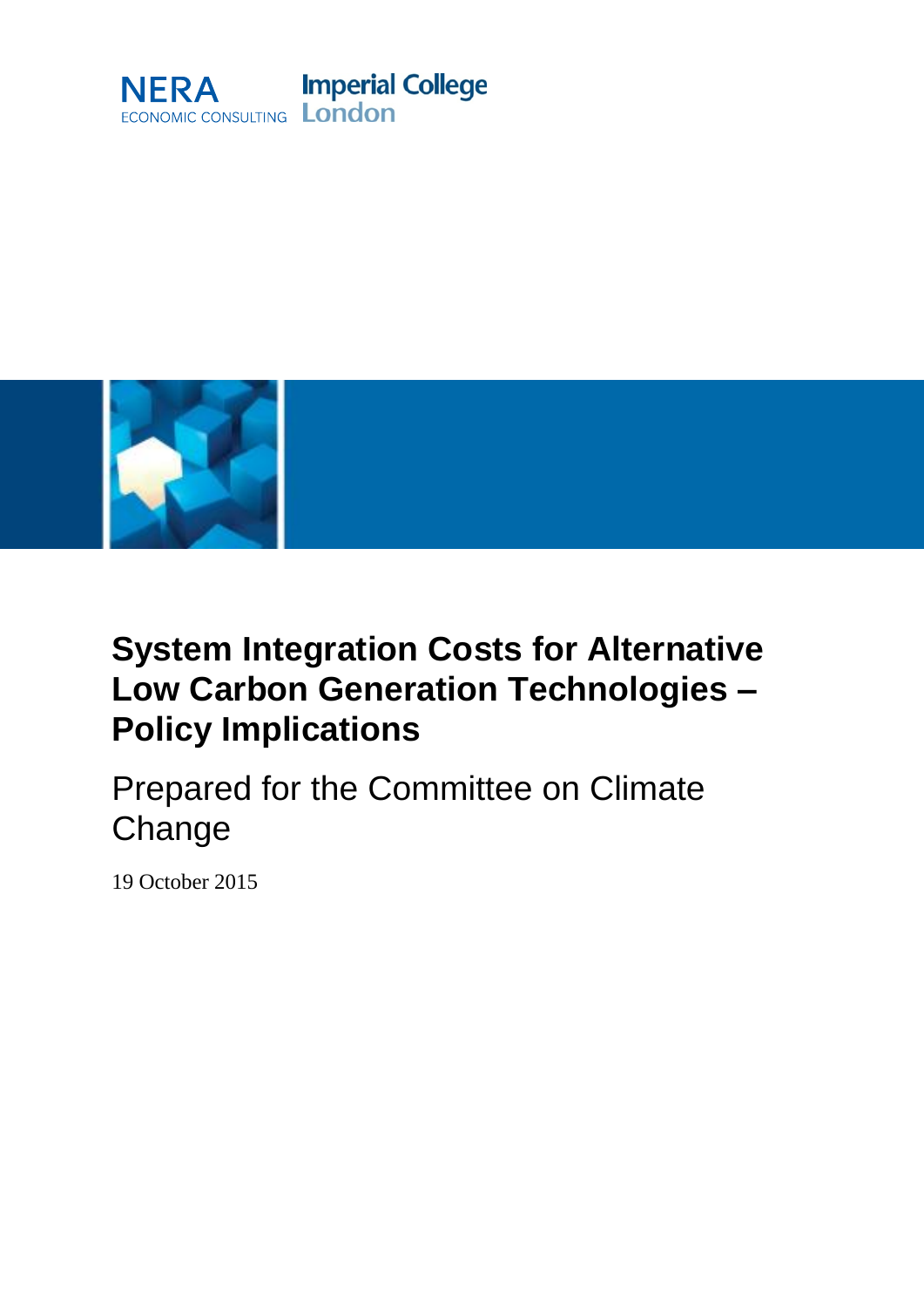NERA ECONOMIC CONSULTING

Imperial College London

# System Integration Costs for Alternative Low Carbon Generation Technologies – Policy Implications

Prepared for the Committee on Climate Change

19 October 2015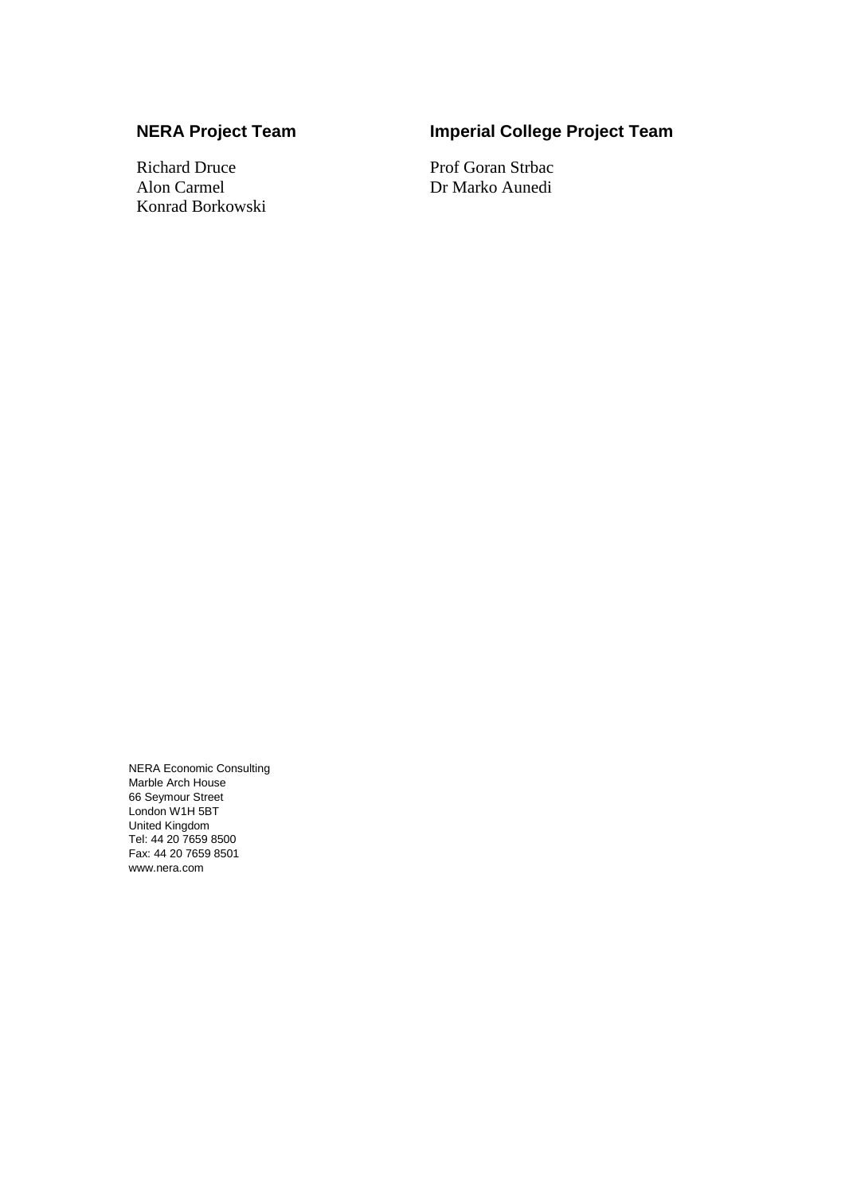**NERA Project Team**

Richard Druce
Alon Carmel
Konrad Borkowski

**Imperial College Project Team**

Prof Goran Strbac
Dr Marko Aunedi

NERA Economic Consulting
Marble Arch House
66 Seymour Street
London W1H 5BT
United Kingdom
Tel: 44 20 7659 8500
Fax: 44 20 7659 8501
www.nera.com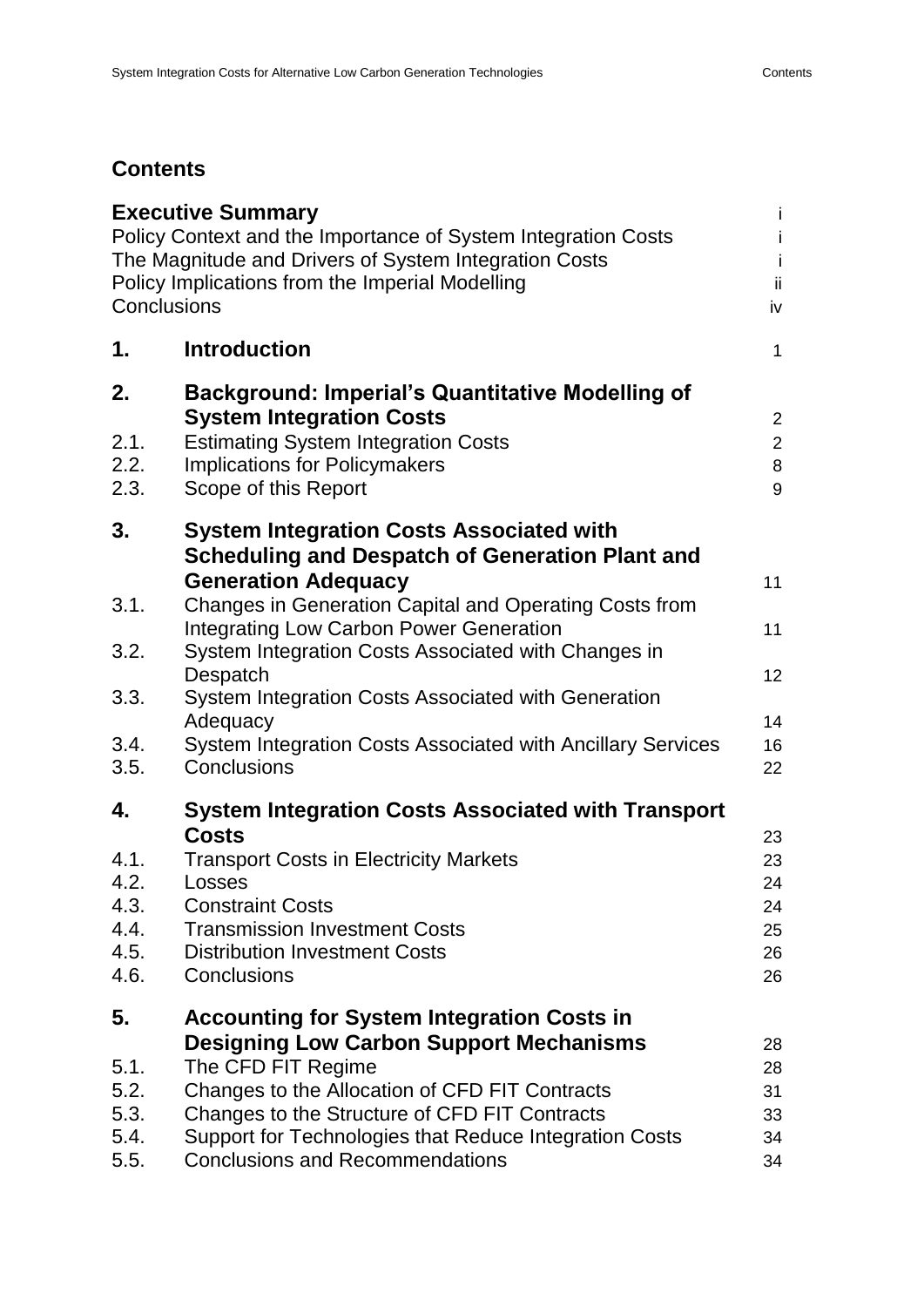## Contents

| | | |
|---|---|---|
| **Executive Summary** | | i |
| Policy Context and the Importance of System Integration Costs | | i |
| The Magnitude and Drivers of System Integration Costs | | i |
| Policy Implications from the Imperial Modelling | | ii |
| Conclusions | | iv |
| **1.** | **Introduction** | 1 |
| **2.** | **Background: Imperial's Quantitative Modelling of System Integration Costs** | 2 |
| 2.1. | Estimating System Integration Costs | 2 |
| 2.2. | Implications for Policymakers | 8 |
| 2.3. | Scope of this Report | 9 |
| **3.** | **System Integration Costs Associated with Scheduling and Despatch of Generation Plant and Generation Adequacy** | 11 |
| 3.1. | Changes in Generation Capital and Operating Costs from Integrating Low Carbon Power Generation | 11 |
| 3.2. | System Integration Costs Associated with Changes in Despatch | 12 |
| 3.3. | System Integration Costs Associated with Generation Adequacy | 14 |
| 3.4. | System Integration Costs Associated with Ancillary Services | 16 |
| 3.5. | Conclusions | 22 |
| **4.** | **System Integration Costs Associated with Transport Costs** | 23 |
| 4.1. | Transport Costs in Electricity Markets | 23 |
| 4.2. | Losses | 24 |
| 4.3. | Constraint Costs | 24 |
| 4.4. | Transmission Investment Costs | 25 |
| 4.5. | Distribution Investment Costs | 26 |
| 4.6. | Conclusions | 26 |
| **5.** | **Accounting for System Integration Costs in Designing Low Carbon Support Mechanisms** | 28 |
| 5.1. | The CFD FIT Regime | 28 |
| 5.2. | Changes to the Allocation of CFD FIT Contracts | 31 |
| 5.3. | Changes to the Structure of CFD FIT Contracts | 33 |
| 5.4. | Support for Technologies that Reduce Integration Costs | 34 |
| 5.5. | Conclusions and Recommendations | 34 |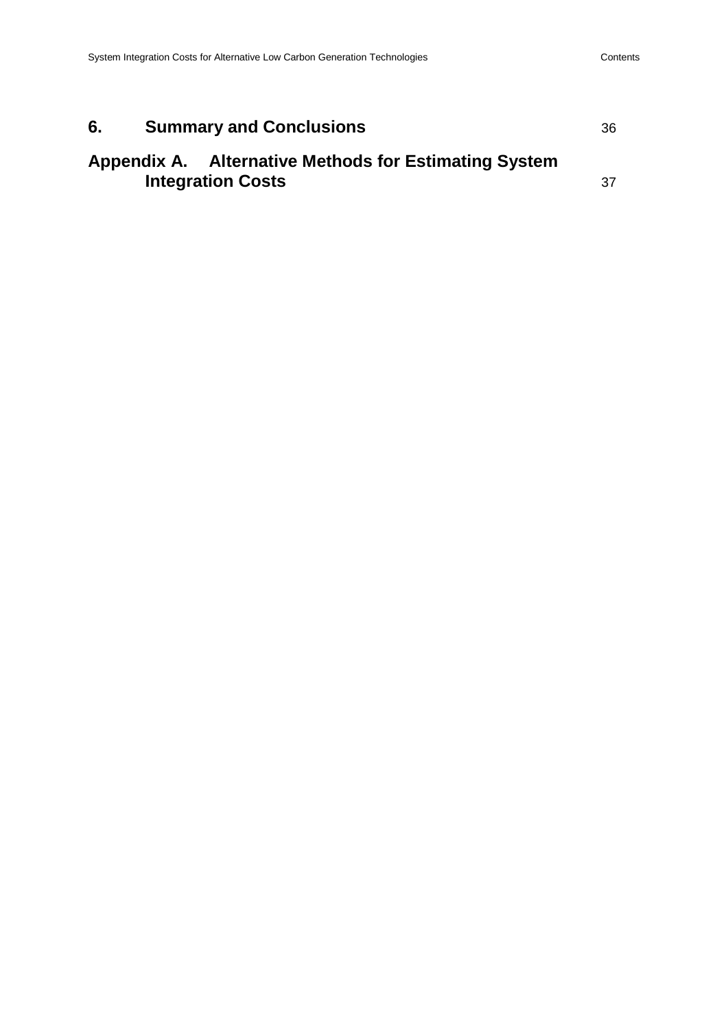**6. Summary and Conclusions** 36

**Appendix A. Alternative Methods for Estimating System Integration Costs** 37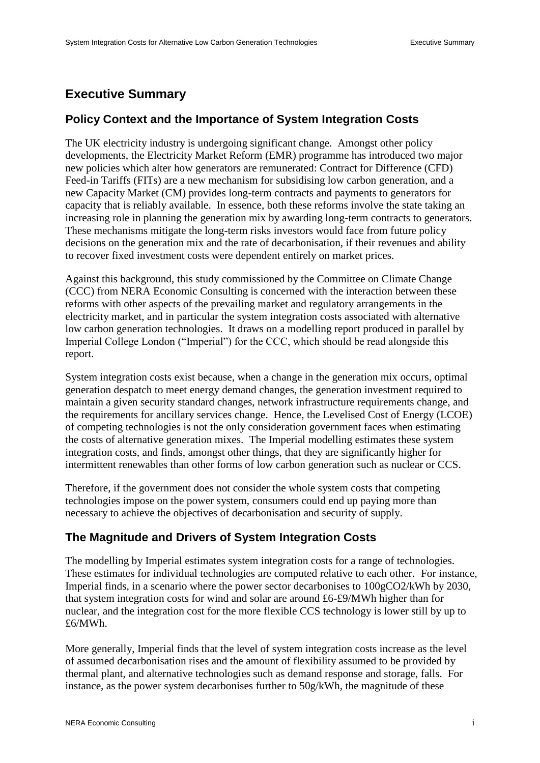# Executive Summary

## Policy Context and the Importance of System Integration Costs

The UK electricity industry is undergoing significant change. Amongst other policy developments, the Electricity Market Reform (EMR) programme has introduced two major new policies which alter how generators are remunerated: Contract for Difference (CFD) Feed-in Tariffs (FITs) are a new mechanism for subsidising low carbon generation, and a new Capacity Market (CM) provides long-term contracts and payments to generators for capacity that is reliably available. In essence, both these reforms involve the state taking an increasing role in planning the generation mix by awarding long-term contracts to generators. These mechanisms mitigate the long-term risks investors would face from future policy decisions on the generation mix and the rate of decarbonisation, if their revenues and ability to recover fixed investment costs were dependent entirely on market prices.

Against this background, this study commissioned by the Committee on Climate Change (CCC) from NERA Economic Consulting is concerned with the interaction between these reforms with other aspects of the prevailing market and regulatory arrangements in the electricity market, and in particular the system integration costs associated with alternative low carbon generation technologies. It draws on a modelling report produced in parallel by Imperial College London ("Imperial") for the CCC, which should be read alongside this report.

System integration costs exist because, when a change in the generation mix occurs, optimal generation despatch to meet energy demand changes, the generation investment required to maintain a given security standard changes, network infrastructure requirements change, and the requirements for ancillary services change. Hence, the Levelised Cost of Energy (LCOE) of competing technologies is not the only consideration government faces when estimating the costs of alternative generation mixes. The Imperial modelling estimates these system integration costs, and finds, amongst other things, that they are significantly higher for intermittent renewables than other forms of low carbon generation such as nuclear or CCS.

Therefore, if the government does not consider the whole system costs that competing technologies impose on the power system, consumers could end up paying more than necessary to achieve the objectives of decarbonisation and security of supply.

## The Magnitude and Drivers of System Integration Costs

The modelling by Imperial estimates system integration costs for a range of technologies. These estimates for individual technologies are computed relative to each other. For instance, Imperial finds, in a scenario where the power sector decarbonises to 100g$CO_2$/kWh by 2030, that system integration costs for wind and solar are around £6-£9/MWh higher than for nuclear, and the integration cost for the more flexible CCS technology is lower still by up to £6/MWh.

More generally, Imperial finds that the level of system integration costs increase as the level of assumed decarbonisation rises and the amount of flexibility assumed to be provided by thermal plant, and alternative technologies such as demand response and storage, falls. For instance, as the power system decarbonises further to 50g/kWh, the magnitude of these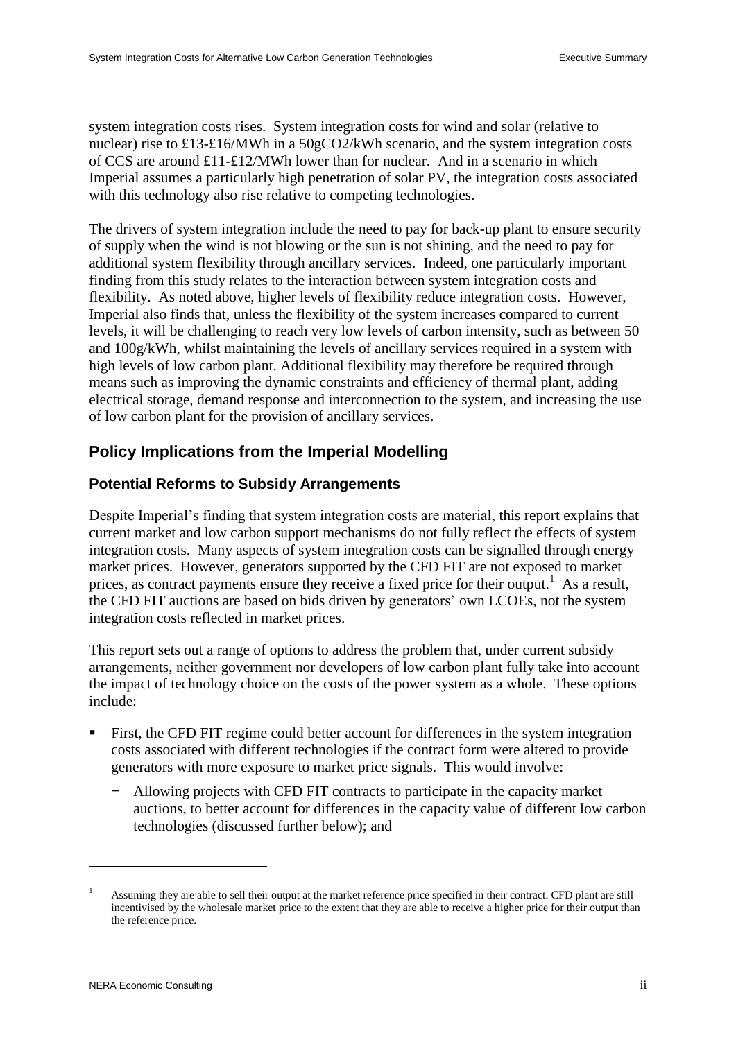system integration costs rises. System integration costs for wind and solar (relative to nuclear) rise to £13-£16/MWh in a 50g$CO_2$/kWh scenario, and the system integration costs of CCS are around £11-£12/MWh lower than for nuclear. And in a scenario in which Imperial assumes a particularly high penetration of solar PV, the integration costs associated with this technology also rise relative to competing technologies.

The drivers of system integration include the need to pay for back-up plant to ensure security of supply when the wind is not blowing or the sun is not shining, and the need to pay for additional system flexibility through ancillary services. Indeed, one particularly important finding from this study relates to the interaction between system integration costs and flexibility. As noted above, higher levels of flexibility reduce integration costs. However, Imperial also finds that, unless the flexibility of the system increases compared to current levels, it will be challenging to reach very low levels of carbon intensity, such as between 50 and 100g/kWh, whilst maintaining the levels of ancillary services required in a system with high levels of low carbon plant. Additional flexibility may therefore be required through means such as improving the dynamic constraints and efficiency of thermal plant, adding electrical storage, demand response and interconnection to the system, and increasing the use of low carbon plant for the provision of ancillary services.

## Policy Implications from the Imperial Modelling

### Potential Reforms to Subsidy Arrangements

Despite Imperial's finding that system integration costs are material, this report explains that current market and low carbon support mechanisms do not fully reflect the effects of system integration costs. Many aspects of system integration costs can be signalled through energy market prices. However, generators supported by the CFD FIT are not exposed to market prices, as contract payments ensure they receive a fixed price for their output.[1] As a result, the CFD FIT auctions are based on bids driven by generators' own LCOEs, not the system integration costs reflected in market prices.

This report sets out a range of options to address the problem that, under current subsidy arrangements, neither government nor developers of low carbon plant fully take into account the impact of technology choice on the costs of the power system as a whole. These options include:

- First, the CFD FIT regime could better account for differences in the system integration costs associated with different technologies if the contract form were altered to provide generators with more exposure to market price signals. This would involve:
  - Allowing projects with CFD FIT contracts to participate in the capacity market auctions, to better account for differences in the capacity value of different low carbon technologies (discussed further below); and

[1] Assuming they are able to sell their output at the market reference price specified in their contract. CFD plant are still incentivised by the wholesale market price to the extent that they are able to receive a higher price for their output than the reference price.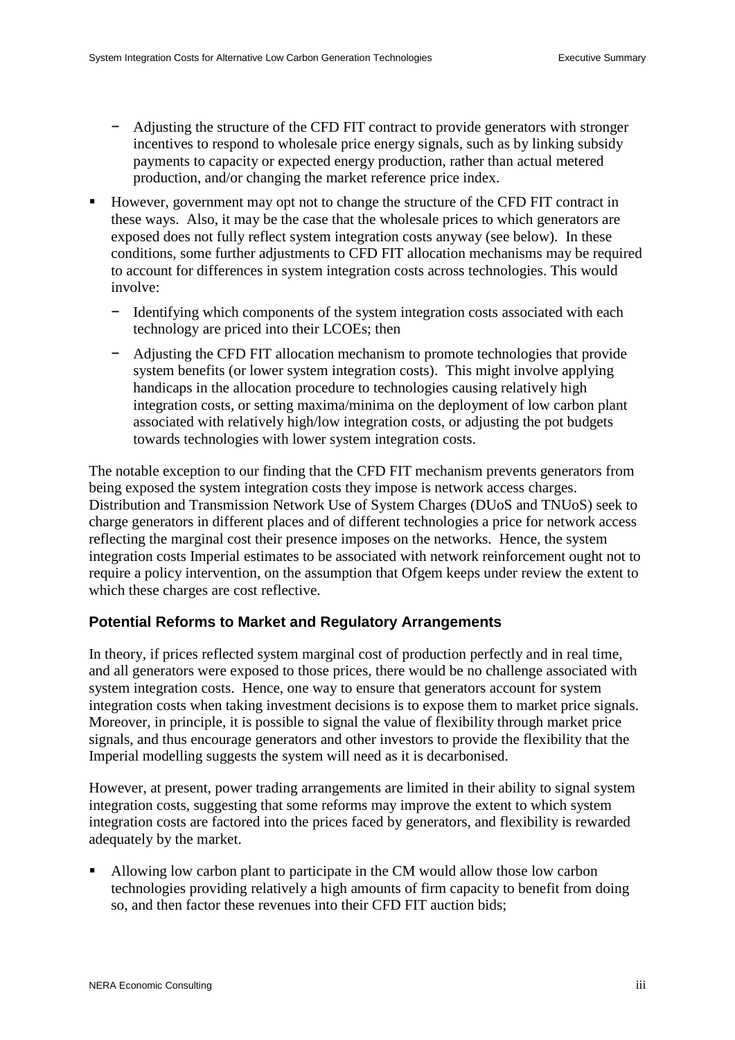- Adjusting the structure of the CFD FIT contract to provide generators with stronger incentives to respond to wholesale price energy signals, such as by linking subsidy payments to capacity or expected energy production, rather than actual metered production, and/or changing the market reference price index.

- However, government may opt not to change the structure of the CFD FIT contract in these ways. Also, it may be the case that the wholesale prices to which generators are exposed does not fully reflect system integration costs anyway (see below). In these conditions, some further adjustments to CFD FIT allocation mechanisms may be required to account for differences in system integration costs across technologies. This would involve:
  - Identifying which components of the system integration costs associated with each technology are priced into their LCOEs; then
  - Adjusting the CFD FIT allocation mechanism to promote technologies that provide system benefits (or lower system integration costs). This might involve applying handicaps in the allocation procedure to technologies causing relatively high integration costs, or setting maxima/minima on the deployment of low carbon plant associated with relatively high/low integration costs, or adjusting the pot budgets towards technologies with lower system integration costs.

The notable exception to our finding that the CFD FIT mechanism prevents generators from being exposed the system integration costs they impose is network access charges. Distribution and Transmission Network Use of System Charges (DUoS and TNUoS) seek to charge generators in different places and of different technologies a price for network access reflecting the marginal cost their presence imposes on the networks. Hence, the system integration costs Imperial estimates to be associated with network reinforcement ought not to require a policy intervention, on the assumption that Ofgem keeps under review the extent to which these charges are cost reflective.

### Potential Reforms to Market and Regulatory Arrangements

In theory, if prices reflected system marginal cost of production perfectly and in real time, and all generators were exposed to those prices, there would be no challenge associated with system integration costs. Hence, one way to ensure that generators account for system integration costs when taking investment decisions is to expose them to market price signals. Moreover, in principle, it is possible to signal the value of flexibility through market price signals, and thus encourage generators and other investors to provide the flexibility that the Imperial modelling suggests the system will need as it is decarbonised.

However, at present, power trading arrangements are limited in their ability to signal system integration costs, suggesting that some reforms may improve the extent to which system integration costs are factored into the prices faced by generators, and flexibility is rewarded adequately by the market.

- Allowing low carbon plant to participate in the CM would allow those low carbon technologies providing relatively a high amounts of firm capacity to benefit from doing so, and then factor these revenues into their CFD FIT auction bids;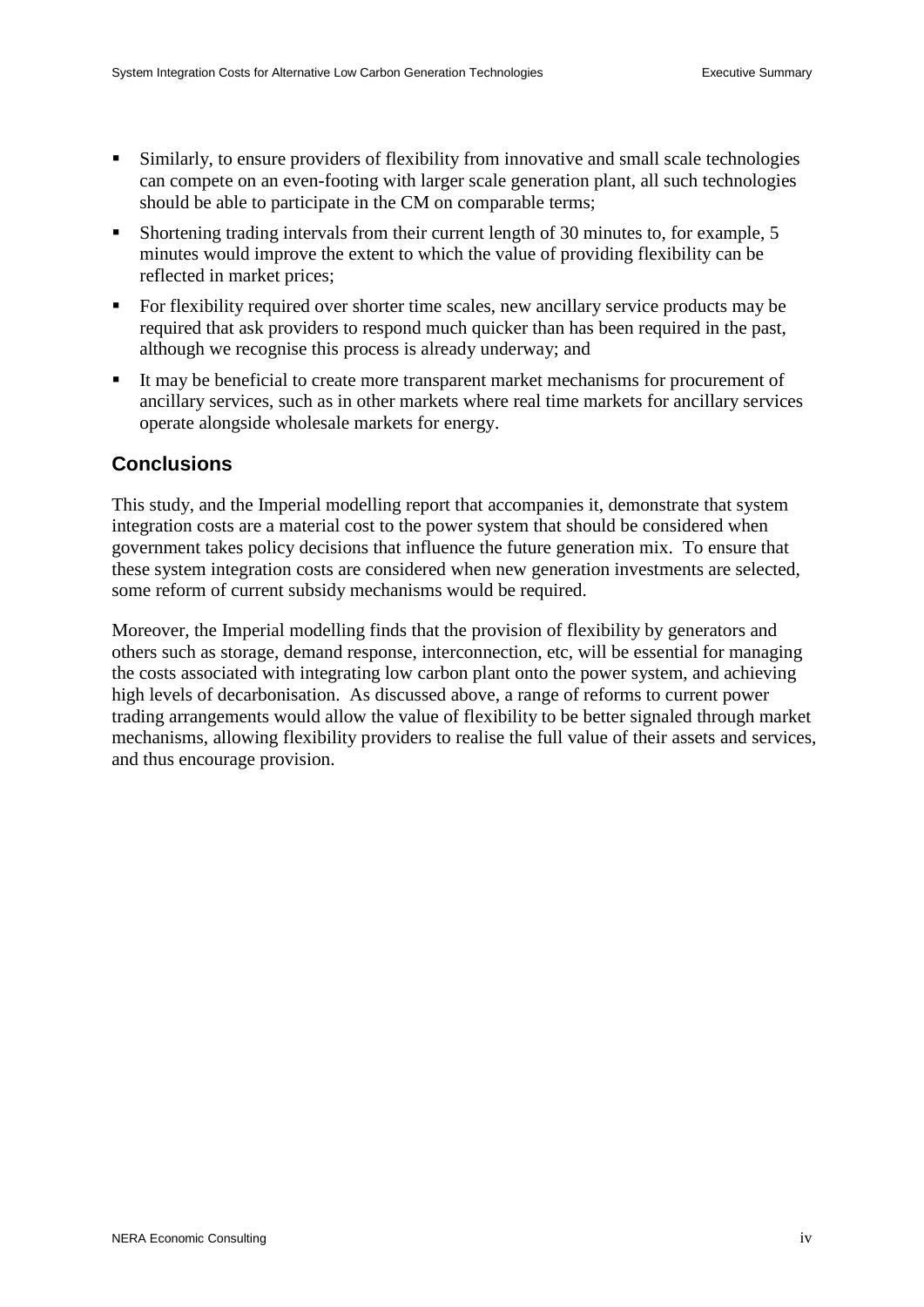- Similarly, to ensure providers of flexibility from innovative and small scale technologies can compete on an even-footing with larger scale generation plant, all such technologies should be able to participate in the CM on comparable terms;
- Shortening trading intervals from their current length of 30 minutes to, for example, 5 minutes would improve the extent to which the value of providing flexibility can be reflected in market prices;
- For flexibility required over shorter time scales, new ancillary service products may be required that ask providers to respond much quicker than has been required in the past, although we recognise this process is already underway; and
- It may be beneficial to create more transparent market mechanisms for procurement of ancillary services, such as in other markets where real time markets for ancillary services operate alongside wholesale markets for energy.

## Conclusions

This study, and the Imperial modelling report that accompanies it, demonstrate that system integration costs are a material cost to the power system that should be considered when government takes policy decisions that influence the future generation mix. To ensure that these system integration costs are considered when new generation investments are selected, some reform of current subsidy mechanisms would be required.

Moreover, the Imperial modelling finds that the provision of flexibility by generators and others such as storage, demand response, interconnection, etc, will be essential for managing the costs associated with integrating low carbon plant onto the power system, and achieving high levels of decarbonisation. As discussed above, a range of reforms to current power trading arrangements would allow the value of flexibility to be better signaled through market mechanisms, allowing flexibility providers to realise the full value of their assets and services, and thus encourage provision.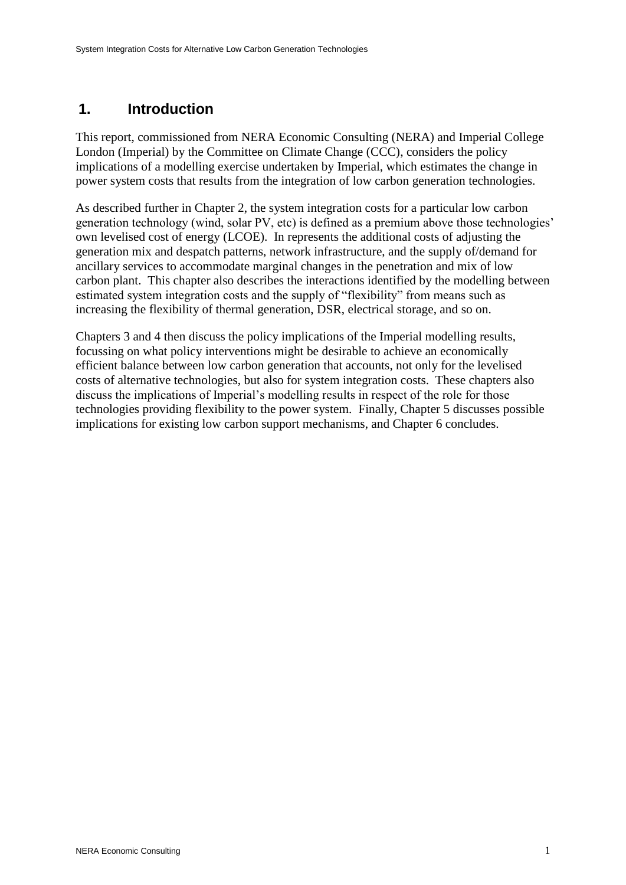# 1. Introduction

This report, commissioned from NERA Economic Consulting (NERA) and Imperial College London (Imperial) by the Committee on Climate Change (CCC), considers the policy implications of a modelling exercise undertaken by Imperial, which estimates the change in power system costs that results from the integration of low carbon generation technologies.

As described further in Chapter 2, the system integration costs for a particular low carbon generation technology (wind, solar PV, etc) is defined as a premium above those technologies' own levelised cost of energy (LCOE). In represents the additional costs of adjusting the generation mix and despatch patterns, network infrastructure, and the supply of/demand for ancillary services to accommodate marginal changes in the penetration and mix of low carbon plant. This chapter also describes the interactions identified by the modelling between estimated system integration costs and the supply of "flexibility" from means such as increasing the flexibility of thermal generation, DSR, electrical storage, and so on.

Chapters 3 and 4 then discuss the policy implications of the Imperial modelling results, focussing on what policy interventions might be desirable to achieve an economically efficient balance between low carbon generation that accounts, not only for the levelised costs of alternative technologies, but also for system integration costs. These chapters also discuss the implications of Imperial's modelling results in respect of the role for those technologies providing flexibility to the power system. Finally, Chapter 5 discusses possible implications for existing low carbon support mechanisms, and Chapter 6 concludes.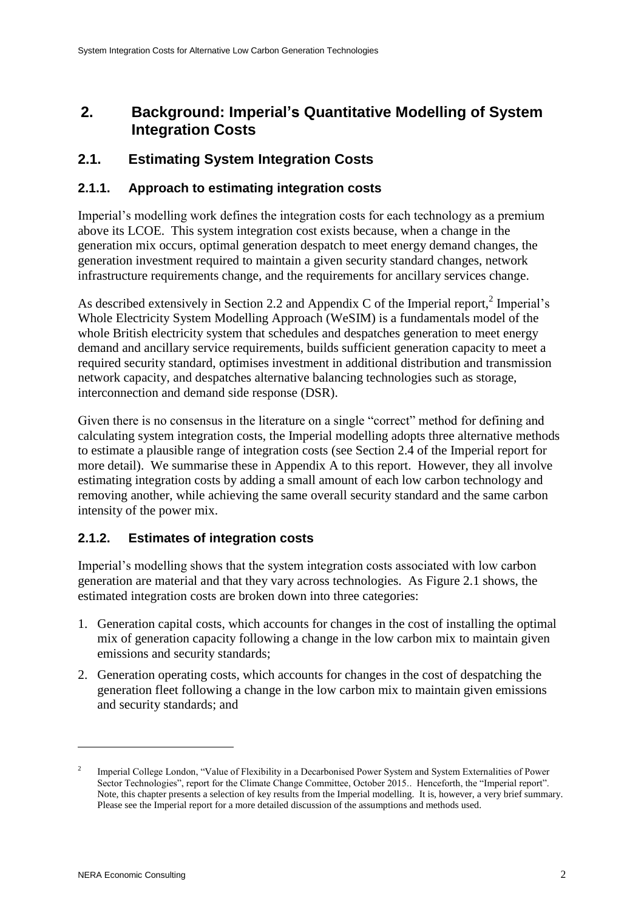## 2. Background: Imperial's Quantitative Modelling of System Integration Costs

### 2.1. Estimating System Integration Costs

#### 2.1.1. Approach to estimating integration costs

Imperial's modelling work defines the integration costs for each technology as a premium above its LCOE. This system integration cost exists because, when a change in the generation mix occurs, optimal generation despatch to meet energy demand changes, the generation investment required to maintain a given security standard changes, network infrastructure requirements change, and the requirements for ancillary services change.

As described extensively in Section 2.2 and Appendix C of the Imperial report,[2] Imperial's Whole Electricity System Modelling Approach (WeSIM) is a fundamentals model of the whole British electricity system that schedules and despatches generation to meet energy demand and ancillary service requirements, builds sufficient generation capacity to meet a required security standard, optimises investment in additional distribution and transmission network capacity, and despatches alternative balancing technologies such as storage, interconnection and demand side response (DSR).

Given there is no consensus in the literature on a single "correct" method for defining and calculating system integration costs, the Imperial modelling adopts three alternative methods to estimate a plausible range of integration costs (see Section 2.4 of the Imperial report for more detail). We summarise these in Appendix A to this report. However, they all involve estimating integration costs by adding a small amount of each low carbon technology and removing another, while achieving the same overall security standard and the same carbon intensity of the power mix.

#### 2.1.2. Estimates of integration costs

Imperial's modelling shows that the system integration costs associated with low carbon generation are material and that they vary across technologies. As Figure 2.1 shows, the estimated integration costs are broken down into three categories:

1. Generation capital costs, which accounts for changes in the cost of installing the optimal mix of generation capacity following a change in the low carbon mix to maintain given emissions and security standards;
2. Generation operating costs, which accounts for changes in the cost of despatching the generation fleet following a change in the low carbon mix to maintain given emissions and security standards; and

---

[2] Imperial College London, "Value of Flexibility in a Decarbonised Power System and System Externalities of Power Sector Technologies", report for the Climate Change Committee, October 2015.. Henceforth, the "Imperial report". Note, this chapter presents a selection of key results from the Imperial modelling. It is, however, a very brief summary. Please see the Imperial report for a more detailed discussion of the assumptions and methods used.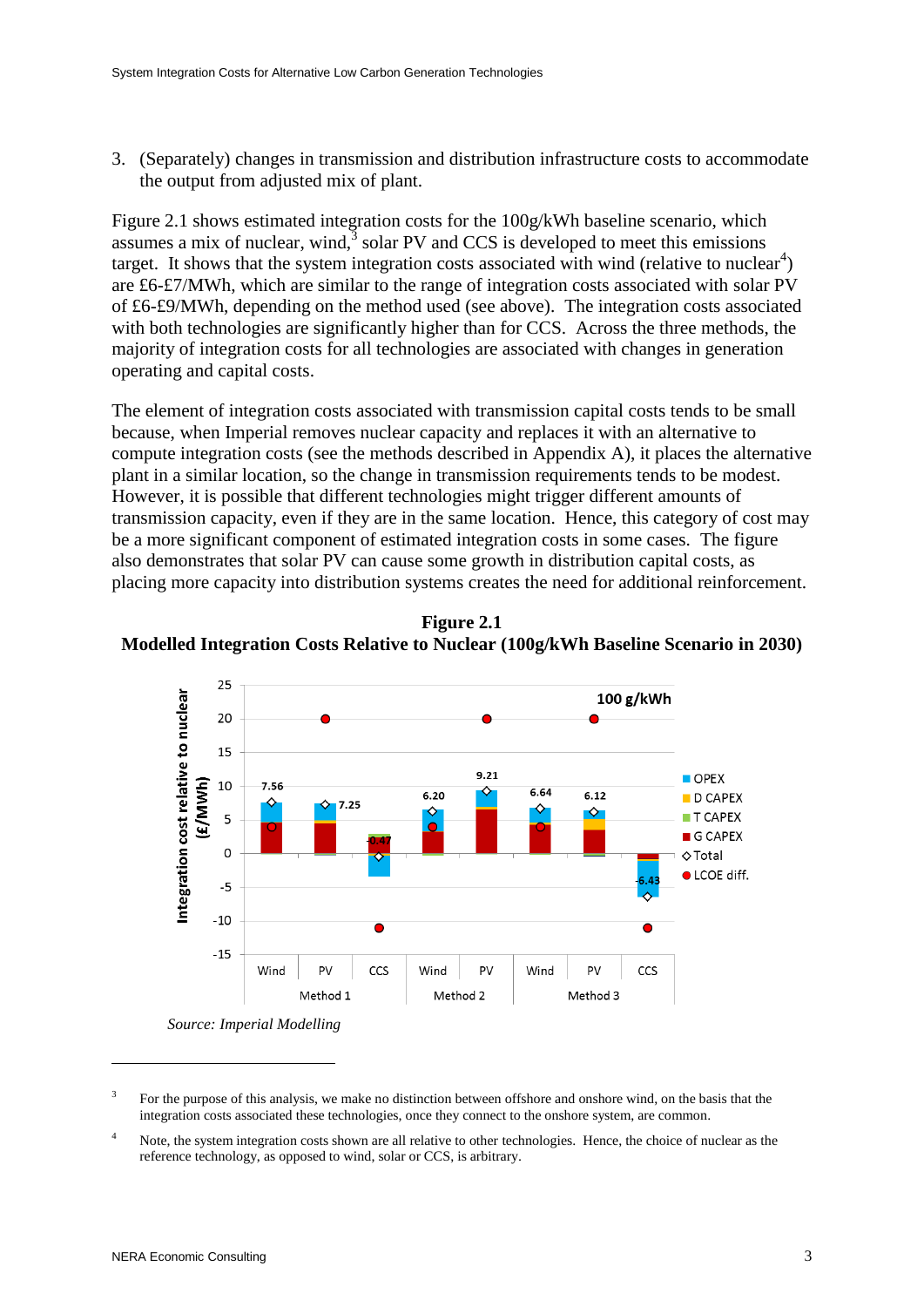3. (Separately) changes in transmission and distribution infrastructure costs to accommodate the output from adjusted mix of plant.

Figure 2.1 shows estimated integration costs for the 100g/kWh baseline scenario, which assumes a mix of nuclear, wind,[3] solar PV and CCS is developed to meet this emissions target. It shows that the system integration costs associated with wind (relative to nuclear[4]) are £6-£7/MWh, which are similar to the range of integration costs associated with solar PV of £6-£9/MWh, depending on the method used (see above). The integration costs associated with both technologies are significantly higher than for CCS. Across the three methods, the majority of integration costs for all technologies are associated with changes in generation operating and capital costs.

The element of integration costs associated with transmission capital costs tends to be small because, when Imperial removes nuclear capacity and replaces it with an alternative to compute integration costs (see the methods described in Appendix A), it places the alternative plant in a similar location, so the change in transmission requirements tends to be modest. However, it is possible that different technologies might trigger different amounts of transmission capacity, even if they are in the same location. Hence, this category of cost may be a more significant component of estimated integration costs in some cases. The figure also demonstrates that solar PV can cause some growth in distribution capital costs, as placing more capacity into distribution systems creates the need for additional reinforcement.

**Figure 2.1**
**Modelled Integration Costs Relative to Nuclear (100g/kWh Baseline Scenario in 2030)**

*Source: Imperial Modelling*

[3] For the purpose of this analysis, we make no distinction between offshore and onshore wind, on the basis that the integration costs associated these technologies, once they connect to the onshore system, are common.

[4] Note, the system integration costs shown are all relative to other technologies. Hence, the choice of nuclear as the reference technology, as opposed to wind, solar or CCS, is arbitrary.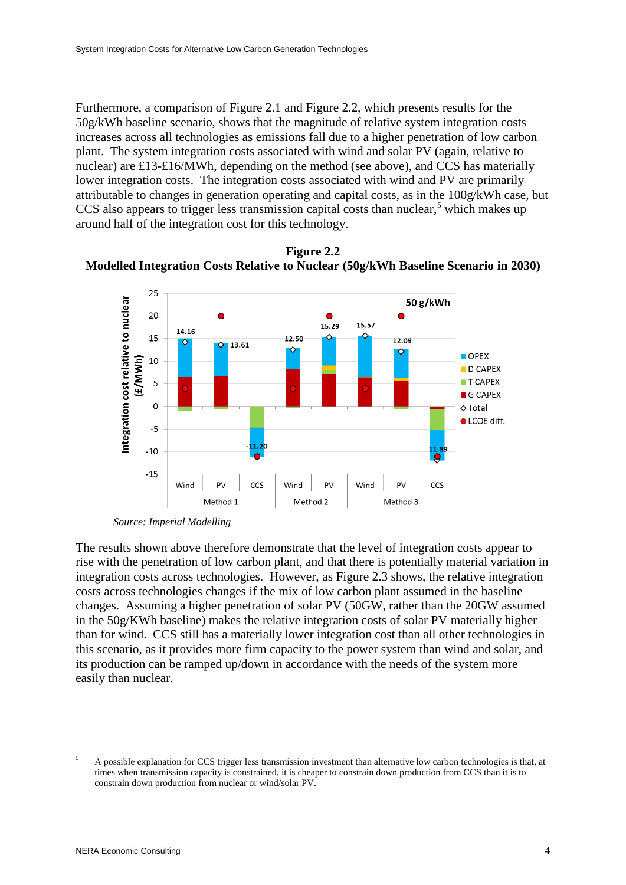Furthermore, a comparison of Figure 2.1 and Figure 2.2, which presents results for the 50g/kWh baseline scenario, shows that the magnitude of relative system integration costs increases across all technologies as emissions fall due to a higher penetration of low carbon plant. The system integration costs associated with wind and solar PV (again, relative to nuclear) are £13-£16/MWh, depending on the method (see above), and CCS has materially lower integration costs. The integration costs associated with wind and PV are primarily attributable to changes in generation operating and capital costs, as in the 100g/kWh case, but CCS also appears to trigger less transmission capital costs than nuclear,[5] which makes up around half of the integration cost for this technology.

**Figure 2.2**
**Modelled Integration Costs Relative to Nuclear (50g/kWh Baseline Scenario in 2030)**

*Source: Imperial Modelling*

The results shown above therefore demonstrate that the level of integration costs appear to rise with the penetration of low carbon plant, and that there is potentially material variation in integration costs across technologies. However, as Figure 2.3 shows, the relative integration costs across technologies changes if the mix of low carbon plant assumed in the baseline changes. Assuming a higher penetration of solar PV (50GW, rather than the 20GW assumed in the 50g/KWh baseline) makes the relative integration costs of solar PV materially higher than for wind. CCS still has a materially lower integration cost than all other technologies in this scenario, as it provides more firm capacity to the power system than wind and solar, and its production can be ramped up/down in accordance with the needs of the system more easily than nuclear.

---

[5] A possible explanation for CCS trigger less transmission investment than alternative low carbon technologies is that, at times when transmission capacity is constrained, it is cheaper to constrain down production from CCS than it is to constrain down production from nuclear or wind/solar PV.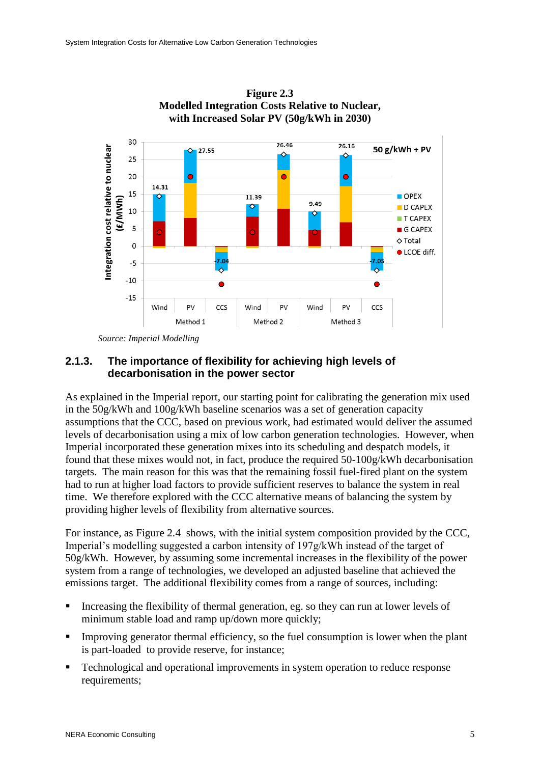**Figure 2.3**
**Modelled Integration Costs Relative to Nuclear, with Increased Solar PV (50g/kWh in 2030)**

*Source: Imperial Modelling*

### 2.1.3. The importance of flexibility for achieving high levels of decarbonisation in the power sector

As explained in the Imperial report, our starting point for calibrating the generation mix used in the 50g/kWh and 100g/kWh baseline scenarios was a set of generation capacity assumptions that the CCC, based on previous work, had estimated would deliver the assumed levels of decarbonisation using a mix of low carbon generation technologies. However, when Imperial incorporated these generation mixes into its scheduling and despatch models, it found that these mixes would not, in fact, produce the required 50-100g/kWh decarbonisation targets. The main reason for this was that the remaining fossil fuel-fired plant on the system had to run at higher load factors to provide sufficient reserves to balance the system in real time. We therefore explored with the CCC alternative means of balancing the system by providing higher levels of flexibility from alternative sources.

For instance, as Figure 2.4 shows, with the initial system composition provided by the CCC, Imperial's modelling suggested a carbon intensity of 197g/kWh instead of the target of 50g/kWh. However, by assuming some incremental increases in the flexibility of the power system from a range of technologies, we developed an adjusted baseline that achieved the emissions target. The additional flexibility comes from a range of sources, including:

- Increasing the flexibility of thermal generation, eg. so they can run at lower levels of minimum stable load and ramp up/down more quickly;
- Improving generator thermal efficiency, so the fuel consumption is lower when the plant is part-loaded to provide reserve, for instance;
- Technological and operational improvements in system operation to reduce response requirements;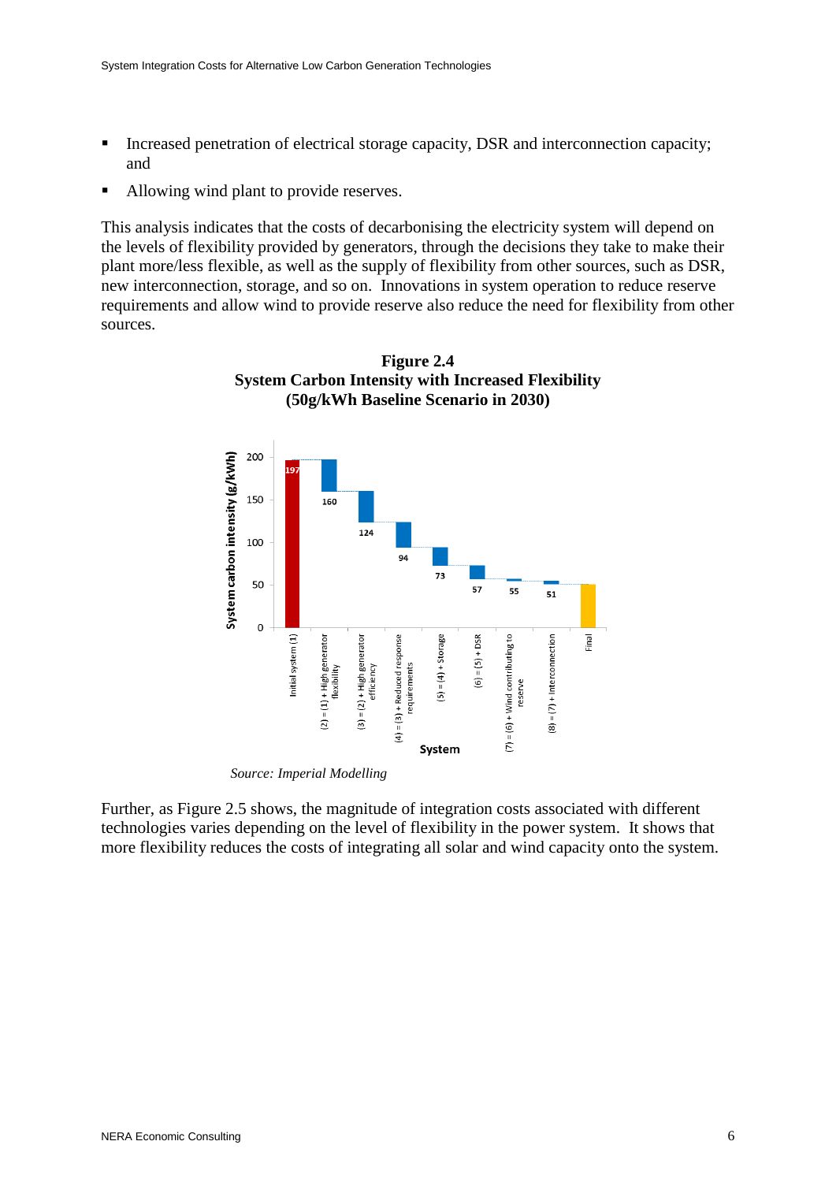- Increased penetration of electrical storage capacity, DSR and interconnection capacity; and
- Allowing wind plant to provide reserves.

This analysis indicates that the costs of decarbonising the electricity system will depend on the levels of flexibility provided by generators, through the decisions they take to make their plant more/less flexible, as well as the supply of flexibility from other sources, such as DSR, new interconnection, storage, and so on. Innovations in system operation to reduce reserve requirements and allow wind to provide reserve also reduce the need for flexibility from other sources.

**Figure 2.4**
**System Carbon Intensity with Increased Flexibility**
**(50g/kWh Baseline Scenario in 2030)**

*Source: Imperial Modelling*

Further, as Figure 2.5 shows, the magnitude of integration costs associated with different technologies varies depending on the level of flexibility in the power system. It shows that more flexibility reduces the costs of integrating all solar and wind capacity onto the system.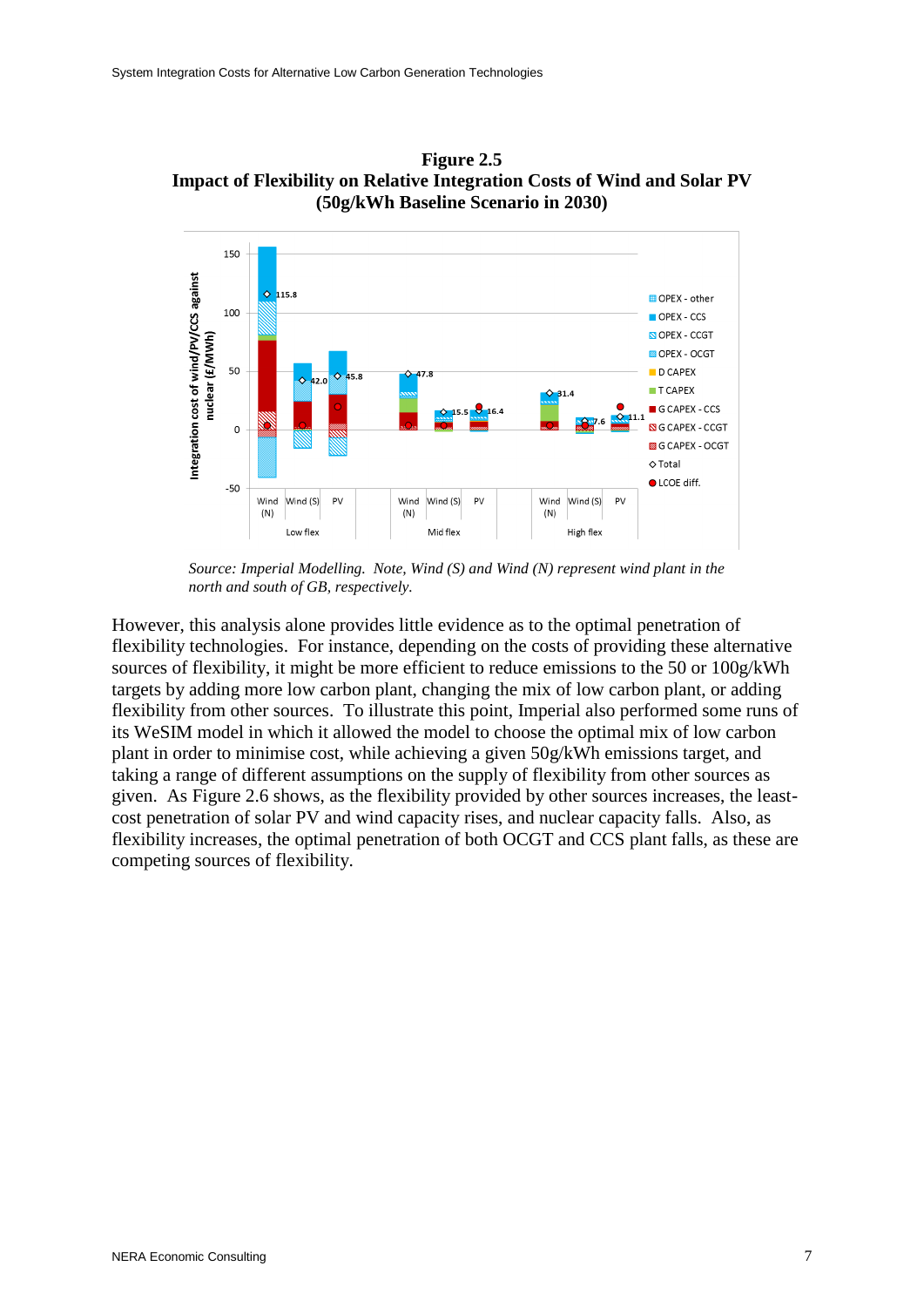**Figure 2.5**
**Impact of Flexibility on Relative Integration Costs of Wind and Solar PV**
**(50g/kWh Baseline Scenario in 2030)**

*Source: Imperial Modelling. Note, Wind (S) and Wind (N) represent wind plant in the north and south of GB, respectively.*

However, this analysis alone provides little evidence as to the optimal penetration of flexibility technologies. For instance, depending on the costs of providing these alternative sources of flexibility, it might be more efficient to reduce emissions to the 50 or 100g/kWh targets by adding more low carbon plant, changing the mix of low carbon plant, or adding flexibility from other sources. To illustrate this point, Imperial also performed some runs of its WeSIM model in which it allowed the model to choose the optimal mix of low carbon plant in order to minimise cost, while achieving a given 50g/kWh emissions target, and taking a range of different assumptions on the supply of flexibility from other sources as given. As Figure 2.6 shows, as the flexibility provided by other sources increases, the least-cost penetration of solar PV and wind capacity rises, and nuclear capacity falls. Also, as flexibility increases, the optimal penetration of both OCGT and CCS plant falls, as these are competing sources of flexibility.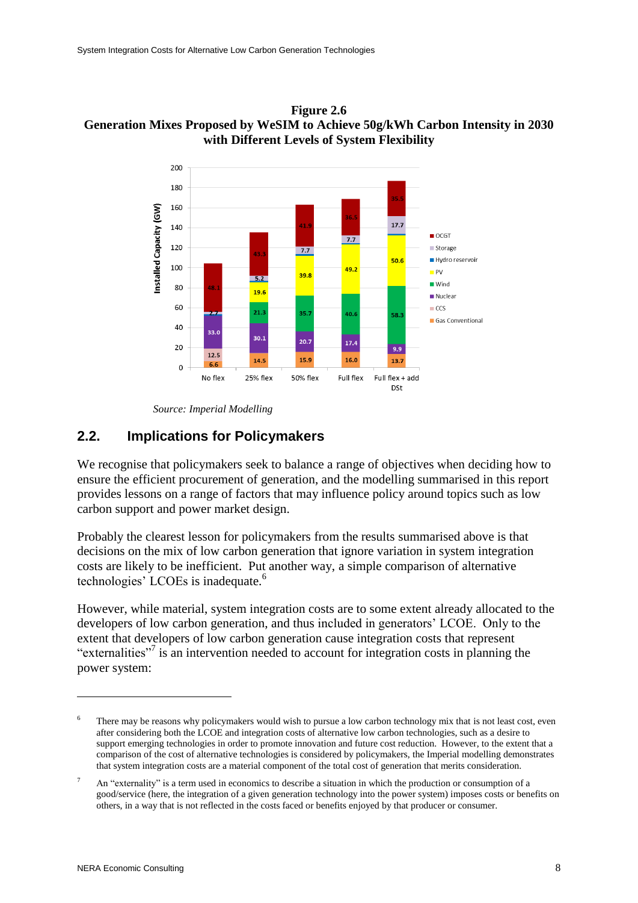**Figure 2.6**
**Generation Mixes Proposed by WeSIM to Achieve 50g/kWh Carbon Intensity in 2030 with Different Levels of System Flexibility**

| Installed Capacity (GW) | No flex | 25% flex | 50% flex | Full flex | Full flex + add DSt |
|---|---|---|---|---|---|
| Gas Conventional | 6.6 | 14.5 | 15.9 | 16.0 | 13.7 |
| CCS | 12.5 | | | | |
| Nuclear | 33.0 | 30.1 | 20.7 | 17.4 | 9.9 |
| Wind | | 21.3 | 35.7 | 40.6 | 58.3 |
| PV | | 19.6 | 39.8 | 49.2 | 50.6 |
| Hydro reservoir | 2.7 | | | | |
| Storage | | 5.2 | 7.7 | 7.7 | 17.7 |
| OCGT | 48.1 | 43.3 | 41.9 | 36.5 | 35.5 |

*Source: Imperial Modelling*

## 2.2. Implications for Policymakers

We recognise that policymakers seek to balance a range of objectives when deciding how to ensure the efficient procurement of generation, and the modelling summarised in this report provides lessons on a range of factors that may influence policy around topics such as low carbon support and power market design.

Probably the clearest lesson for policymakers from the results summarised above is that decisions on the mix of low carbon generation that ignore variation in system integration costs are likely to be inefficient. Put another way, a simple comparison of alternative technologies' LCOEs is inadequate.[6]

However, while material, system integration costs are to some extent already allocated to the developers of low carbon generation, and thus included in generators' LCOE. Only to the extent that developers of low carbon generation cause integration costs that represent "externalities"[7] is an intervention needed to account for integration costs in planning the power system:

---

[6] There may be reasons why policymakers would wish to pursue a low carbon technology mix that is not least cost, even after considering both the LCOE and integration costs of alternative low carbon technologies, such as a desire to support emerging technologies in order to promote innovation and future cost reduction. However, to the extent that a comparison of the cost of alternative technologies is considered by policymakers, the Imperial modelling demonstrates that system integration costs are a material component of the total cost of generation that merits consideration.

[7] An "externality" is a term used in economics to describe a situation in which the production or consumption of a good/service (here, the integration of a given generation technology into the power system) imposes costs or benefits on others, in a way that is not reflected in the costs faced or benefits enjoyed by that producer or consumer.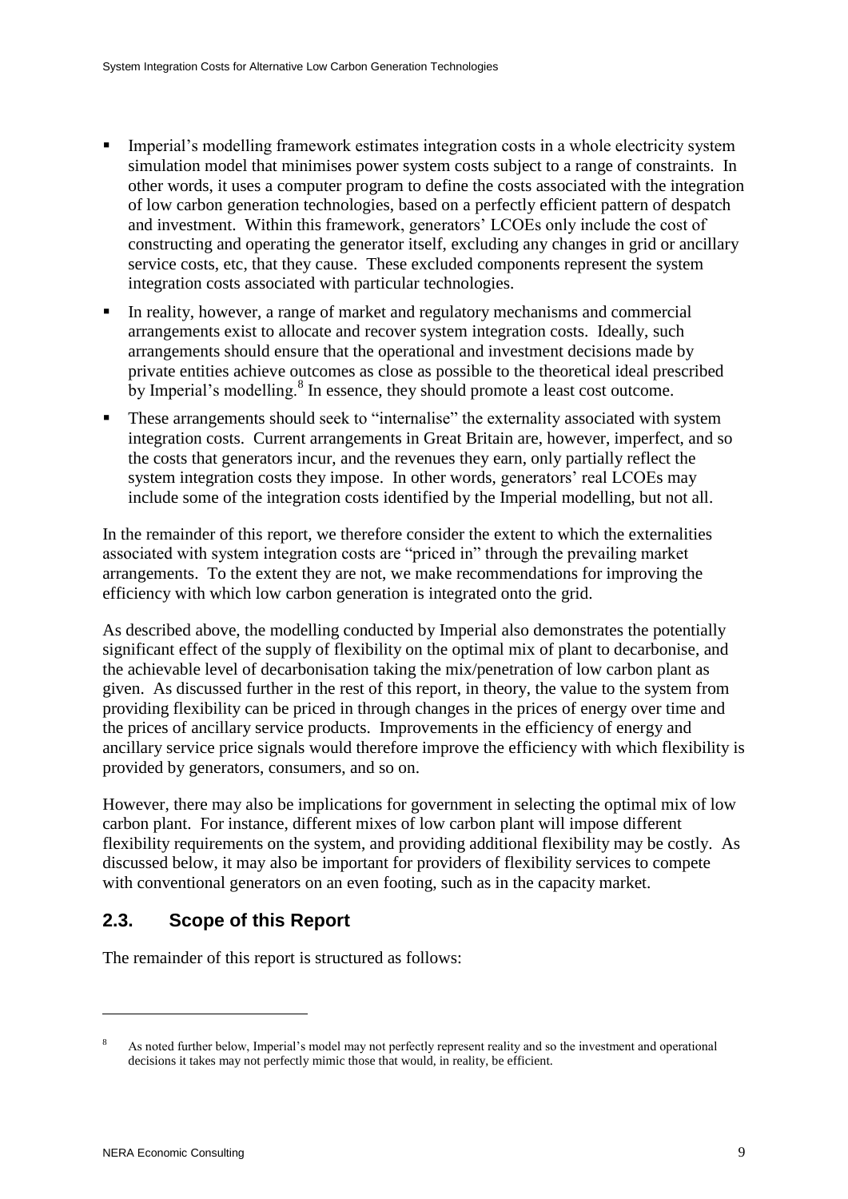- Imperial's modelling framework estimates integration costs in a whole electricity system simulation model that minimises power system costs subject to a range of constraints. In other words, it uses a computer program to define the costs associated with the integration of low carbon generation technologies, based on a perfectly efficient pattern of despatch and investment. Within this framework, generators' LCOEs only include the cost of constructing and operating the generator itself, excluding any changes in grid or ancillary service costs, etc, that they cause. These excluded components represent the system integration costs associated with particular technologies.
- In reality, however, a range of market and regulatory mechanisms and commercial arrangements exist to allocate and recover system integration costs. Ideally, such arrangements should ensure that the operational and investment decisions made by private entities achieve outcomes as close as possible to the theoretical ideal prescribed by Imperial's modelling.[8] In essence, they should promote a least cost outcome.
- These arrangements should seek to "internalise" the externality associated with system integration costs. Current arrangements in Great Britain are, however, imperfect, and so the costs that generators incur, and the revenues they earn, only partially reflect the system integration costs they impose. In other words, generators' real LCOEs may include some of the integration costs identified by the Imperial modelling, but not all.

In the remainder of this report, we therefore consider the extent to which the externalities associated with system integration costs are "priced in" through the prevailing market arrangements. To the extent they are not, we make recommendations for improving the efficiency with which low carbon generation is integrated onto the grid.

As described above, the modelling conducted by Imperial also demonstrates the potentially significant effect of the supply of flexibility on the optimal mix of plant to decarbonise, and the achievable level of decarbonisation taking the mix/penetration of low carbon plant as given. As discussed further in the rest of this report, in theory, the value to the system from providing flexibility can be priced in through changes in the prices of energy over time and the prices of ancillary service products. Improvements in the efficiency of energy and ancillary service price signals would therefore improve the efficiency with which flexibility is provided by generators, consumers, and so on.

However, there may also be implications for government in selecting the optimal mix of low carbon plant. For instance, different mixes of low carbon plant will impose different flexibility requirements on the system, and providing additional flexibility may be costly. As discussed below, it may also be important for providers of flexibility services to compete with conventional generators on an even footing, such as in the capacity market.

## 2.3. Scope of this Report

The remainder of this report is structured as follows:

---

[8] As noted further below, Imperial's model may not perfectly represent reality and so the investment and operational decisions it takes may not perfectly mimic those that would, in reality, be efficient.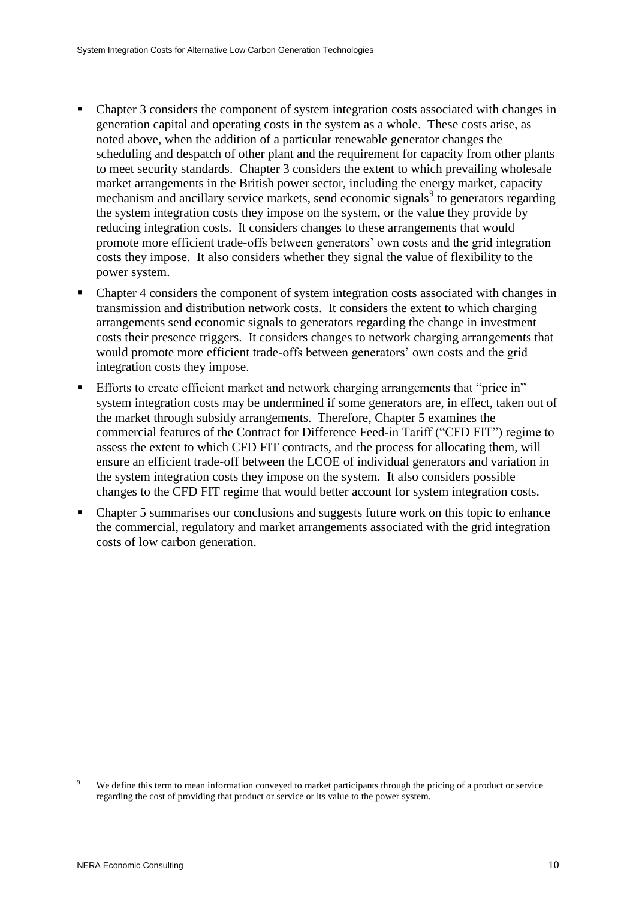- Chapter 3 considers the component of system integration costs associated with changes in generation capital and operating costs in the system as a whole. These costs arise, as noted above, when the addition of a particular renewable generator changes the scheduling and despatch of other plant and the requirement for capacity from other plants to meet security standards. Chapter 3 considers the extent to which prevailing wholesale market arrangements in the British power sector, including the energy market, capacity mechanism and ancillary service markets, send economic signals[9] to generators regarding the system integration costs they impose on the system, or the value they provide by reducing integration costs. It considers changes to these arrangements that would promote more efficient trade-offs between generators' own costs and the grid integration costs they impose. It also considers whether they signal the value of flexibility to the power system.
- Chapter 4 considers the component of system integration costs associated with changes in transmission and distribution network costs. It considers the extent to which charging arrangements send economic signals to generators regarding the change in investment costs their presence triggers. It considers changes to network charging arrangements that would promote more efficient trade-offs between generators' own costs and the grid integration costs they impose.
- Efforts to create efficient market and network charging arrangements that "price in" system integration costs may be undermined if some generators are, in effect, taken out of the market through subsidy arrangements. Therefore, Chapter 5 examines the commercial features of the Contract for Difference Feed-in Tariff ("CFD FIT") regime to assess the extent to which CFD FIT contracts, and the process for allocating them, will ensure an efficient trade-off between the LCOE of individual generators and variation in the system integration costs they impose on the system. It also considers possible changes to the CFD FIT regime that would better account for system integration costs.
- Chapter 5 summarises our conclusions and suggests future work on this topic to enhance the commercial, regulatory and market arrangements associated with the grid integration costs of low carbon generation.

[9] We define this term to mean information conveyed to market participants through the pricing of a product or service regarding the cost of providing that product or service or its value to the power system.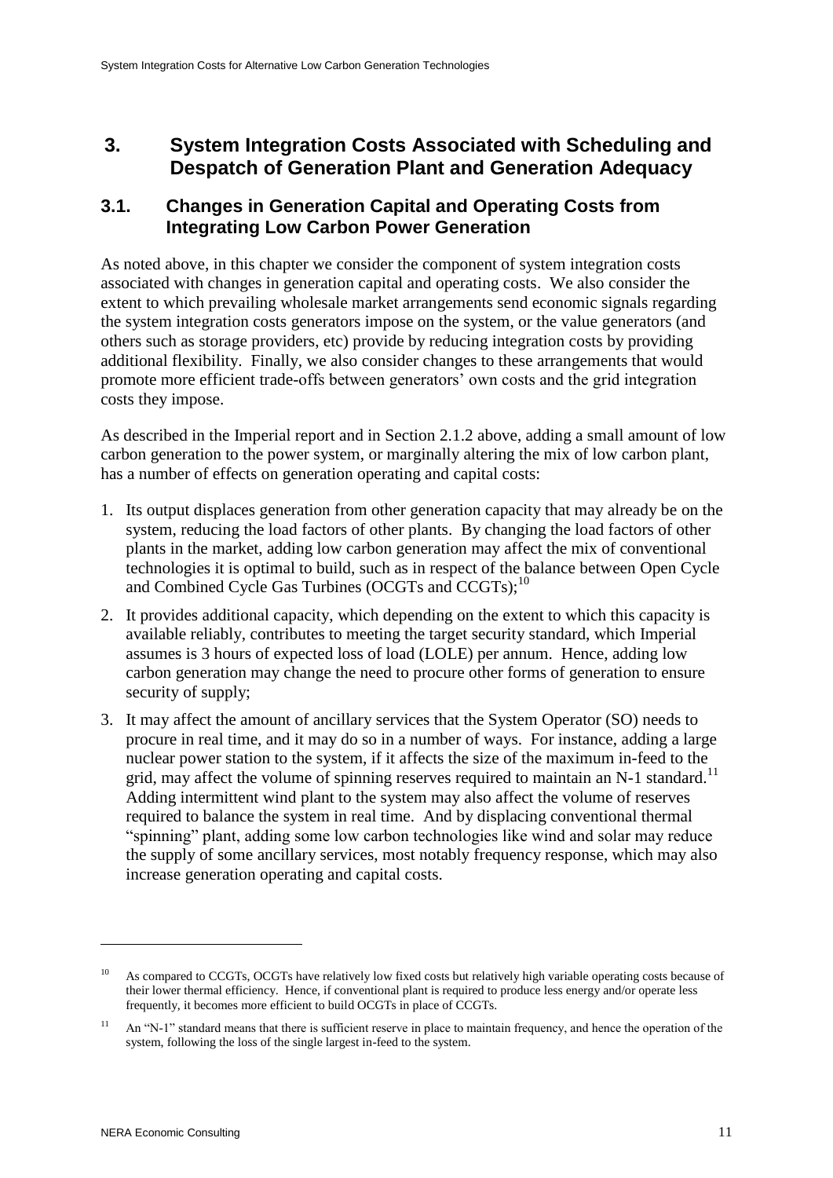# 3. System Integration Costs Associated with Scheduling and Despatch of Generation Plant and Generation Adequacy

## 3.1. Changes in Generation Capital and Operating Costs from Integrating Low Carbon Power Generation

As noted above, in this chapter we consider the component of system integration costs associated with changes in generation capital and operating costs. We also consider the extent to which prevailing wholesale market arrangements send economic signals regarding the system integration costs generators impose on the system, or the value generators (and others such as storage providers, etc) provide by reducing integration costs by providing additional flexibility. Finally, we also consider changes to these arrangements that would promote more efficient trade-offs between generators' own costs and the grid integration costs they impose.

As described in the Imperial report and in Section 2.1.2 above, adding a small amount of low carbon generation to the power system, or marginally altering the mix of low carbon plant, has a number of effects on generation operating and capital costs:

1. Its output displaces generation from other generation capacity that may already be on the system, reducing the load factors of other plants. By changing the load factors of other plants in the market, adding low carbon generation may affect the mix of conventional technologies it is optimal to build, such as in respect of the balance between Open Cycle and Combined Cycle Gas Turbines (OCGTs and CCGTs);[10]
2. It provides additional capacity, which depending on the extent to which this capacity is available reliably, contributes to meeting the target security standard, which Imperial assumes is 3 hours of expected loss of load (LOLE) per annum. Hence, adding low carbon generation may change the need to procure other forms of generation to ensure security of supply;
3. It may affect the amount of ancillary services that the System Operator (SO) needs to procure in real time, and it may do so in a number of ways. For instance, adding a large nuclear power station to the system, if it affects the size of the maximum in-feed to the grid, may affect the volume of spinning reserves required to maintain an N-1 standard.[11] Adding intermittent wind plant to the system may also affect the volume of reserves required to balance the system in real time. And by displacing conventional thermal "spinning" plant, adding some low carbon technologies like wind and solar may reduce the supply of some ancillary services, most notably frequency response, which may also increase generation operating and capital costs.

---

[10] As compared to CCGTs, OCGTs have relatively low fixed costs but relatively high variable operating costs because of their lower thermal efficiency. Hence, if conventional plant is required to produce less energy and/or operate less frequently, it becomes more efficient to build OCGTs in place of CCGTs.

[11] An "N-1" standard means that there is sufficient reserve in place to maintain frequency, and hence the operation of the system, following the loss of the single largest in-feed to the system.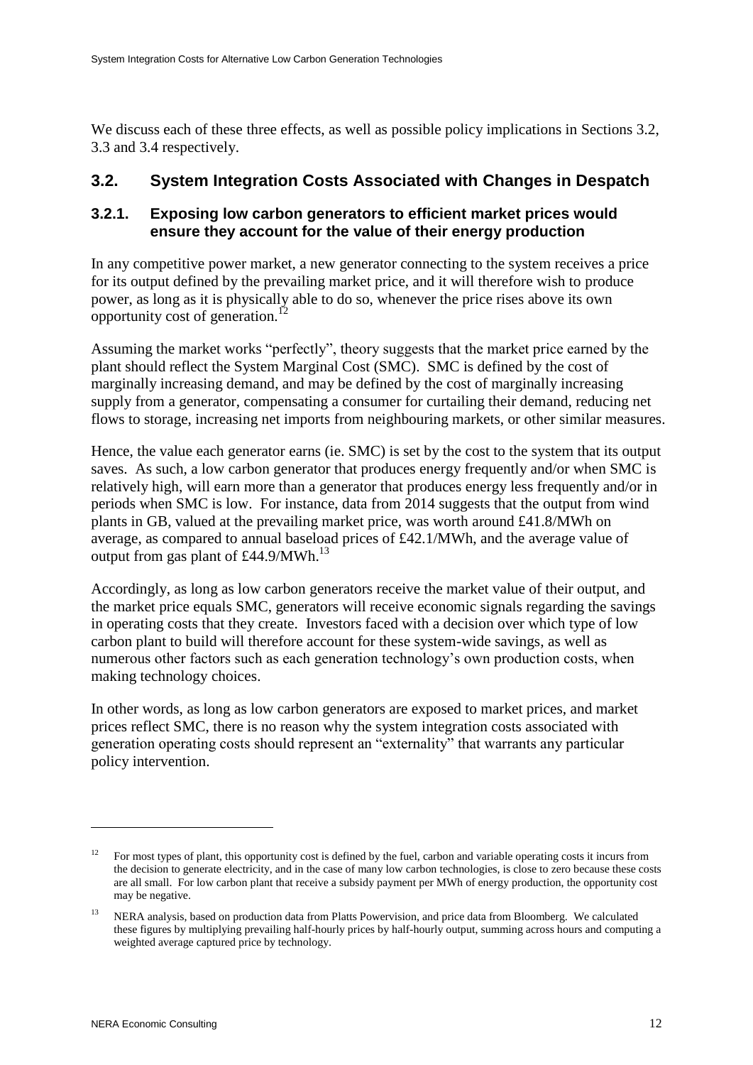We discuss each of these three effects, as well as possible policy implications in Sections 3.2, 3.3 and 3.4 respectively.

## 3.2. System Integration Costs Associated with Changes in Despatch

### 3.2.1. Exposing low carbon generators to efficient market prices would ensure they account for the value of their energy production

In any competitive power market, a new generator connecting to the system receives a price for its output defined by the prevailing market price, and it will therefore wish to produce power, as long as it is physically able to do so, whenever the price rises above its own opportunity cost of generation.[12]

Assuming the market works "perfectly", theory suggests that the market price earned by the plant should reflect the System Marginal Cost (SMC). SMC is defined by the cost of marginally increasing demand, and may be defined by the cost of marginally increasing supply from a generator, compensating a consumer for curtailing their demand, reducing net flows to storage, increasing net imports from neighbouring markets, or other similar measures.

Hence, the value each generator earns (ie. SMC) is set by the cost to the system that its output saves. As such, a low carbon generator that produces energy frequently and/or when SMC is relatively high, will earn more than a generator that produces energy less frequently and/or in periods when SMC is low. For instance, data from 2014 suggests that the output from wind plants in GB, valued at the prevailing market price, was worth around £41.8/MWh on average, as compared to annual baseload prices of £42.1/MWh, and the average value of output from gas plant of £44.9/MWh.[13]

Accordingly, as long as low carbon generators receive the market value of their output, and the market price equals SMC, generators will receive economic signals regarding the savings in operating costs that they create. Investors faced with a decision over which type of low carbon plant to build will therefore account for these system-wide savings, as well as numerous other factors such as each generation technology's own production costs, when making technology choices.

In other words, as long as low carbon generators are exposed to market prices, and market prices reflect SMC, there is no reason why the system integration costs associated with generation operating costs should represent an "externality" that warrants any particular policy intervention.

---

[12] For most types of plant, this opportunity cost is defined by the fuel, carbon and variable operating costs it incurs from the decision to generate electricity, and in the case of many low carbon technologies, is close to zero because these costs are all small. For low carbon plant that receive a subsidy payment per MWh of energy production, the opportunity cost may be negative.

[13] NERA analysis, based on production data from Platts Powervision, and price data from Bloomberg. We calculated these figures by multiplying prevailing half-hourly prices by half-hourly output, summing across hours and computing a weighted average captured price by technology.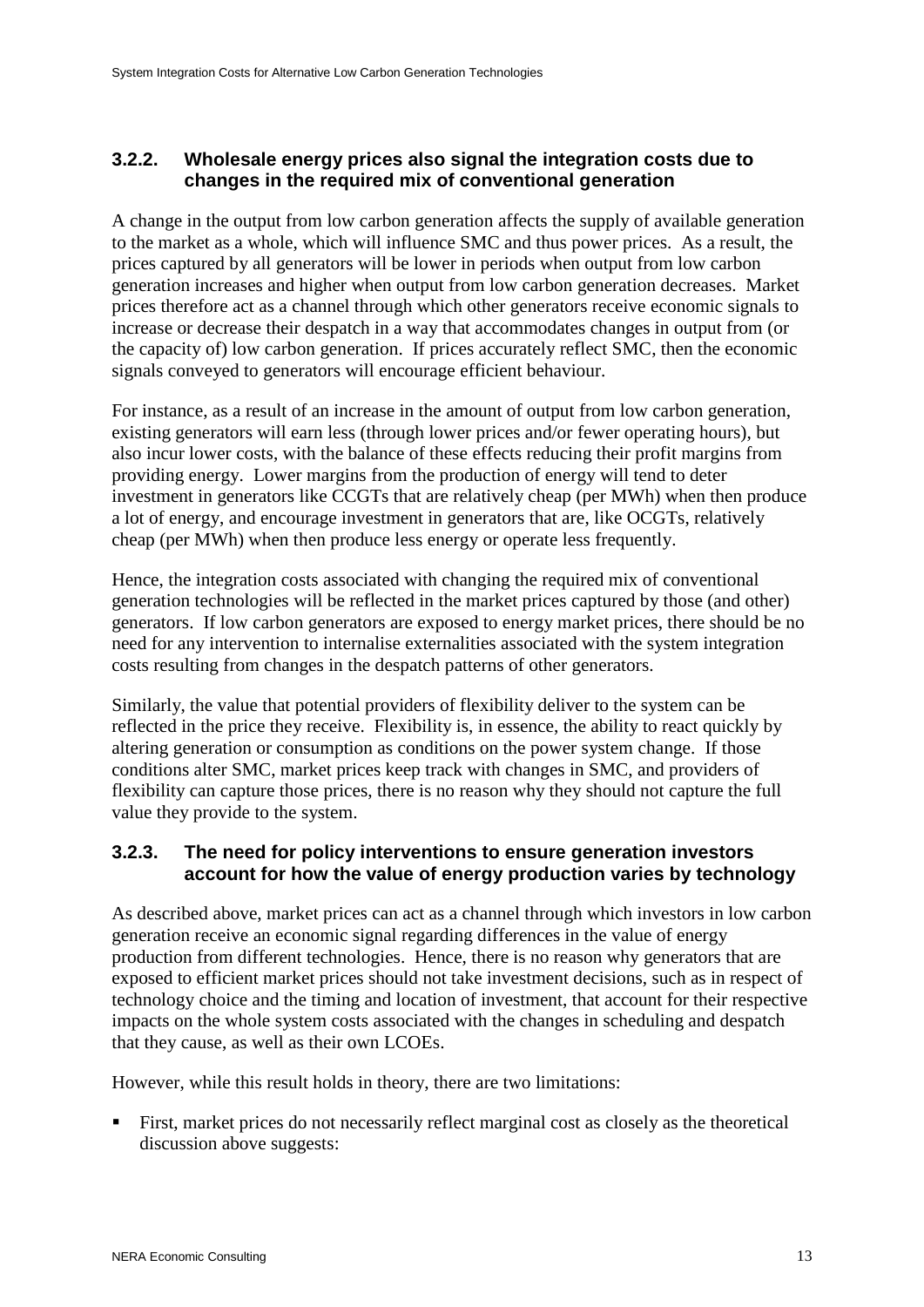### 3.2.2. Wholesale energy prices also signal the integration costs due to changes in the required mix of conventional generation

A change in the output from low carbon generation affects the supply of available generation to the market as a whole, which will influence SMC and thus power prices. As a result, the prices captured by all generators will be lower in periods when output from low carbon generation increases and higher when output from low carbon generation decreases. Market prices therefore act as a channel through which other generators receive economic signals to increase or decrease their despatch in a way that accommodates changes in output from (or the capacity of) low carbon generation. If prices accurately reflect SMC, then the economic signals conveyed to generators will encourage efficient behaviour.

For instance, as a result of an increase in the amount of output from low carbon generation, existing generators will earn less (through lower prices and/or fewer operating hours), but also incur lower costs, with the balance of these effects reducing their profit margins from providing energy. Lower margins from the production of energy will tend to deter investment in generators like CCGTs that are relatively cheap (per MWh) when then produce a lot of energy, and encourage investment in generators that are, like OCGTs, relatively cheap (per MWh) when then produce less energy or operate less frequently.

Hence, the integration costs associated with changing the required mix of conventional generation technologies will be reflected in the market prices captured by those (and other) generators. If low carbon generators are exposed to energy market prices, there should be no need for any intervention to internalise externalities associated with the system integration costs resulting from changes in the despatch patterns of other generators.

Similarly, the value that potential providers of flexibility deliver to the system can be reflected in the price they receive. Flexibility is, in essence, the ability to react quickly by altering generation or consumption as conditions on the power system change. If those conditions alter SMC, market prices keep track with changes in SMC, and providers of flexibility can capture those prices, there is no reason why they should not capture the full value they provide to the system.

### 3.2.3. The need for policy interventions to ensure generation investors account for how the value of energy production varies by technology

As described above, market prices can act as a channel through which investors in low carbon generation receive an economic signal regarding differences in the value of energy production from different technologies. Hence, there is no reason why generators that are exposed to efficient market prices should not take investment decisions, such as in respect of technology choice and the timing and location of investment, that account for their respective impacts on the whole system costs associated with the changes in scheduling and despatch that they cause, as well as their own LCOEs.

However, while this result holds in theory, there are two limitations:

- First, market prices do not necessarily reflect marginal cost as closely as the theoretical discussion above suggests: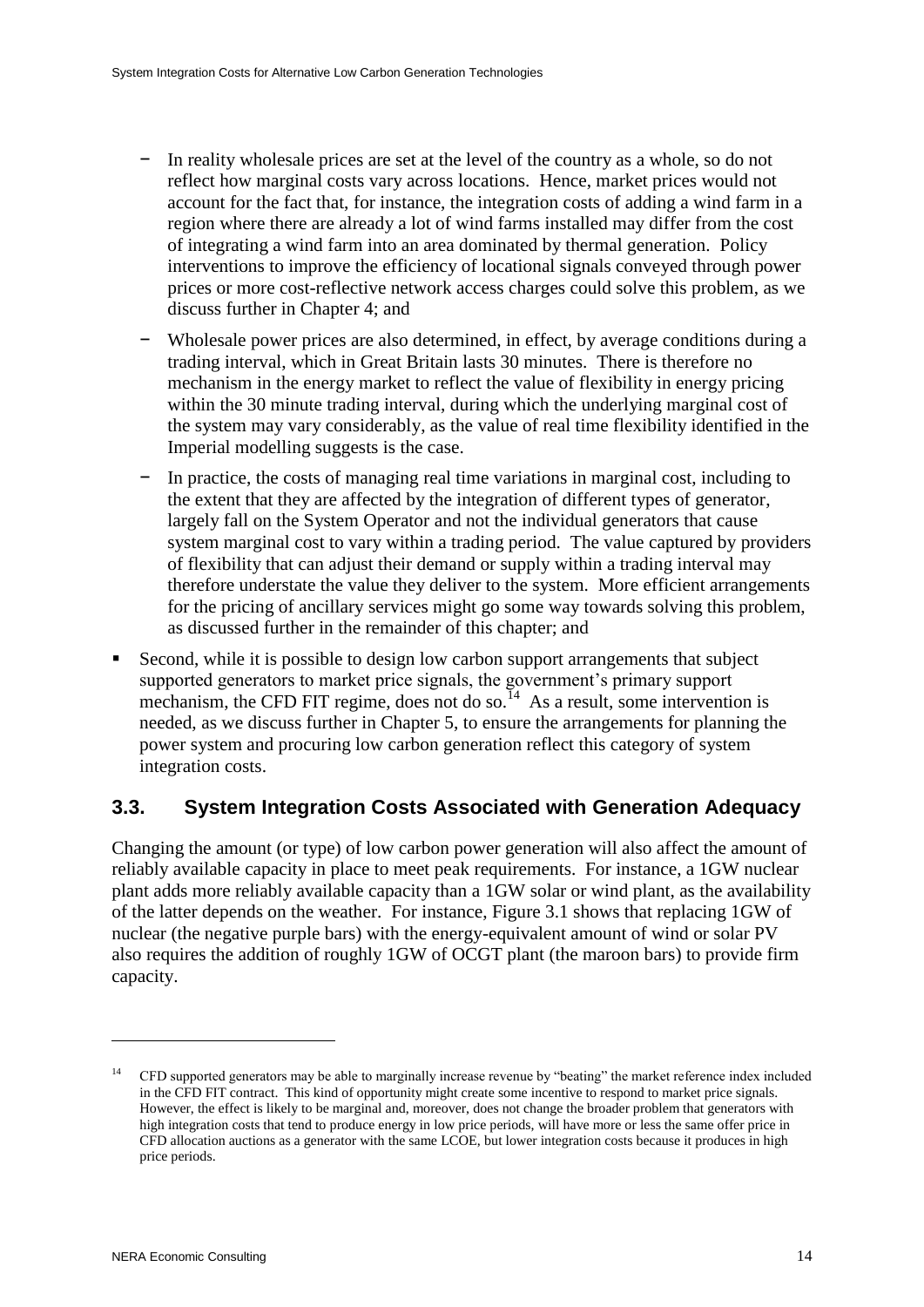- In reality wholesale prices are set at the level of the country as a whole, so do not reflect how marginal costs vary across locations. Hence, market prices would not account for the fact that, for instance, the integration costs of adding a wind farm in a region where there are already a lot of wind farms installed may differ from the cost of integrating a wind farm into an area dominated by thermal generation. Policy interventions to improve the efficiency of locational signals conveyed through power prices or more cost-reflective network access charges could solve this problem, as we discuss further in Chapter 4; and
- Wholesale power prices are also determined, in effect, by average conditions during a trading interval, which in Great Britain lasts 30 minutes. There is therefore no mechanism in the energy market to reflect the value of flexibility in energy pricing within the 30 minute trading interval, during which the underlying marginal cost of the system may vary considerably, as the value of real time flexibility identified in the Imperial modelling suggests is the case.
- In practice, the costs of managing real time variations in marginal cost, including to the extent that they are affected by the integration of different types of generator, largely fall on the System Operator and not the individual generators that cause system marginal cost to vary within a trading period. The value captured by providers of flexibility that can adjust their demand or supply within a trading interval may therefore understate the value they deliver to the system. More efficient arrangements for the pricing of ancillary services might go some way towards solving this problem, as discussed further in the remainder of this chapter; and

- Second, while it is possible to design low carbon support arrangements that subject supported generators to market price signals, the government's primary support mechanism, the CFD FIT regime, does not do so.[14] As a result, some intervention is needed, as we discuss further in Chapter 5, to ensure the arrangements for planning the power system and procuring low carbon generation reflect this category of system integration costs.

## 3.3. System Integration Costs Associated with Generation Adequacy

Changing the amount (or type) of low carbon power generation will also affect the amount of reliably available capacity in place to meet peak requirements. For instance, a 1GW nuclear plant adds more reliably available capacity than a 1GW solar or wind plant, as the availability of the latter depends on the weather. For instance, Figure 3.1 shows that replacing 1GW of nuclear (the negative purple bars) with the energy-equivalent amount of wind or solar PV also requires the addition of roughly 1GW of OCGT plant (the maroon bars) to provide firm capacity.

[14] CFD supported generators may be able to marginally increase revenue by "beating" the market reference index included in the CFD FIT contract. This kind of opportunity might create some incentive to respond to market price signals. However, the effect is likely to be marginal and, moreover, does not change the broader problem that generators with high integration costs that tend to produce energy in low price periods, will have more or less the same offer price in CFD allocation auctions as a generator with the same LCOE, but lower integration costs because it produces in high price periods.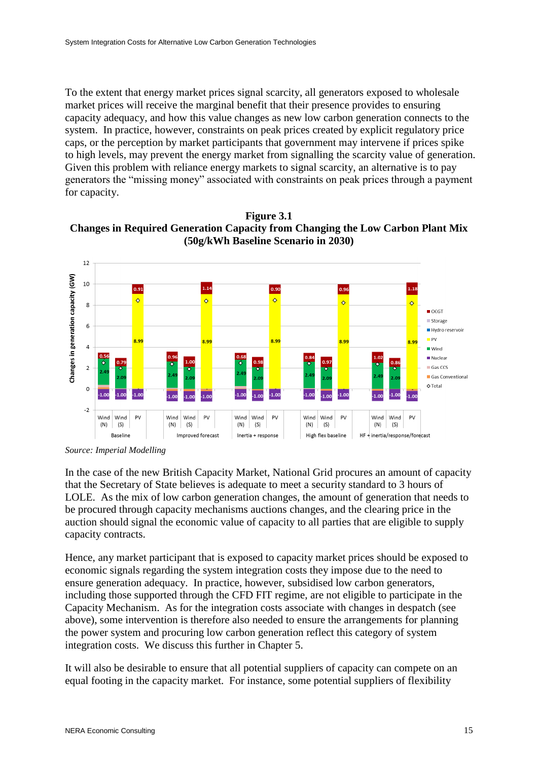To the extent that energy market prices signal scarcity, all generators exposed to wholesale market prices will receive the marginal benefit that their presence provides to ensuring capacity adequacy, and how this value changes as new low carbon generation connects to the system. In practice, however, constraints on peak prices created by explicit regulatory price caps, or the perception by market participants that government may intervene if prices spike to high levels, may prevent the energy market from signalling the scarcity value of generation. Given this problem with reliance energy markets to signal scarcity, an alternative is to pay generators the "missing money" associated with constraints on peak prices through a payment for capacity.

**Figure 3.1**
**Changes in Required Generation Capacity from Changing the Low Carbon Plant Mix (50g/kWh Baseline Scenario in 2030)**

*Source: Imperial Modelling*

In the case of the new British Capacity Market, National Grid procures an amount of capacity that the Secretary of State believes is adequate to meet a security standard to 3 hours of LOLE. As the mix of low carbon generation changes, the amount of generation that needs to be procured through capacity mechanisms auctions changes, and the clearing price in the auction should signal the economic value of capacity to all parties that are eligible to supply capacity contracts.

Hence, any market participant that is exposed to capacity market prices should be exposed to economic signals regarding the system integration costs they impose due to the need to ensure generation adequacy. In practice, however, subsidised low carbon generators, including those supported through the CFD FIT regime, are not eligible to participate in the Capacity Mechanism. As for the integration costs associate with changes in despatch (see above), some intervention is therefore also needed to ensure the arrangements for planning the power system and procuring low carbon generation reflect this category of system integration costs. We discuss this further in Chapter 5.

It will also be desirable to ensure that all potential suppliers of capacity can compete on an equal footing in the capacity market. For instance, some potential suppliers of flexibility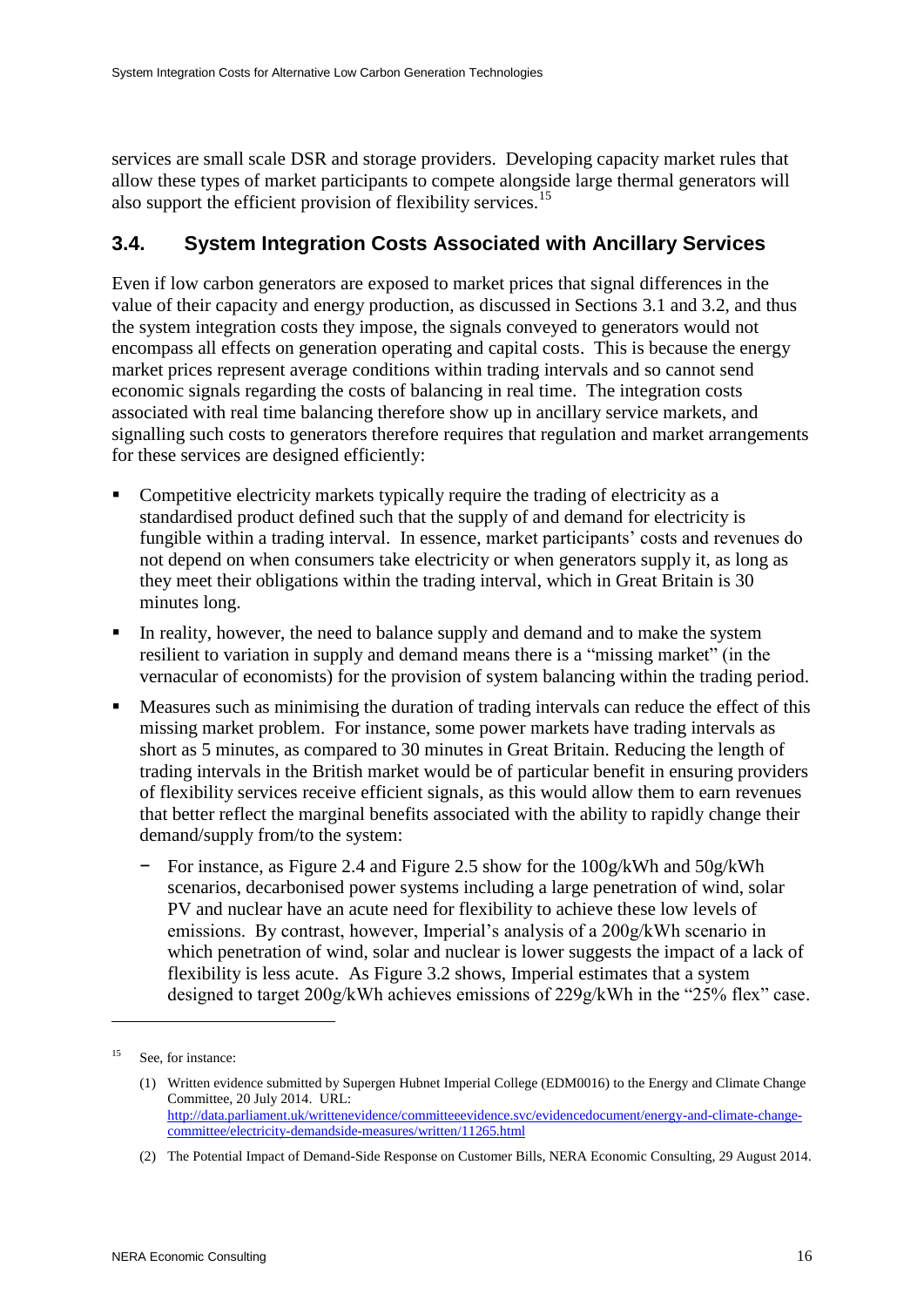services are small scale DSR and storage providers. Developing capacity market rules that allow these types of market participants to compete alongside large thermal generators will also support the efficient provision of flexibility services.[15]

## 3.4. System Integration Costs Associated with Ancillary Services

Even if low carbon generators are exposed to market prices that signal differences in the value of their capacity and energy production, as discussed in Sections 3.1 and 3.2, and thus the system integration costs they impose, the signals conveyed to generators would not encompass all effects on generation operating and capital costs. This is because the energy market prices represent average conditions within trading intervals and so cannot send economic signals regarding the costs of balancing in real time. The integration costs associated with real time balancing therefore show up in ancillary service markets, and signalling such costs to generators therefore requires that regulation and market arrangements for these services are designed efficiently:

- Competitive electricity markets typically require the trading of electricity as a standardised product defined such that the supply of and demand for electricity is fungible within a trading interval. In essence, market participants' costs and revenues do not depend on when consumers take electricity or when generators supply it, as long as they meet their obligations within the trading interval, which in Great Britain is 30 minutes long.
- In reality, however, the need to balance supply and demand and to make the system resilient to variation in supply and demand means there is a "missing market" (in the vernacular of economists) for the provision of system balancing within the trading period.
- Measures such as minimising the duration of trading intervals can reduce the effect of this missing market problem. For instance, some power markets have trading intervals as short as 5 minutes, as compared to 30 minutes in Great Britain. Reducing the length of trading intervals in the British market would be of particular benefit in ensuring providers of flexibility services receive efficient signals, as this would allow them to earn revenues that better reflect the marginal benefits associated with the ability to rapidly change their demand/supply from/to the system:
  - For instance, as Figure 2.4 and Figure 2.5 show for the 100g/kWh and 50g/kWh scenarios, decarbonised power systems including a large penetration of wind, solar PV and nuclear have an acute need for flexibility to achieve these low levels of emissions. By contrast, however, Imperial's analysis of a 200g/kWh scenario in which penetration of wind, solar and nuclear is lower suggests the impact of a lack of flexibility is less acute. As Figure 3.2 shows, Imperial estimates that a system designed to target 200g/kWh achieves emissions of 229g/kWh in the "25% flex" case.

---

[15] See, for instance:

(1) Written evidence submitted by Supergen Hubnet Imperial College (EDM0016) to the Energy and Climate Change Committee, 20 July 2014. URL: http://data.parliament.uk/writtenevidence/committeeevidence.svc/evidencedocument/energy-and-climate-change-committee/electricity-demandside-measures/written/11265.html

(2) The Potential Impact of Demand-Side Response on Customer Bills, NERA Economic Consulting, 29 August 2014.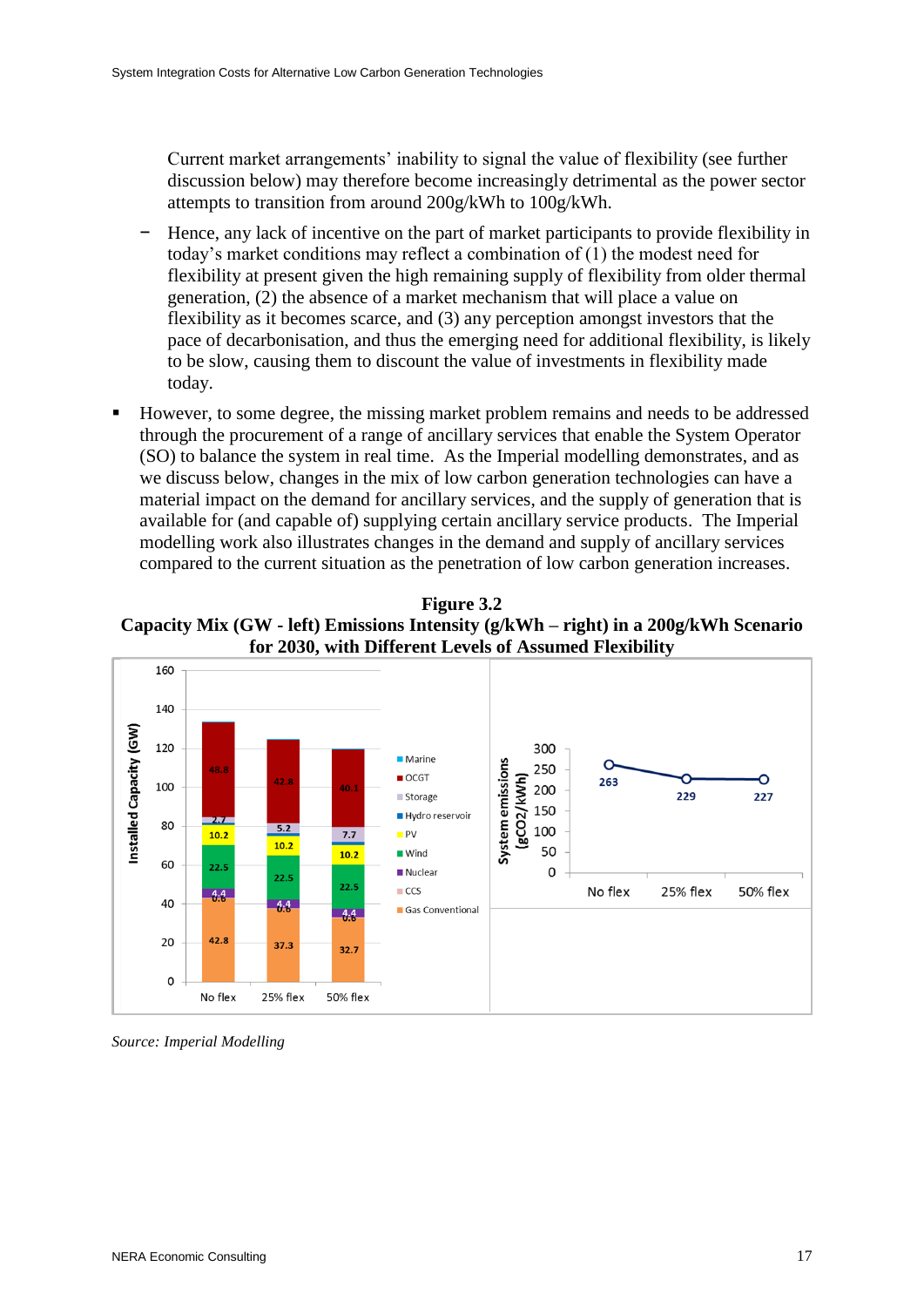Current market arrangements' inability to signal the value of flexibility (see further discussion below) may therefore become increasingly detrimental as the power sector attempts to transition from around 200g/kWh to 100g/kWh.

- Hence, any lack of incentive on the part of market participants to provide flexibility in today's market conditions may reflect a combination of (1) the modest need for flexibility at present given the high remaining supply of flexibility from older thermal generation, (2) the absence of a market mechanism that will place a value on flexibility as it becomes scarce, and (3) any perception amongst investors that the pace of decarbonisation, and thus the emerging need for additional flexibility, is likely to be slow, causing them to discount the value of investments in flexibility made today.

- However, to some degree, the missing market problem remains and needs to be addressed through the procurement of a range of ancillary services that enable the System Operator (SO) to balance the system in real time. As the Imperial modelling demonstrates, and as we discuss below, changes in the mix of low carbon generation technologies can have a material impact on the demand for ancillary services, and the supply of generation that is available for (and capable of) supplying certain ancillary service products. The Imperial modelling work also illustrates changes in the demand and supply of ancillary services compared to the current situation as the penetration of low carbon generation increases.

**Figure 3.2**
**Capacity Mix (GW - left) Emissions Intensity (g/kWh – right) in a 200g/kWh Scenario for 2030, with Different Levels of Assumed Flexibility**

| Installed Capacity (GW) | No flex | 25% flex | 50% flex |
|---|---|---|---|
| Gas Conventional | 42.8 | 37.3 | 32.7 |
| CCS | 0.6 | 0.6 | 0.6 |
| Nuclear | 4.4 | 4.4 | 4.4 |
| Wind | 22.5 | 22.5 | 22.5 |
| PV | 10.2 | 10.2 | 10.2 |
| Storage | 2.7 | 5.2 | 7.7 |
| OCGT | 48.8 | 42.8 | 40.1 |

| System emissions (gCO2/kWh) | No flex | 25% flex | 50% flex |
|---|---|---|---|
| | 263 | 229 | 227 |

*Source: Imperial Modelling*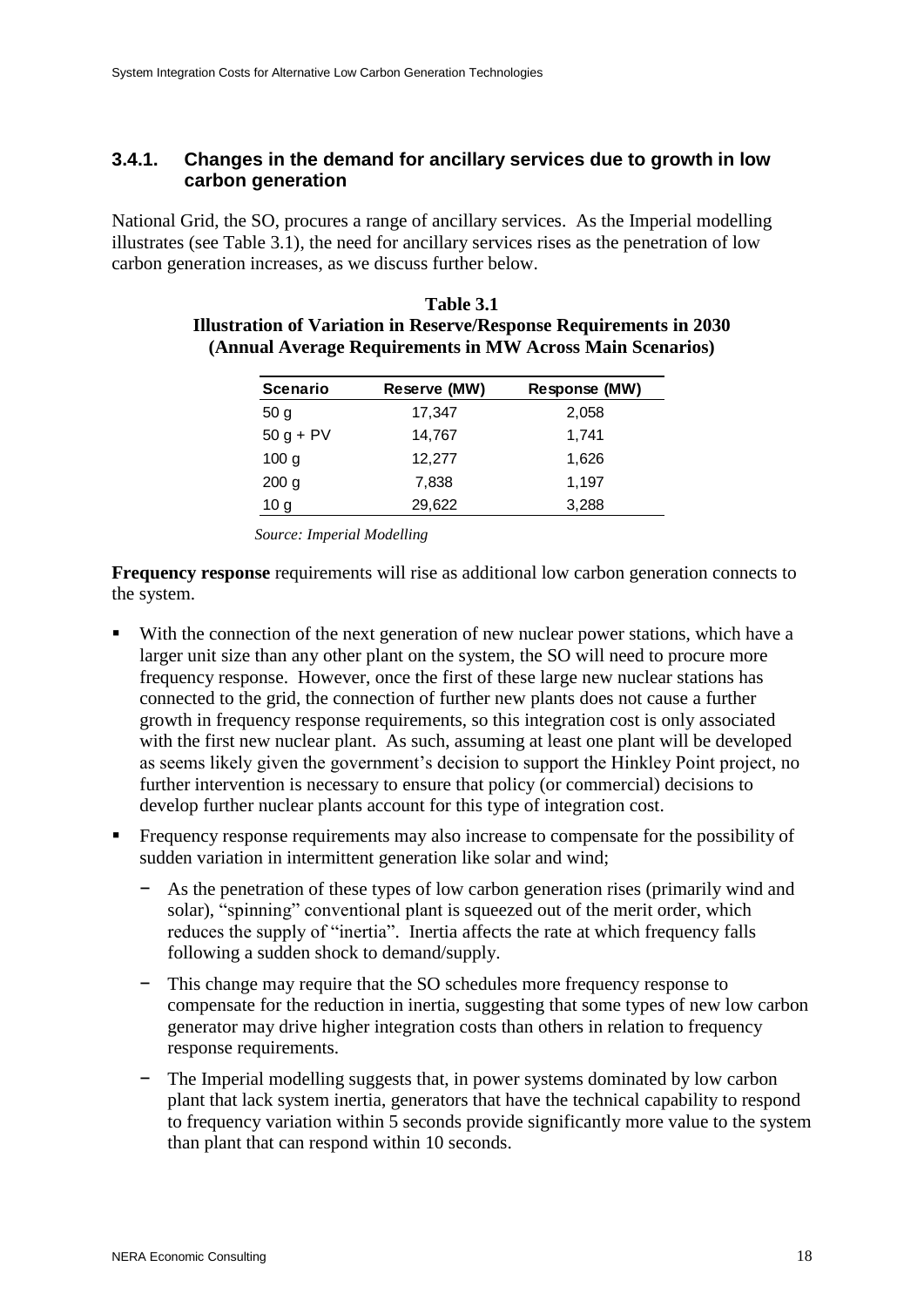### 3.4.1. Changes in the demand for ancillary services due to growth in low carbon generation

National Grid, the SO, procures a range of ancillary services. As the Imperial modelling illustrates (see Table 3.1), the need for ancillary services rises as the penetration of low carbon generation increases, as we discuss further below.

**Table 3.1**
**Illustration of Variation in Reserve/Response Requirements in 2030 (Annual Average Requirements in MW Across Main Scenarios)**

| Scenario | Reserve (MW) | Response (MW) |
|---|---|---|
| 50 g | 17,347 | 2,058 |
| 50 g + PV | 14,767 | 1,741 |
| 100 g | 12,277 | 1,626 |
| 200 g | 7,838 | 1,197 |
| 10 g | 29,622 | 3,288 |

*Source: Imperial Modelling*

**Frequency response** requirements will rise as additional low carbon generation connects to the system.

- With the connection of the next generation of new nuclear power stations, which have a larger unit size than any other plant on the system, the SO will need to procure more frequency response. However, once the first of these large new nuclear stations has connected to the grid, the connection of further new plants does not cause a further growth in frequency response requirements, so this integration cost is only associated with the first new nuclear plant. As such, assuming at least one plant will be developed as seems likely given the government's decision to support the Hinkley Point project, no further intervention is necessary to ensure that policy (or commercial) decisions to develop further nuclear plants account for this type of integration cost.
- Frequency response requirements may also increase to compensate for the possibility of sudden variation in intermittent generation like solar and wind;
  - As the penetration of these types of low carbon generation rises (primarily wind and solar), "spinning" conventional plant is squeezed out of the merit order, which reduces the supply of "inertia". Inertia affects the rate at which frequency falls following a sudden shock to demand/supply.
  - This change may require that the SO schedules more frequency response to compensate for the reduction in inertia, suggesting that some types of new low carbon generator may drive higher integration costs than others in relation to frequency response requirements.
  - The Imperial modelling suggests that, in power systems dominated by low carbon plant that lack system inertia, generators that have the technical capability to respond to frequency variation within 5 seconds provide significantly more value to the system than plant that can respond within 10 seconds.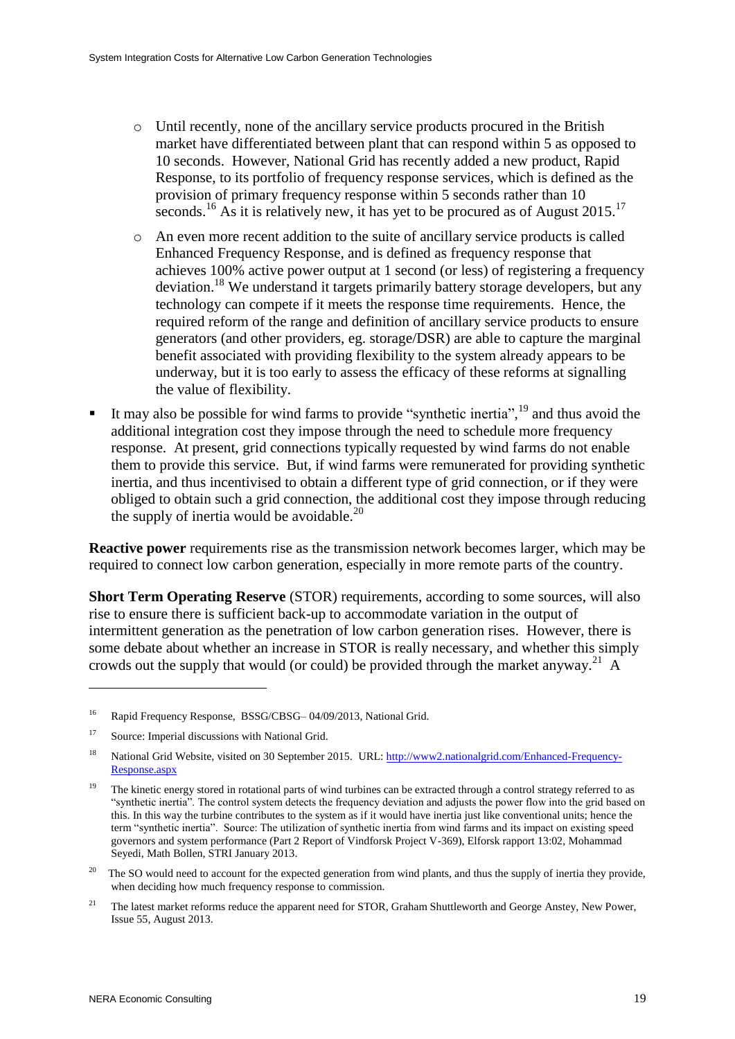- Until recently, none of the ancillary service products procured in the British market have differentiated between plant that can respond within 5 as opposed to 10 seconds. However, National Grid has recently added a new product, Rapid Response, to its portfolio of frequency response services, which is defined as the provision of primary frequency response within 5 seconds rather than 10 seconds.[16] As it is relatively new, it has yet to be procured as of August 2015.[17]
  - An even more recent addition to the suite of ancillary service products is called Enhanced Frequency Response, and is defined as frequency response that achieves 100% active power output at 1 second (or less) of registering a frequency deviation.[18] We understand it targets primarily battery storage developers, but any technology can compete if it meets the response time requirements. Hence, the required reform of the range and definition of ancillary service products to ensure generators (and other providers, eg. storage/DSR) are able to capture the marginal benefit associated with providing flexibility to the system already appears to be underway, but it is too early to assess the efficacy of these reforms at signalling the value of flexibility.
- It may also be possible for wind farms to provide "synthetic inertia",[19] and thus avoid the additional integration cost they impose through the need to schedule more frequency response. At present, grid connections typically requested by wind farms do not enable them to provide this service. But, if wind farms were remunerated for providing synthetic inertia, and thus incentivised to obtain a different type of grid connection, or if they were obliged to obtain such a grid connection, the additional cost they impose through reducing the supply of inertia would be avoidable.[20]

**Reactive power** requirements rise as the transmission network becomes larger, which may be required to connect low carbon generation, especially in more remote parts of the country.

**Short Term Operating Reserve** (STOR) requirements, according to some sources, will also rise to ensure there is sufficient back-up to accommodate variation in the output of intermittent generation as the penetration of low carbon generation rises. However, there is some debate about whether an increase in STOR is really necessary, and whether this simply crowds out the supply that would (or could) be provided through the market anyway.[21] A

---

[16] Rapid Frequency Response, BSSG/CBSG– 04/09/2013, National Grid.

[17] Source: Imperial discussions with National Grid.

[18] National Grid Website, visited on 30 September 2015. URL: http://www2.nationalgrid.com/Enhanced-Frequency-Response.aspx

[19] The kinetic energy stored in rotational parts of wind turbines can be extracted through a control strategy referred to as "synthetic inertia". The control system detects the frequency deviation and adjusts the power flow into the grid based on this. In this way the turbine contributes to the system as if it would have inertia just like conventional units; hence the term "synthetic inertia". Source: The utilization of synthetic inertia from wind farms and its impact on existing speed governors and system performance (Part 2 Report of Vindforsk Project V-369), Elforsk rapport 13:02, Mohammad Seyedi, Math Bollen, STRI January 2013.

[20] The SO would need to account for the expected generation from wind plants, and thus the supply of inertia they provide, when deciding how much frequency response to commission.

[21] The latest market reforms reduce the apparent need for STOR, Graham Shuttleworth and George Anstey, New Power, Issue 55, August 2013.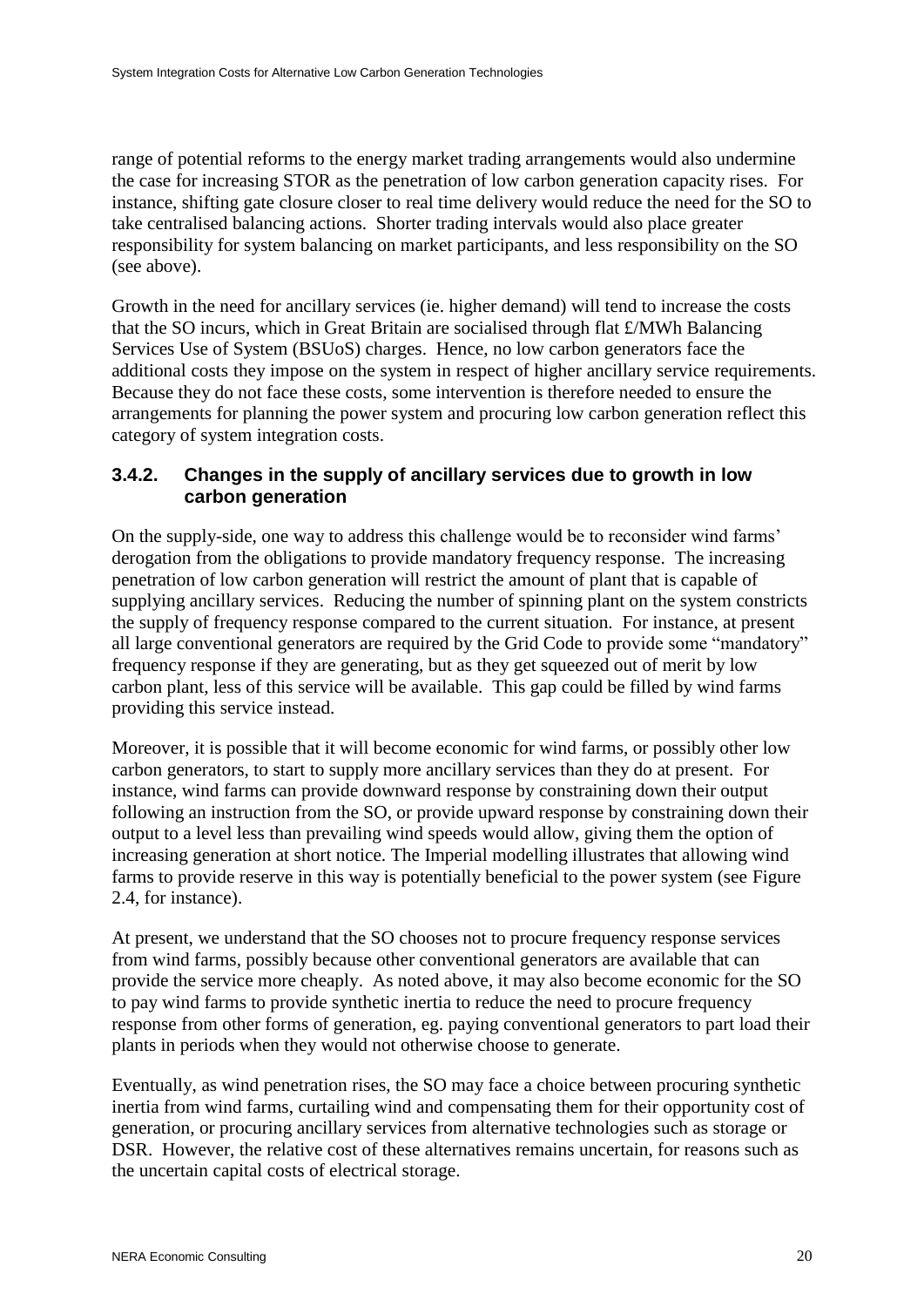range of potential reforms to the energy market trading arrangements would also undermine the case for increasing STOR as the penetration of low carbon generation capacity rises. For instance, shifting gate closure closer to real time delivery would reduce the need for the SO to take centralised balancing actions. Shorter trading intervals would also place greater responsibility for system balancing on market participants, and less responsibility on the SO (see above).

Growth in the need for ancillary services (ie. higher demand) will tend to increase the costs that the SO incurs, which in Great Britain are socialised through flat £/MWh Balancing Services Use of System (BSUoS) charges. Hence, no low carbon generators face the additional costs they impose on the system in respect of higher ancillary service requirements. Because they do not face these costs, some intervention is therefore needed to ensure the arrangements for planning the power system and procuring low carbon generation reflect this category of system integration costs.

### 3.4.2. Changes in the supply of ancillary services due to growth in low carbon generation

On the supply-side, one way to address this challenge would be to reconsider wind farms' derogation from the obligations to provide mandatory frequency response. The increasing penetration of low carbon generation will restrict the amount of plant that is capable of supplying ancillary services. Reducing the number of spinning plant on the system constricts the supply of frequency response compared to the current situation. For instance, at present all large conventional generators are required by the Grid Code to provide some "mandatory" frequency response if they are generating, but as they get squeezed out of merit by low carbon plant, less of this service will be available. This gap could be filled by wind farms providing this service instead.

Moreover, it is possible that it will become economic for wind farms, or possibly other low carbon generators, to start to supply more ancillary services than they do at present. For instance, wind farms can provide downward response by constraining down their output following an instruction from the SO, or provide upward response by constraining down their output to a level less than prevailing wind speeds would allow, giving them the option of increasing generation at short notice. The Imperial modelling illustrates that allowing wind farms to provide reserve in this way is potentially beneficial to the power system (see Figure 2.4, for instance).

At present, we understand that the SO chooses not to procure frequency response services from wind farms, possibly because other conventional generators are available that can provide the service more cheaply. As noted above, it may also become economic for the SO to pay wind farms to provide synthetic inertia to reduce the need to procure frequency response from other forms of generation, eg. paying conventional generators to part load their plants in periods when they would not otherwise choose to generate.

Eventually, as wind penetration rises, the SO may face a choice between procuring synthetic inertia from wind farms, curtailing wind and compensating them for their opportunity cost of generation, or procuring ancillary services from alternative technologies such as storage or DSR. However, the relative cost of these alternatives remains uncertain, for reasons such as the uncertain capital costs of electrical storage.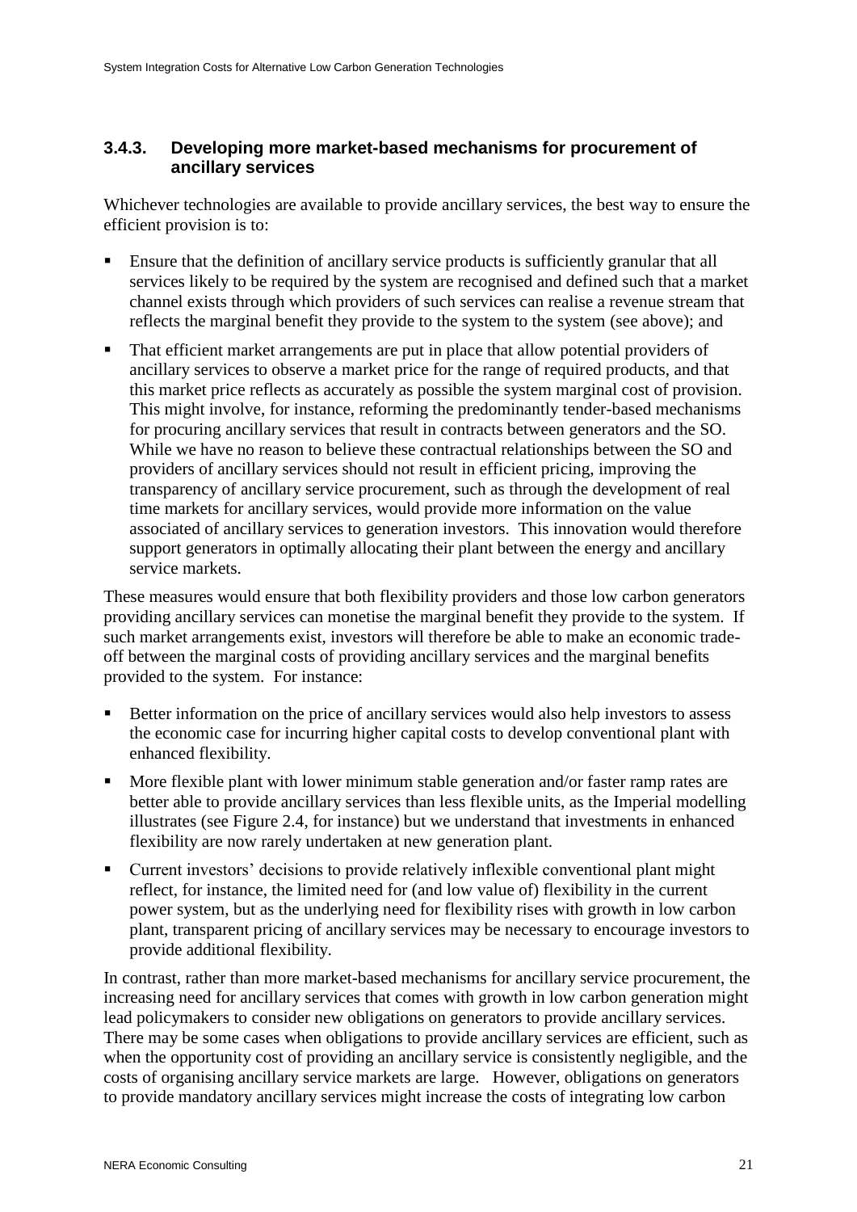### 3.4.3. Developing more market-based mechanisms for procurement of ancillary services

Whichever technologies are available to provide ancillary services, the best way to ensure the efficient provision is to:

- Ensure that the definition of ancillary service products is sufficiently granular that all services likely to be required by the system are recognised and defined such that a market channel exists through which providers of such services can realise a revenue stream that reflects the marginal benefit they provide to the system to the system (see above); and
- That efficient market arrangements are put in place that allow potential providers of ancillary services to observe a market price for the range of required products, and that this market price reflects as accurately as possible the system marginal cost of provision. This might involve, for instance, reforming the predominantly tender-based mechanisms for procuring ancillary services that result in contracts between generators and the SO. While we have no reason to believe these contractual relationships between the SO and providers of ancillary services should not result in efficient pricing, improving the transparency of ancillary service procurement, such as through the development of real time markets for ancillary services, would provide more information on the value associated of ancillary services to generation investors. This innovation would therefore support generators in optimally allocating their plant between the energy and ancillary service markets.

These measures would ensure that both flexibility providers and those low carbon generators providing ancillary services can monetise the marginal benefit they provide to the system. If such market arrangements exist, investors will therefore be able to make an economic trade-off between the marginal costs of providing ancillary services and the marginal benefits provided to the system. For instance:

- Better information on the price of ancillary services would also help investors to assess the economic case for incurring higher capital costs to develop conventional plant with enhanced flexibility.
- More flexible plant with lower minimum stable generation and/or faster ramp rates are better able to provide ancillary services than less flexible units, as the Imperial modelling illustrates (see Figure 2.4, for instance) but we understand that investments in enhanced flexibility are now rarely undertaken at new generation plant.
- Current investors' decisions to provide relatively inflexible conventional plant might reflect, for instance, the limited need for (and low value of) flexibility in the current power system, but as the underlying need for flexibility rises with growth in low carbon plant, transparent pricing of ancillary services may be necessary to encourage investors to provide additional flexibility.

In contrast, rather than more market-based mechanisms for ancillary service procurement, the increasing need for ancillary services that comes with growth in low carbon generation might lead policymakers to consider new obligations on generators to provide ancillary services. There may be some cases when obligations to provide ancillary services are efficient, such as when the opportunity cost of providing an ancillary service is consistently negligible, and the costs of organising ancillary service markets are large. However, obligations on generators to provide mandatory ancillary services might increase the costs of integrating low carbon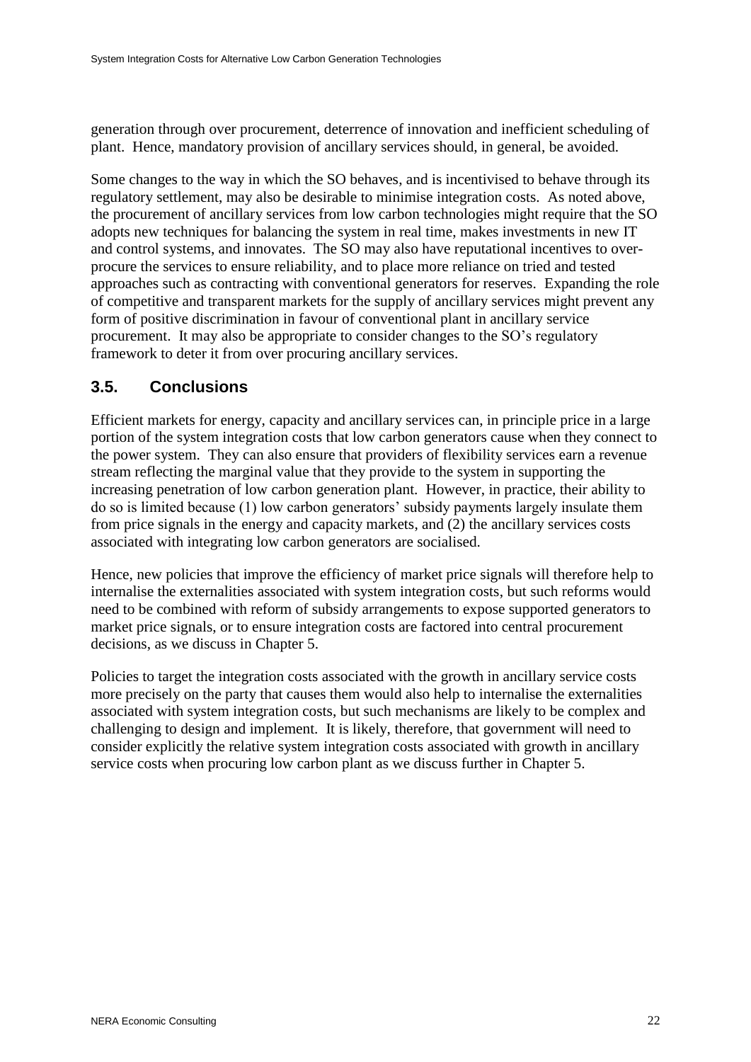generation through over procurement, deterrence of innovation and inefficient scheduling of plant. Hence, mandatory provision of ancillary services should, in general, be avoided.

Some changes to the way in which the SO behaves, and is incentivised to behave through its regulatory settlement, may also be desirable to minimise integration costs. As noted above, the procurement of ancillary services from low carbon technologies might require that the SO adopts new techniques for balancing the system in real time, makes investments in new IT and control systems, and innovates. The SO may also have reputational incentives to over-procure the services to ensure reliability, and to place more reliance on tried and tested approaches such as contracting with conventional generators for reserves. Expanding the role of competitive and transparent markets for the supply of ancillary services might prevent any form of positive discrimination in favour of conventional plant in ancillary service procurement. It may also be appropriate to consider changes to the SO's regulatory framework to deter it from over procuring ancillary services.

## 3.5. Conclusions

Efficient markets for energy, capacity and ancillary services can, in principle price in a large portion of the system integration costs that low carbon generators cause when they connect to the power system. They can also ensure that providers of flexibility services earn a revenue stream reflecting the marginal value that they provide to the system in supporting the increasing penetration of low carbon generation plant. However, in practice, their ability to do so is limited because (1) low carbon generators' subsidy payments largely insulate them from price signals in the energy and capacity markets, and (2) the ancillary services costs associated with integrating low carbon generators are socialised.

Hence, new policies that improve the efficiency of market price signals will therefore help to internalise the externalities associated with system integration costs, but such reforms would need to be combined with reform of subsidy arrangements to expose supported generators to market price signals, or to ensure integration costs are factored into central procurement decisions, as we discuss in Chapter 5.

Policies to target the integration costs associated with the growth in ancillary service costs more precisely on the party that causes them would also help to internalise the externalities associated with system integration costs, but such mechanisms are likely to be complex and challenging to design and implement. It is likely, therefore, that government will need to consider explicitly the relative system integration costs associated with growth in ancillary service costs when procuring low carbon plant as we discuss further in Chapter 5.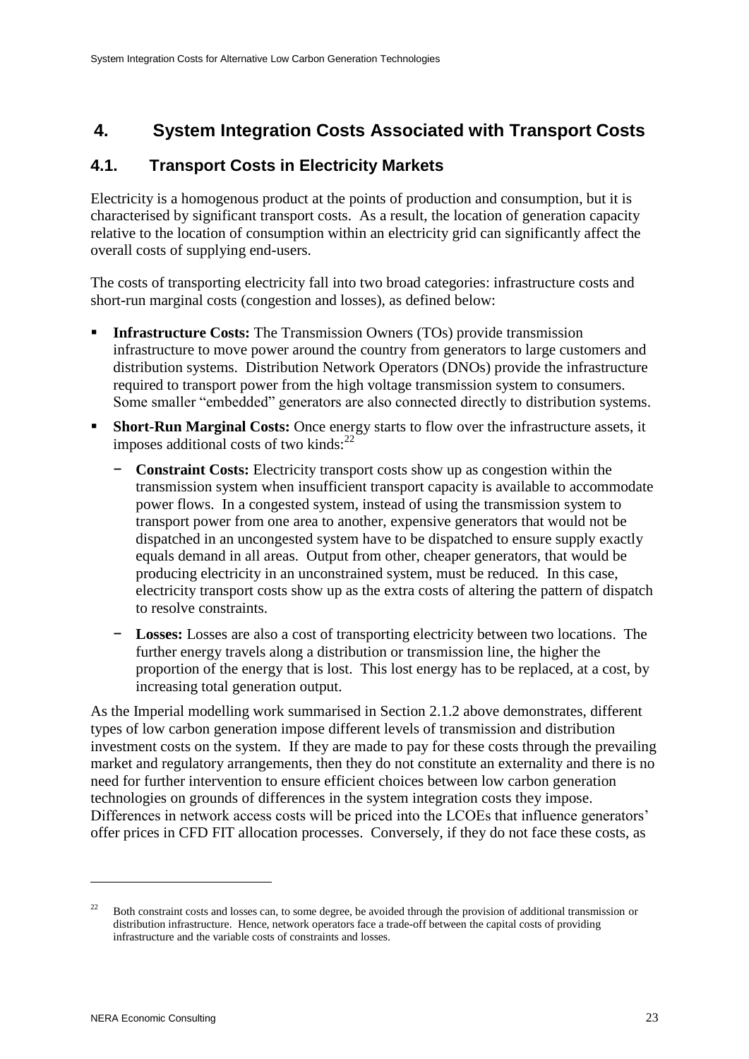# 4. System Integration Costs Associated with Transport Costs

## 4.1. Transport Costs in Electricity Markets

Electricity is a homogenous product at the points of production and consumption, but it is characterised by significant transport costs. As a result, the location of generation capacity relative to the location of consumption within an electricity grid can significantly affect the overall costs of supplying end-users.

The costs of transporting electricity fall into two broad categories: infrastructure costs and short-run marginal costs (congestion and losses), as defined below:

- **Infrastructure Costs:** The Transmission Owners (TOs) provide transmission infrastructure to move power around the country from generators to large customers and distribution systems. Distribution Network Operators (DNOs) provide the infrastructure required to transport power from the high voltage transmission system to consumers. Some smaller "embedded" generators are also connected directly to distribution systems.
- **Short-Run Marginal Costs:** Once energy starts to flow over the infrastructure assets, it imposes additional costs of two kinds:[22]
  - **Constraint Costs:** Electricity transport costs show up as congestion within the transmission system when insufficient transport capacity is available to accommodate power flows. In a congested system, instead of using the transmission system to transport power from one area to another, expensive generators that would not be dispatched in an uncongested system have to be dispatched to ensure supply exactly equals demand in all areas. Output from other, cheaper generators, that would be producing electricity in an unconstrained system, must be reduced. In this case, electricity transport costs show up as the extra costs of altering the pattern of dispatch to resolve constraints.
  - **Losses:** Losses are also a cost of transporting electricity between two locations. The further energy travels along a distribution or transmission line, the higher the proportion of the energy that is lost. This lost energy has to be replaced, at a cost, by increasing total generation output.

As the Imperial modelling work summarised in Section 2.1.2 above demonstrates, different types of low carbon generation impose different levels of transmission and distribution investment costs on the system. If they are made to pay for these costs through the prevailing market and regulatory arrangements, then they do not constitute an externality and there is no need for further intervention to ensure efficient choices between low carbon generation technologies on grounds of differences in the system integration costs they impose. Differences in network access costs will be priced into the LCOEs that influence generators' offer prices in CFD FIT allocation processes. Conversely, if they do not face these costs, as

---

[22] Both constraint costs and losses can, to some degree, be avoided through the provision of additional transmission or distribution infrastructure. Hence, network operators face a trade-off between the capital costs of providing infrastructure and the variable costs of constraints and losses.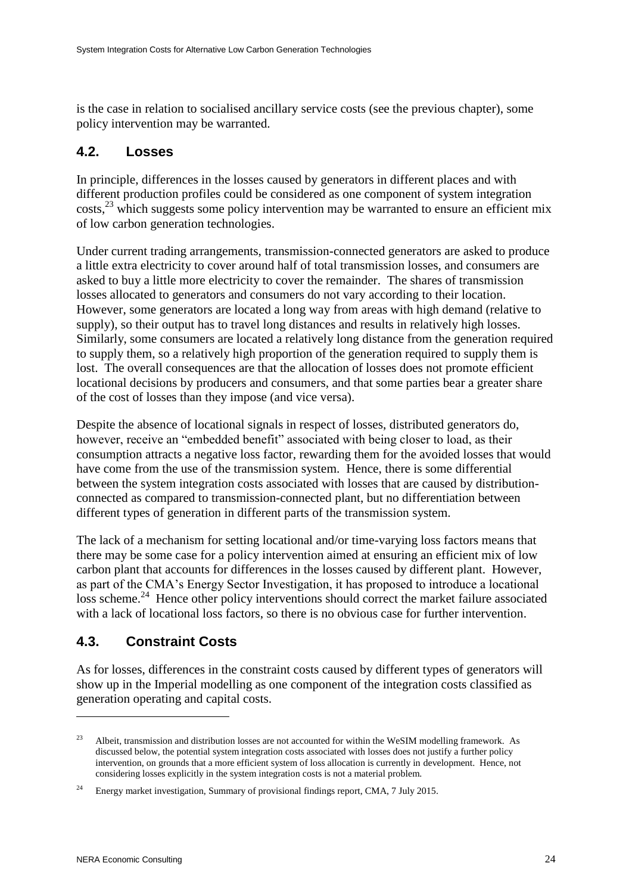is the case in relation to socialised ancillary service costs (see the previous chapter), some policy intervention may be warranted.

## 4.2. Losses

In principle, differences in the losses caused by generators in different places and with different production profiles could be considered as one component of system integration costs,[23] which suggests some policy intervention may be warranted to ensure an efficient mix of low carbon generation technologies.

Under current trading arrangements, transmission-connected generators are asked to produce a little extra electricity to cover around half of total transmission losses, and consumers are asked to buy a little more electricity to cover the remainder. The shares of transmission losses allocated to generators and consumers do not vary according to their location. However, some generators are located a long way from areas with high demand (relative to supply), so their output has to travel long distances and results in relatively high losses. Similarly, some consumers are located a relatively long distance from the generation required to supply them, so a relatively high proportion of the generation required to supply them is lost. The overall consequences are that the allocation of losses does not promote efficient locational decisions by producers and consumers, and that some parties bear a greater share of the cost of losses than they impose (and vice versa).

Despite the absence of locational signals in respect of losses, distributed generators do, however, receive an "embedded benefit" associated with being closer to load, as their consumption attracts a negative loss factor, rewarding them for the avoided losses that would have come from the use of the transmission system. Hence, there is some differential between the system integration costs associated with losses that are caused by distribution-connected as compared to transmission-connected plant, but no differentiation between different types of generation in different parts of the transmission system.

The lack of a mechanism for setting locational and/or time-varying loss factors means that there may be some case for a policy intervention aimed at ensuring an efficient mix of low carbon plant that accounts for differences in the losses caused by different plant. However, as part of the CMA's Energy Sector Investigation, it has proposed to introduce a locational loss scheme.[24] Hence other policy interventions should correct the market failure associated with a lack of locational loss factors, so there is no obvious case for further intervention.

## 4.3. Constraint Costs

As for losses, differences in the constraint costs caused by different types of generators will show up in the Imperial modelling as one component of the integration costs classified as generation operating and capital costs.

---

[23] Albeit, transmission and distribution losses are not accounted for within the WeSIM modelling framework. As discussed below, the potential system integration costs associated with losses does not justify a further policy intervention, on grounds that a more efficient system of loss allocation is currently in development. Hence, not considering losses explicitly in the system integration costs is not a material problem.

[24] Energy market investigation, Summary of provisional findings report, CMA, 7 July 2015.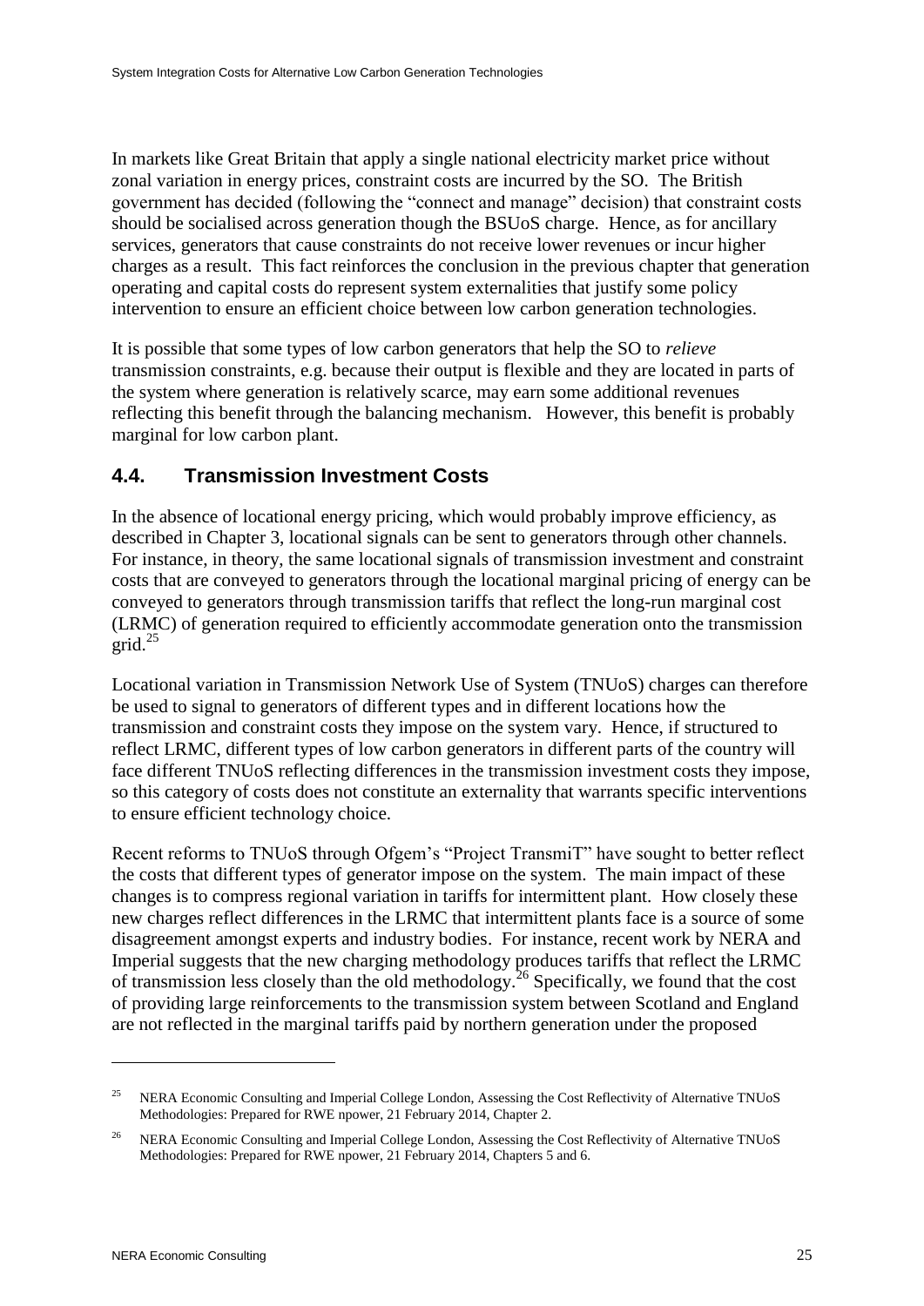In markets like Great Britain that apply a single national electricity market price without zonal variation in energy prices, constraint costs are incurred by the SO. The British government has decided (following the "connect and manage" decision) that constraint costs should be socialised across generation though the BSUoS charge. Hence, as for ancillary services, generators that cause constraints do not receive lower revenues or incur higher charges as a result. This fact reinforces the conclusion in the previous chapter that generation operating and capital costs do represent system externalities that justify some policy intervention to ensure an efficient choice between low carbon generation technologies.

It is possible that some types of low carbon generators that help the SO to *relieve* transmission constraints, e.g. because their output is flexible and they are located in parts of the system where generation is relatively scarce, may earn some additional revenues reflecting this benefit through the balancing mechanism. However, this benefit is probably marginal for low carbon plant.

## 4.4. Transmission Investment Costs

In the absence of locational energy pricing, which would probably improve efficiency, as described in Chapter 3, locational signals can be sent to generators through other channels. For instance, in theory, the same locational signals of transmission investment and constraint costs that are conveyed to generators through the locational marginal pricing of energy can be conveyed to generators through transmission tariffs that reflect the long-run marginal cost (LRMC) of generation required to efficiently accommodate generation onto the transmission grid.[25]

Locational variation in Transmission Network Use of System (TNUoS) charges can therefore be used to signal to generators of different types and in different locations how the transmission and constraint costs they impose on the system vary. Hence, if structured to reflect LRMC, different types of low carbon generators in different parts of the country will face different TNUoS reflecting differences in the transmission investment costs they impose, so this category of costs does not constitute an externality that warrants specific interventions to ensure efficient technology choice.

Recent reforms to TNUoS through Ofgem's "Project TransmiT" have sought to better reflect the costs that different types of generator impose on the system. The main impact of these changes is to compress regional variation in tariffs for intermittent plant. How closely these new charges reflect differences in the LRMC that intermittent plants face is a source of some disagreement amongst experts and industry bodies. For instance, recent work by NERA and Imperial suggests that the new charging methodology produces tariffs that reflect the LRMC of transmission less closely than the old methodology.[26] Specifically, we found that the cost of providing large reinforcements to the transmission system between Scotland and England are not reflected in the marginal tariffs paid by northern generation under the proposed

---

[25] NERA Economic Consulting and Imperial College London, Assessing the Cost Reflectivity of Alternative TNUoS Methodologies: Prepared for RWE npower, 21 February 2014, Chapter 2.

[26] NERA Economic Consulting and Imperial College London, Assessing the Cost Reflectivity of Alternative TNUoS Methodologies: Prepared for RWE npower, 21 February 2014, Chapters 5 and 6.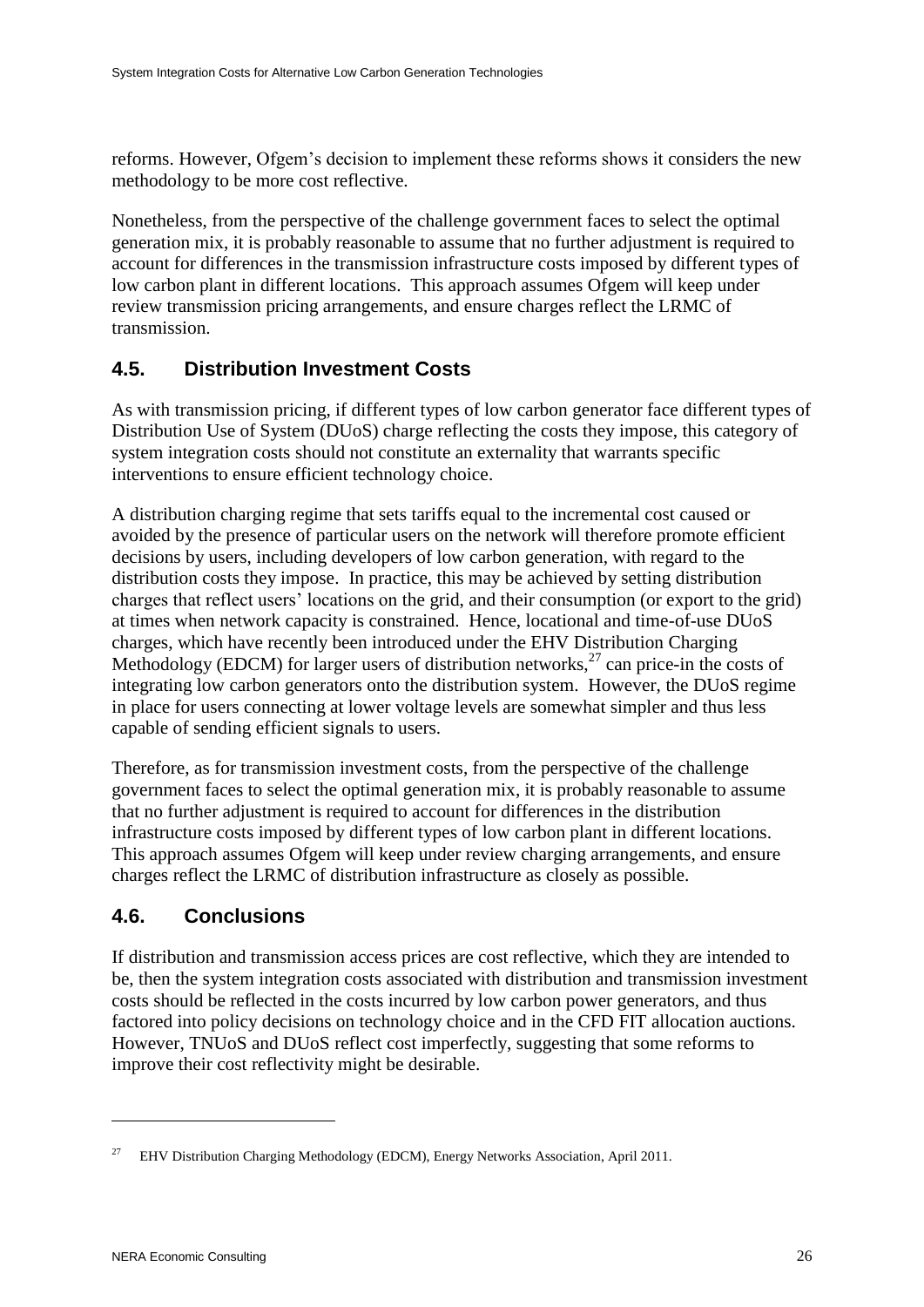reforms. However, Ofgem's decision to implement these reforms shows it considers the new methodology to be more cost reflective.

Nonetheless, from the perspective of the challenge government faces to select the optimal generation mix, it is probably reasonable to assume that no further adjustment is required to account for differences in the transmission infrastructure costs imposed by different types of low carbon plant in different locations. This approach assumes Ofgem will keep under review transmission pricing arrangements, and ensure charges reflect the LRMC of transmission.

## 4.5. Distribution Investment Costs

As with transmission pricing, if different types of low carbon generator face different types of Distribution Use of System (DUoS) charge reflecting the costs they impose, this category of system integration costs should not constitute an externality that warrants specific interventions to ensure efficient technology choice.

A distribution charging regime that sets tariffs equal to the incremental cost caused or avoided by the presence of particular users on the network will therefore promote efficient decisions by users, including developers of low carbon generation, with regard to the distribution costs they impose. In practice, this may be achieved by setting distribution charges that reflect users' locations on the grid, and their consumption (or export to the grid) at times when network capacity is constrained. Hence, locational and time-of-use DUoS charges, which have recently been introduced under the EHV Distribution Charging Methodology (EDCM) for larger users of distribution networks,[27] can price-in the costs of integrating low carbon generators onto the distribution system. However, the DUoS regime in place for users connecting at lower voltage levels are somewhat simpler and thus less capable of sending efficient signals to users.

Therefore, as for transmission investment costs, from the perspective of the challenge government faces to select the optimal generation mix, it is probably reasonable to assume that no further adjustment is required to account for differences in the distribution infrastructure costs imposed by different types of low carbon plant in different locations. This approach assumes Ofgem will keep under review charging arrangements, and ensure charges reflect the LRMC of distribution infrastructure as closely as possible.

## 4.6. Conclusions

If distribution and transmission access prices are cost reflective, which they are intended to be, then the system integration costs associated with distribution and transmission investment costs should be reflected in the costs incurred by low carbon power generators, and thus factored into policy decisions on technology choice and in the CFD FIT allocation auctions. However, TNUoS and DUoS reflect cost imperfectly, suggesting that some reforms to improve their cost reflectivity might be desirable.

---

[27] EHV Distribution Charging Methodology (EDCM), Energy Networks Association, April 2011.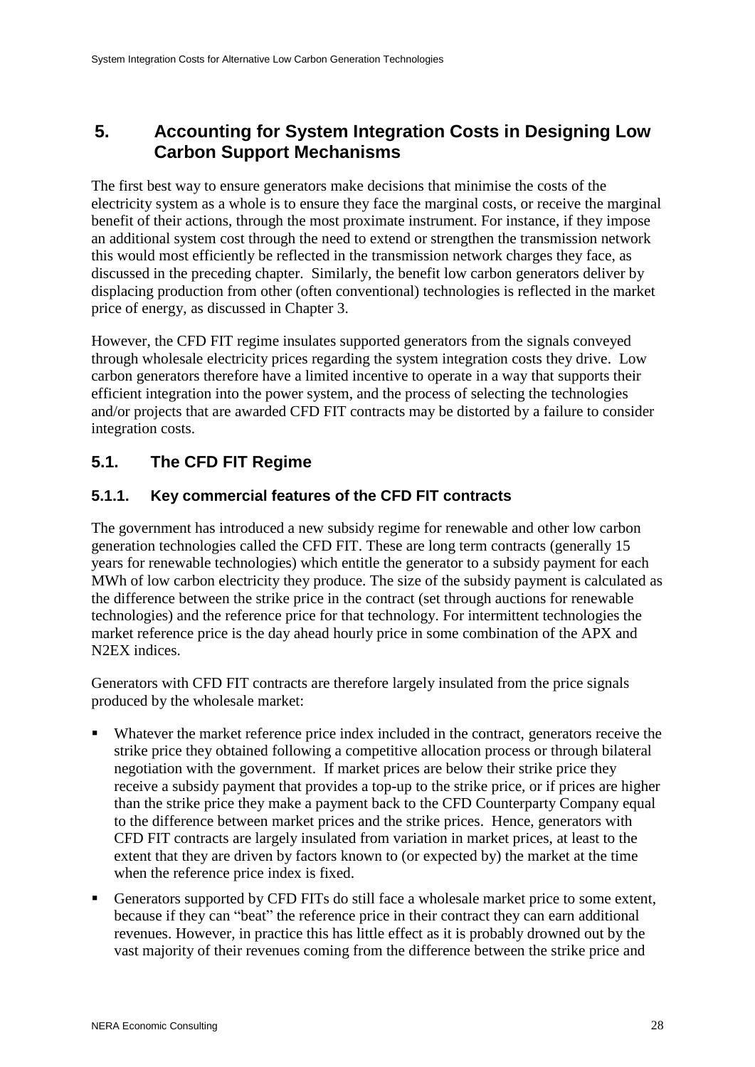# 5. Accounting for System Integration Costs in Designing Low Carbon Support Mechanisms

The first best way to ensure generators make decisions that minimise the costs of the electricity system as a whole is to ensure they face the marginal costs, or receive the marginal benefit of their actions, through the most proximate instrument. For instance, if they impose an additional system cost through the need to extend or strengthen the transmission network this would most efficiently be reflected in the transmission network charges they face, as discussed in the preceding chapter. Similarly, the benefit low carbon generators deliver by displacing production from other (often conventional) technologies is reflected in the market price of energy, as discussed in Chapter 3.

However, the CFD FIT regime insulates supported generators from the signals conveyed through wholesale electricity prices regarding the system integration costs they drive. Low carbon generators therefore have a limited incentive to operate in a way that supports their efficient integration into the power system, and the process of selecting the technologies and/or projects that are awarded CFD FIT contracts may be distorted by a failure to consider integration costs.

## 5.1. The CFD FIT Regime

### 5.1.1. Key commercial features of the CFD FIT contracts

The government has introduced a new subsidy regime for renewable and other low carbon generation technologies called the CFD FIT. These are long term contracts (generally 15 years for renewable technologies) which entitle the generator to a subsidy payment for each MWh of low carbon electricity they produce. The size of the subsidy payment is calculated as the difference between the strike price in the contract (set through auctions for renewable technologies) and the reference price for that technology. For intermittent technologies the market reference price is the day ahead hourly price in some combination of the APX and N2EX indices.

Generators with CFD FIT contracts are therefore largely insulated from the price signals produced by the wholesale market:

- Whatever the market reference price index included in the contract, generators receive the strike price they obtained following a competitive allocation process or through bilateral negotiation with the government. If market prices are below their strike price they receive a subsidy payment that provides a top-up to the strike price, or if prices are higher than the strike price they make a payment back to the CFD Counterparty Company equal to the difference between market prices and the strike prices. Hence, generators with CFD FIT contracts are largely insulated from variation in market prices, at least to the extent that they are driven by factors known to (or expected by) the market at the time when the reference price index is fixed.
- Generators supported by CFD FITs do still face a wholesale market price to some extent, because if they can "beat" the reference price in their contract they can earn additional revenues. However, in practice this has little effect as it is probably drowned out by the vast majority of their revenues coming from the difference between the strike price and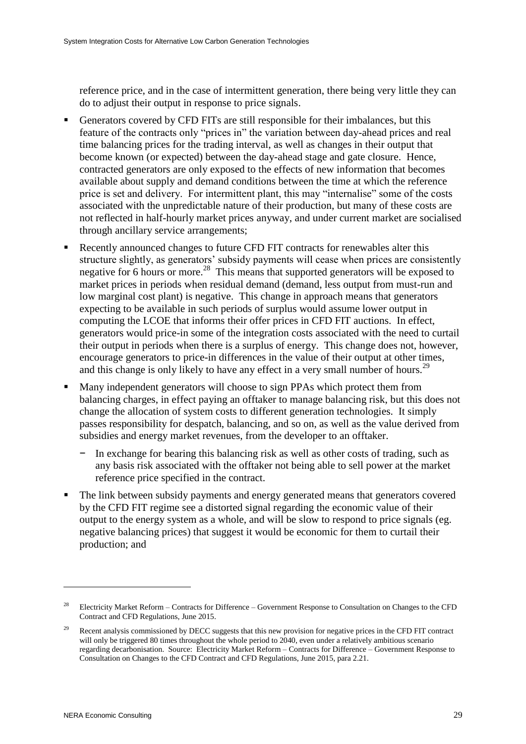reference price, and in the case of intermittent generation, there being very little they can do to adjust their output in response to price signals.

- Generators covered by CFD FITs are still responsible for their imbalances, but this feature of the contracts only "prices in" the variation between day-ahead prices and real time balancing prices for the trading interval, as well as changes in their output that become known (or expected) between the day-ahead stage and gate closure. Hence, contracted generators are only exposed to the effects of new information that becomes available about supply and demand conditions between the time at which the reference price is set and delivery. For intermittent plant, this may "internalise" some of the costs associated with the unpredictable nature of their production, but many of these costs are not reflected in half-hourly market prices anyway, and under current market are socialised through ancillary service arrangements;
- Recently announced changes to future CFD FIT contracts for renewables alter this structure slightly, as generators' subsidy payments will cease when prices are consistently negative for 6 hours or more.[28] This means that supported generators will be exposed to market prices in periods when residual demand (demand, less output from must-run and low marginal cost plant) is negative. This change in approach means that generators expecting to be available in such periods of surplus would assume lower output in computing the LCOE that informs their offer prices in CFD FIT auctions. In effect, generators would price-in some of the integration costs associated with the need to curtail their output in periods when there is a surplus of energy. This change does not, however, encourage generators to price-in differences in the value of their output at other times, and this change is only likely to have any effect in a very small number of hours.[29]
- Many independent generators will choose to sign PPAs which protect them from balancing charges, in effect paying an offtaker to manage balancing risk, but this does not change the allocation of system costs to different generation technologies. It simply passes responsibility for despatch, balancing, and so on, as well as the value derived from subsidies and energy market revenues, from the developer to an offtaker.
  - In exchange for bearing this balancing risk as well as other costs of trading, such as any basis risk associated with the offtaker not being able to sell power at the market reference price specified in the contract.
- The link between subsidy payments and energy generated means that generators covered by the CFD FIT regime see a distorted signal regarding the economic value of their output to the energy system as a whole, and will be slow to respond to price signals (eg. negative balancing prices) that suggest it would be economic for them to curtail their production; and

---

[28] Electricity Market Reform – Contracts for Difference – Government Response to Consultation on Changes to the CFD Contract and CFD Regulations, June 2015.

[29] Recent analysis commissioned by DECC suggests that this new provision for negative prices in the CFD FIT contract will only be triggered 80 times throughout the whole period to 2040, even under a relatively ambitious scenario regarding decarbonisation. Source: Electricity Market Reform – Contracts for Difference – Government Response to Consultation on Changes to the CFD Contract and CFD Regulations, June 2015, para 2.21.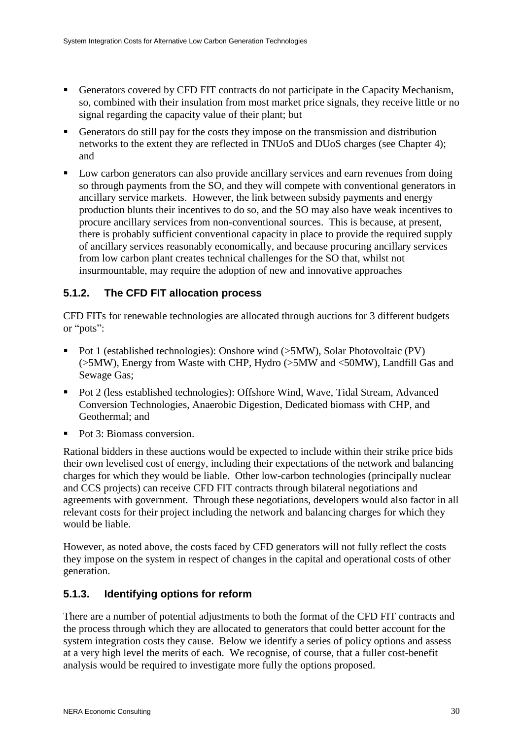- Generators covered by CFD FIT contracts do not participate in the Capacity Mechanism, so, combined with their insulation from most market price signals, they receive little or no signal regarding the capacity value of their plant; but
- Generators do still pay for the costs they impose on the transmission and distribution networks to the extent they are reflected in TNUoS and DUoS charges (see Chapter 4); and
- Low carbon generators can also provide ancillary services and earn revenues from doing so through payments from the SO, and they will compete with conventional generators in ancillary service markets. However, the link between subsidy payments and energy production blunts their incentives to do so, and the SO may also have weak incentives to procure ancillary services from non-conventional sources. This is because, at present, there is probably sufficient conventional capacity in place to provide the required supply of ancillary services reasonably economically, and because procuring ancillary services from low carbon plant creates technical challenges for the SO that, whilst not insurmountable, may require the adoption of new and innovative approaches

### 5.1.2. The CFD FIT allocation process

CFD FITs for renewable technologies are allocated through auctions for 3 different budgets or "pots":

- Pot 1 (established technologies): Onshore wind (>5MW), Solar Photovoltaic (PV) (>5MW), Energy from Waste with CHP, Hydro (>5MW and <50MW), Landfill Gas and Sewage Gas;
- Pot 2 (less established technologies): Offshore Wind, Wave, Tidal Stream, Advanced Conversion Technologies, Anaerobic Digestion, Dedicated biomass with CHP, and Geothermal; and
- Pot 3: Biomass conversion.

Rational bidders in these auctions would be expected to include within their strike price bids their own levelised cost of energy, including their expectations of the network and balancing charges for which they would be liable. Other low-carbon technologies (principally nuclear and CCS projects) can receive CFD FIT contracts through bilateral negotiations and agreements with government. Through these negotiations, developers would also factor in all relevant costs for their project including the network and balancing charges for which they would be liable.

However, as noted above, the costs faced by CFD generators will not fully reflect the costs they impose on the system in respect of changes in the capital and operational costs of other generation.

### 5.1.3. Identifying options for reform

There are a number of potential adjustments to both the format of the CFD FIT contracts and the process through which they are allocated to generators that could better account for the system integration costs they cause. Below we identify a series of policy options and assess at a very high level the merits of each. We recognise, of course, that a fuller cost-benefit analysis would be required to investigate more fully the options proposed.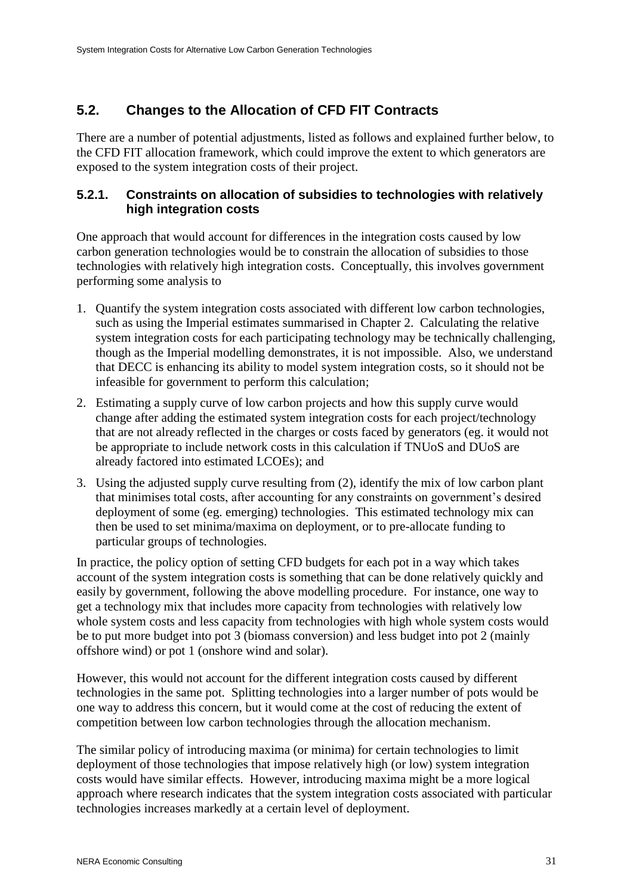## 5.2. Changes to the Allocation of CFD FIT Contracts

There are a number of potential adjustments, listed as follows and explained further below, to the CFD FIT allocation framework, which could improve the extent to which generators are exposed to the system integration costs of their project.

### 5.2.1. Constraints on allocation of subsidies to technologies with relatively high integration costs

One approach that would account for differences in the integration costs caused by low carbon generation technologies would be to constrain the allocation of subsidies to those technologies with relatively high integration costs. Conceptually, this involves government performing some analysis to

1. Quantify the system integration costs associated with different low carbon technologies, such as using the Imperial estimates summarised in Chapter 2. Calculating the relative system integration costs for each participating technology may be technically challenging, though as the Imperial modelling demonstrates, it is not impossible. Also, we understand that DECC is enhancing its ability to model system integration costs, so it should not be infeasible for government to perform this calculation;
2. Estimating a supply curve of low carbon projects and how this supply curve would change after adding the estimated system integration costs for each project/technology that are not already reflected in the charges or costs faced by generators (eg. it would not be appropriate to include network costs in this calculation if TNUoS and DUoS are already factored into estimated LCOEs); and
3. Using the adjusted supply curve resulting from (2), identify the mix of low carbon plant that minimises total costs, after accounting for any constraints on government's desired deployment of some (eg. emerging) technologies. This estimated technology mix can then be used to set minima/maxima on deployment, or to pre-allocate funding to particular groups of technologies.

In practice, the policy option of setting CFD budgets for each pot in a way which takes account of the system integration costs is something that can be done relatively quickly and easily by government, following the above modelling procedure. For instance, one way to get a technology mix that includes more capacity from technologies with relatively low whole system costs and less capacity from technologies with high whole system costs would be to put more budget into pot 3 (biomass conversion) and less budget into pot 2 (mainly offshore wind) or pot 1 (onshore wind and solar).

However, this would not account for the different integration costs caused by different technologies in the same pot. Splitting technologies into a larger number of pots would be one way to address this concern, but it would come at the cost of reducing the extent of competition between low carbon technologies through the allocation mechanism.

The similar policy of introducing maxima (or minima) for certain technologies to limit deployment of those technologies that impose relatively high (or low) system integration costs would have similar effects. However, introducing maxima might be a more logical approach where research indicates that the system integration costs associated with particular technologies increases markedly at a certain level of deployment.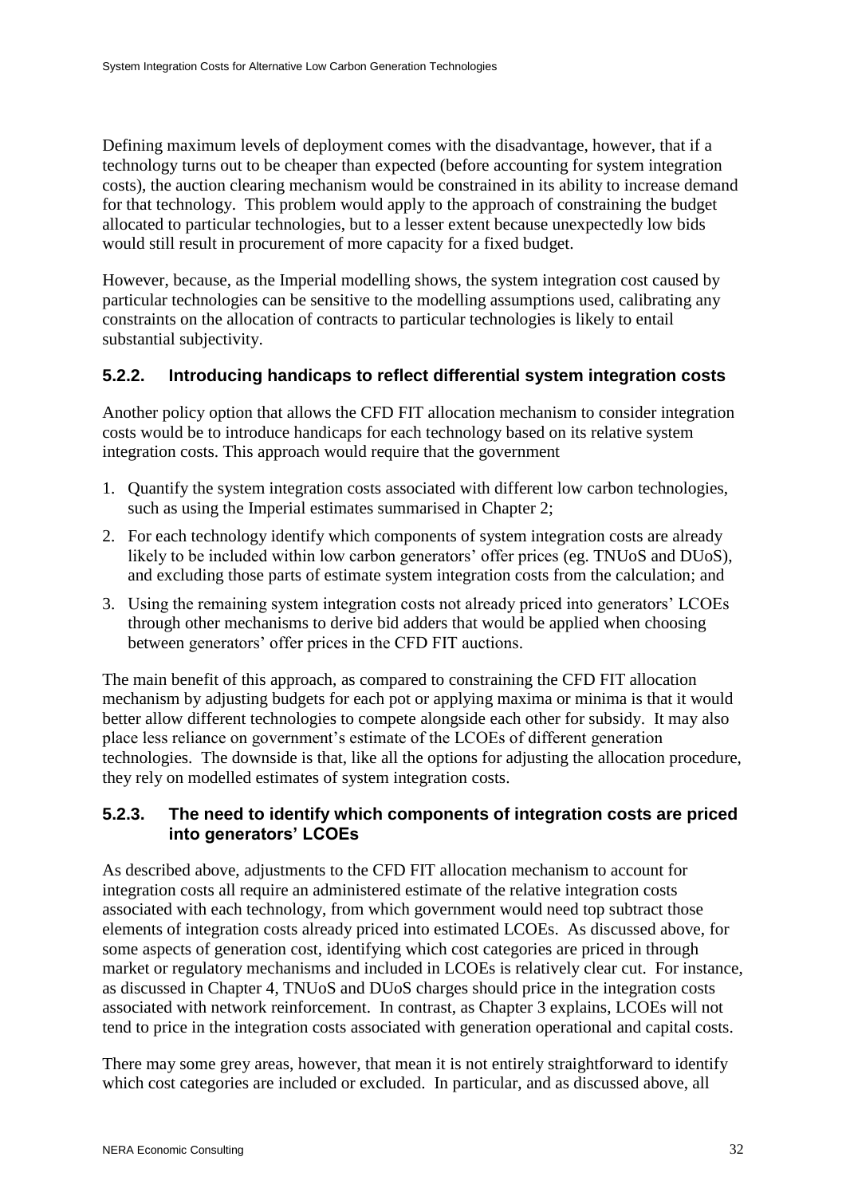Defining maximum levels of deployment comes with the disadvantage, however, that if a technology turns out to be cheaper than expected (before accounting for system integration costs), the auction clearing mechanism would be constrained in its ability to increase demand for that technology. This problem would apply to the approach of constraining the budget allocated to particular technologies, but to a lesser extent because unexpectedly low bids would still result in procurement of more capacity for a fixed budget.

However, because, as the Imperial modelling shows, the system integration cost caused by particular technologies can be sensitive to the modelling assumptions used, calibrating any constraints on the allocation of contracts to particular technologies is likely to entail substantial subjectivity.

### 5.2.2. Introducing handicaps to reflect differential system integration costs

Another policy option that allows the CFD FIT allocation mechanism to consider integration costs would be to introduce handicaps for each technology based on its relative system integration costs. This approach would require that the government

1. Quantify the system integration costs associated with different low carbon technologies, such as using the Imperial estimates summarised in Chapter 2;
2. For each technology identify which components of system integration costs are already likely to be included within low carbon generators' offer prices (eg. TNUoS and DUoS), and excluding those parts of estimate system integration costs from the calculation; and
3. Using the remaining system integration costs not already priced into generators' LCOEs through other mechanisms to derive bid adders that would be applied when choosing between generators' offer prices in the CFD FIT auctions.

The main benefit of this approach, as compared to constraining the CFD FIT allocation mechanism by adjusting budgets for each pot or applying maxima or minima is that it would better allow different technologies to compete alongside each other for subsidy. It may also place less reliance on government's estimate of the LCOEs of different generation technologies. The downside is that, like all the options for adjusting the allocation procedure, they rely on modelled estimates of system integration costs.

### 5.2.3. The need to identify which components of integration costs are priced into generators' LCOEs

As described above, adjustments to the CFD FIT allocation mechanism to account for integration costs all require an administered estimate of the relative integration costs associated with each technology, from which government would need top subtract those elements of integration costs already priced into estimated LCOEs. As discussed above, for some aspects of generation cost, identifying which cost categories are priced in through market or regulatory mechanisms and included in LCOEs is relatively clear cut. For instance, as discussed in Chapter 4, TNUoS and DUoS charges should price in the integration costs associated with network reinforcement. In contrast, as Chapter 3 explains, LCOEs will not tend to price in the integration costs associated with generation operational and capital costs.

There may some grey areas, however, that mean it is not entirely straightforward to identify which cost categories are included or excluded. In particular, and as discussed above, all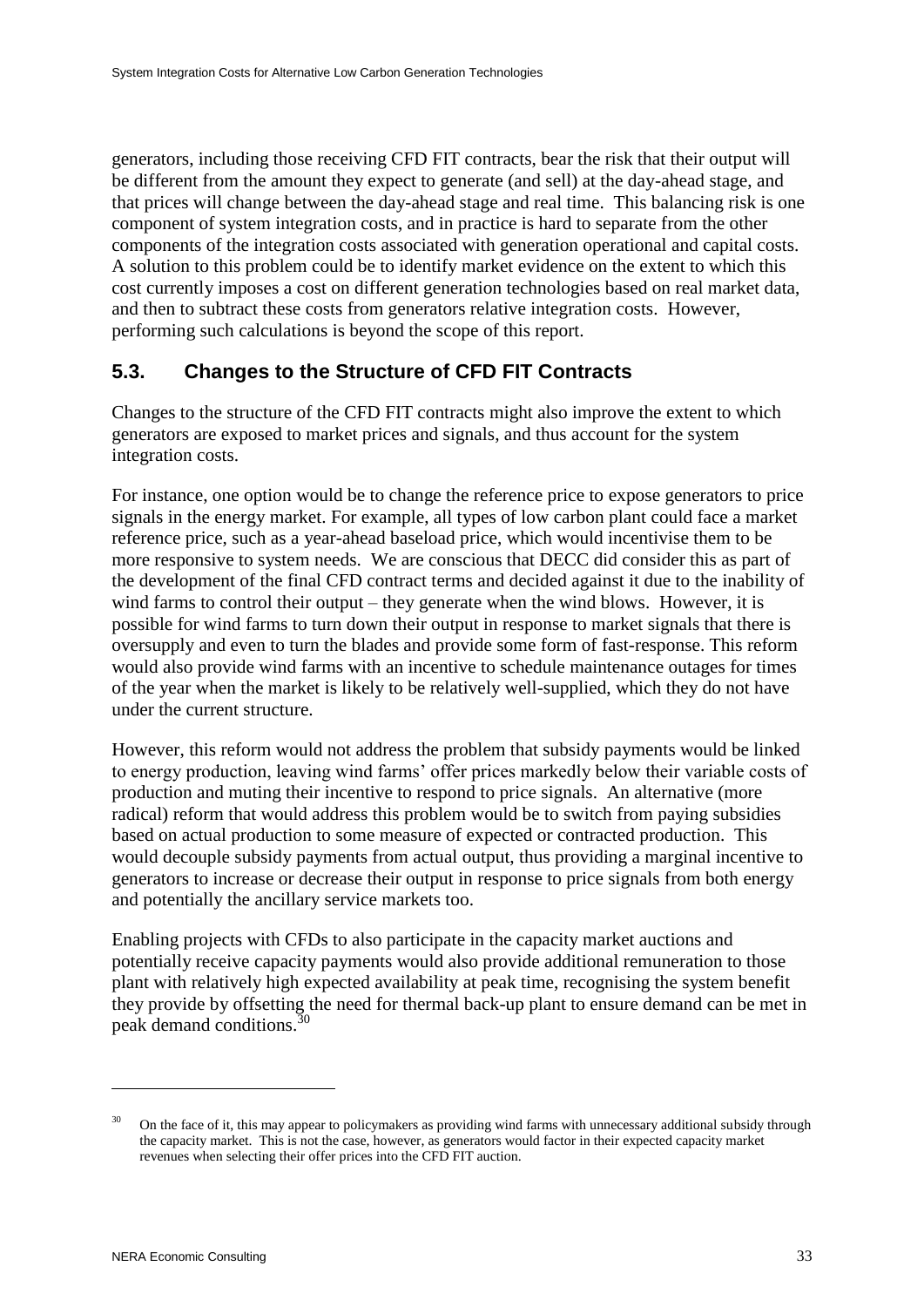generators, including those receiving CFD FIT contracts, bear the risk that their output will be different from the amount they expect to generate (and sell) at the day-ahead stage, and that prices will change between the day-ahead stage and real time. This balancing risk is one component of system integration costs, and in practice is hard to separate from the other components of the integration costs associated with generation operational and capital costs. A solution to this problem could be to identify market evidence on the extent to which this cost currently imposes a cost on different generation technologies based on real market data, and then to subtract these costs from generators relative integration costs. However, performing such calculations is beyond the scope of this report.

## 5.3. Changes to the Structure of CFD FIT Contracts

Changes to the structure of the CFD FIT contracts might also improve the extent to which generators are exposed to market prices and signals, and thus account for the system integration costs.

For instance, one option would be to change the reference price to expose generators to price signals in the energy market. For example, all types of low carbon plant could face a market reference price, such as a year-ahead baseload price, which would incentivise them to be more responsive to system needs. We are conscious that DECC did consider this as part of the development of the final CFD contract terms and decided against it due to the inability of wind farms to control their output – they generate when the wind blows. However, it is possible for wind farms to turn down their output in response to market signals that there is oversupply and even to turn the blades and provide some form of fast-response. This reform would also provide wind farms with an incentive to schedule maintenance outages for times of the year when the market is likely to be relatively well-supplied, which they do not have under the current structure.

However, this reform would not address the problem that subsidy payments would be linked to energy production, leaving wind farms' offer prices markedly below their variable costs of production and muting their incentive to respond to price signals. An alternative (more radical) reform that would address this problem would be to switch from paying subsidies based on actual production to some measure of expected or contracted production. This would decouple subsidy payments from actual output, thus providing a marginal incentive to generators to increase or decrease their output in response to price signals from both energy and potentially the ancillary service markets too.

Enabling projects with CFDs to also participate in the capacity market auctions and potentially receive capacity payments would also provide additional remuneration to those plant with relatively high expected availability at peak time, recognising the system benefit they provide by offsetting the need for thermal back-up plant to ensure demand can be met in peak demand conditions.[30]

---

[30] On the face of it, this may appear to policymakers as providing wind farms with unnecessary additional subsidy through the capacity market. This is not the case, however, as generators would factor in their expected capacity market revenues when selecting their offer prices into the CFD FIT auction.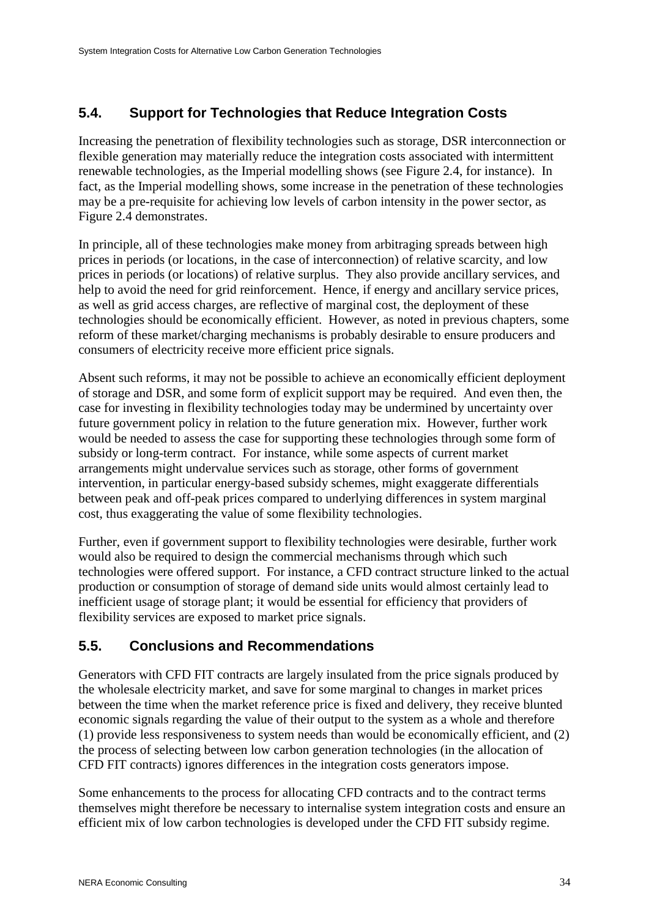## 5.4. Support for Technologies that Reduce Integration Costs

Increasing the penetration of flexibility technologies such as storage, DSR interconnection or flexible generation may materially reduce the integration costs associated with intermittent renewable technologies, as the Imperial modelling shows (see Figure 2.4, for instance). In fact, as the Imperial modelling shows, some increase in the penetration of these technologies may be a pre-requisite for achieving low levels of carbon intensity in the power sector, as Figure 2.4 demonstrates.

In principle, all of these technologies make money from arbitraging spreads between high prices in periods (or locations, in the case of interconnection) of relative scarcity, and low prices in periods (or locations) of relative surplus. They also provide ancillary services, and help to avoid the need for grid reinforcement. Hence, if energy and ancillary service prices, as well as grid access charges, are reflective of marginal cost, the deployment of these technologies should be economically efficient. However, as noted in previous chapters, some reform of these market/charging mechanisms is probably desirable to ensure producers and consumers of electricity receive more efficient price signals.

Absent such reforms, it may not be possible to achieve an economically efficient deployment of storage and DSR, and some form of explicit support may be required. And even then, the case for investing in flexibility technologies today may be undermined by uncertainty over future government policy in relation to the future generation mix. However, further work would be needed to assess the case for supporting these technologies through some form of subsidy or long-term contract. For instance, while some aspects of current market arrangements might undervalue services such as storage, other forms of government intervention, in particular energy-based subsidy schemes, might exaggerate differentials between peak and off-peak prices compared to underlying differences in system marginal cost, thus exaggerating the value of some flexibility technologies.

Further, even if government support to flexibility technologies were desirable, further work would also be required to design the commercial mechanisms through which such technologies were offered support. For instance, a CFD contract structure linked to the actual production or consumption of storage of demand side units would almost certainly lead to inefficient usage of storage plant; it would be essential for efficiency that providers of flexibility services are exposed to market price signals.

## 5.5. Conclusions and Recommendations

Generators with CFD FIT contracts are largely insulated from the price signals produced by the wholesale electricity market, and save for some marginal to changes in market prices between the time when the market reference price is fixed and delivery, they receive blunted economic signals regarding the value of their output to the system as a whole and therefore (1) provide less responsiveness to system needs than would be economically efficient, and (2) the process of selecting between low carbon generation technologies (in the allocation of CFD FIT contracts) ignores differences in the integration costs generators impose.

Some enhancements to the process for allocating CFD contracts and to the contract terms themselves might therefore be necessary to internalise system integration costs and ensure an efficient mix of low carbon technologies is developed under the CFD FIT subsidy regime.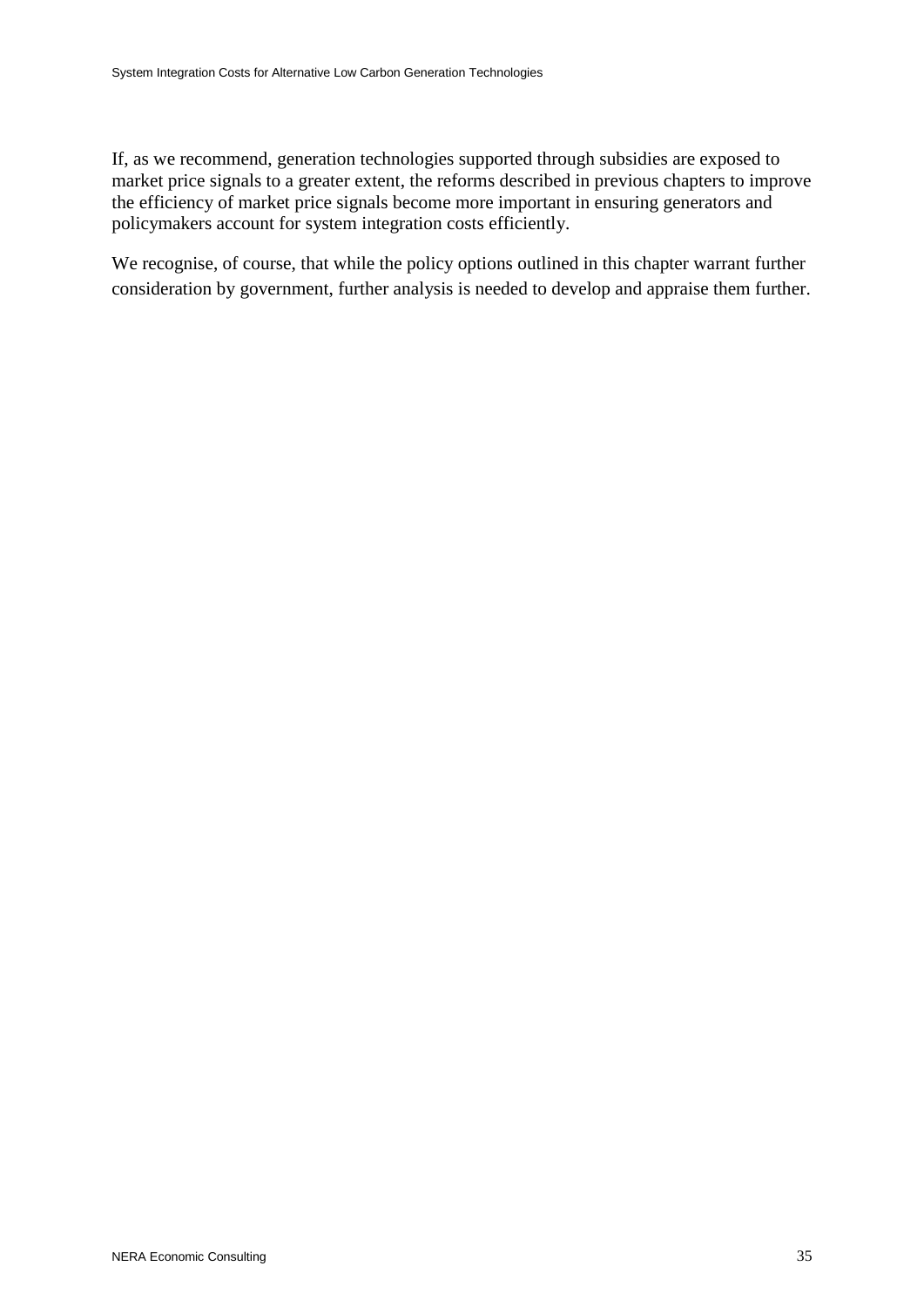If, as we recommend, generation technologies supported through subsidies are exposed to market price signals to a greater extent, the reforms described in previous chapters to improve the efficiency of market price signals become more important in ensuring generators and policymakers account for system integration costs efficiently.

We recognise, of course, that while the policy options outlined in this chapter warrant further consideration by government, further analysis is needed to develop and appraise them further.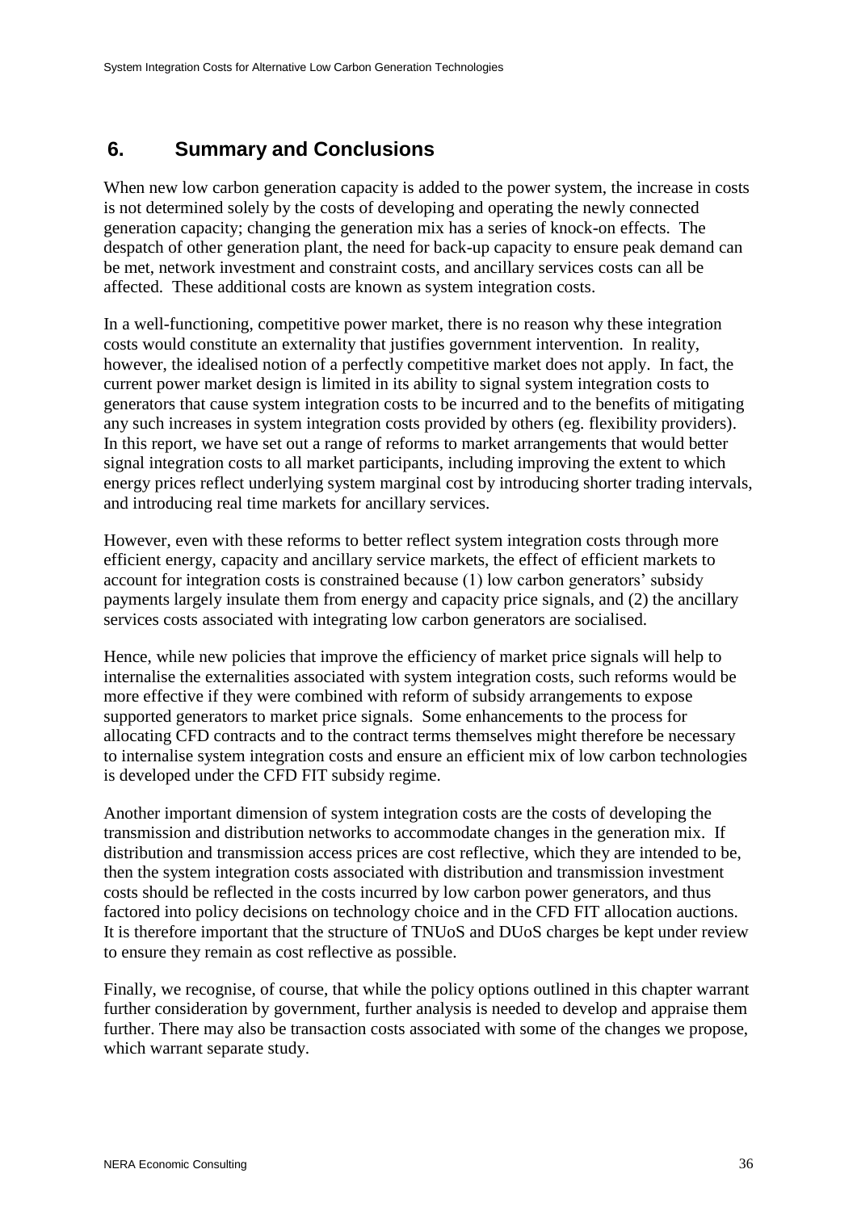## 6. Summary and Conclusions

When new low carbon generation capacity is added to the power system, the increase in costs is not determined solely by the costs of developing and operating the newly connected generation capacity; changing the generation mix has a series of knock-on effects. The despatch of other generation plant, the need for back-up capacity to ensure peak demand can be met, network investment and constraint costs, and ancillary services costs can all be affected. These additional costs are known as system integration costs.

In a well-functioning, competitive power market, there is no reason why these integration costs would constitute an externality that justifies government intervention. In reality, however, the idealised notion of a perfectly competitive market does not apply. In fact, the current power market design is limited in its ability to signal system integration costs to generators that cause system integration costs to be incurred and to the benefits of mitigating any such increases in system integration costs provided by others (eg. flexibility providers). In this report, we have set out a range of reforms to market arrangements that would better signal integration costs to all market participants, including improving the extent to which energy prices reflect underlying system marginal cost by introducing shorter trading intervals, and introducing real time markets for ancillary services.

However, even with these reforms to better reflect system integration costs through more efficient energy, capacity and ancillary service markets, the effect of efficient markets to account for integration costs is constrained because (1) low carbon generators' subsidy payments largely insulate them from energy and capacity price signals, and (2) the ancillary services costs associated with integrating low carbon generators are socialised.

Hence, while new policies that improve the efficiency of market price signals will help to internalise the externalities associated with system integration costs, such reforms would be more effective if they were combined with reform of subsidy arrangements to expose supported generators to market price signals. Some enhancements to the process for allocating CFD contracts and to the contract terms themselves might therefore be necessary to internalise system integration costs and ensure an efficient mix of low carbon technologies is developed under the CFD FIT subsidy regime.

Another important dimension of system integration costs are the costs of developing the transmission and distribution networks to accommodate changes in the generation mix. If distribution and transmission access prices are cost reflective, which they are intended to be, then the system integration costs associated with distribution and transmission investment costs should be reflected in the costs incurred by low carbon power generators, and thus factored into policy decisions on technology choice and in the CFD FIT allocation auctions. It is therefore important that the structure of TNUoS and DUoS charges be kept under review to ensure they remain as cost reflective as possible.

Finally, we recognise, of course, that while the policy options outlined in this chapter warrant further consideration by government, further analysis is needed to develop and appraise them further. There may also be transaction costs associated with some of the changes we propose, which warrant separate study.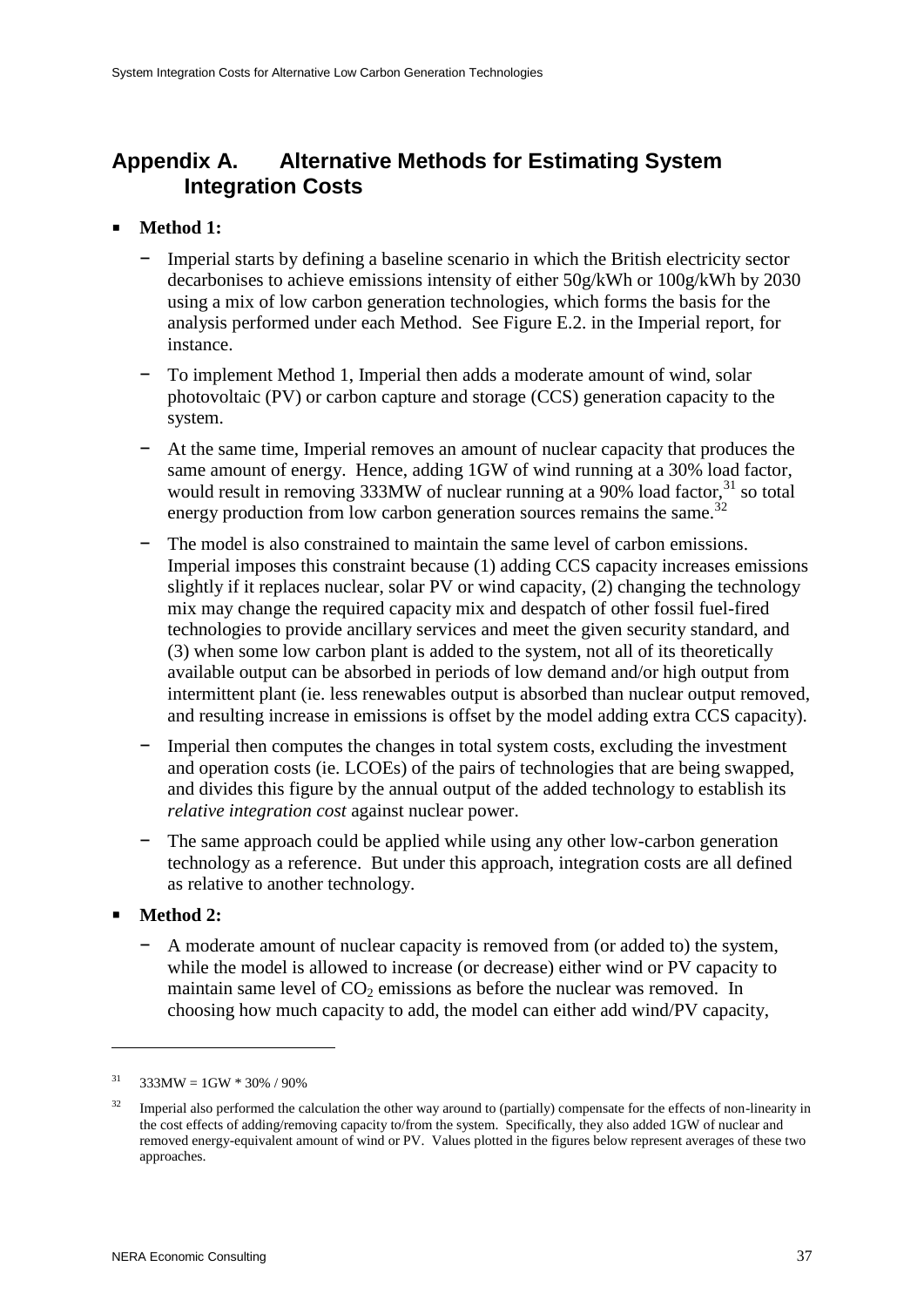## Appendix A. Alternative Methods for Estimating System Integration Costs

- **Method 1:**
  - Imperial starts by defining a baseline scenario in which the British electricity sector decarbonises to achieve emissions intensity of either 50g/kWh or 100g/kWh by 2030 using a mix of low carbon generation technologies, which forms the basis for the analysis performed under each Method. See Figure E.2. in the Imperial report, for instance.
  - To implement Method 1, Imperial then adds a moderate amount of wind, solar photovoltaic (PV) or carbon capture and storage (CCS) generation capacity to the system.
  - At the same time, Imperial removes an amount of nuclear capacity that produces the same amount of energy. Hence, adding 1GW of wind running at a 30% load factor, would result in removing 333MW of nuclear running at a 90% load factor,[31] so total energy production from low carbon generation sources remains the same.[32]
  - The model is also constrained to maintain the same level of carbon emissions. Imperial imposes this constraint because (1) adding CCS capacity increases emissions slightly if it replaces nuclear, solar PV or wind capacity, (2) changing the technology mix may change the required capacity mix and despatch of other fossil fuel-fired technologies to provide ancillary services and meet the given security standard, and (3) when some low carbon plant is added to the system, not all of its theoretically available output can be absorbed in periods of low demand and/or high output from intermittent plant (ie. less renewables output is absorbed than nuclear output removed, and resulting increase in emissions is offset by the model adding extra CCS capacity).
  - Imperial then computes the changes in total system costs, excluding the investment and operation costs (ie. LCOEs) of the pairs of technologies that are being swapped, and divides this figure by the annual output of the added technology to establish its *relative integration cost* against nuclear power.
  - The same approach could be applied while using any other low-carbon generation technology as a reference. But under this approach, integration costs are all defined as relative to another technology.
- **Method 2:**
  - A moderate amount of nuclear capacity is removed from (or added to) the system, while the model is allowed to increase (or decrease) either wind or PV capacity to maintain same level of $CO_2$ emissions as before the nuclear was removed. In choosing how much capacity to add, the model can either add wind/PV capacity,

---

[31] 333MW = 1GW * 30% / 90%

[32] Imperial also performed the calculation the other way around to (partially) compensate for the effects of non-linearity in the cost effects of adding/removing capacity to/from the system. Specifically, they also added 1GW of nuclear and removed energy-equivalent amount of wind or PV. Values plotted in the figures below represent averages of these two approaches.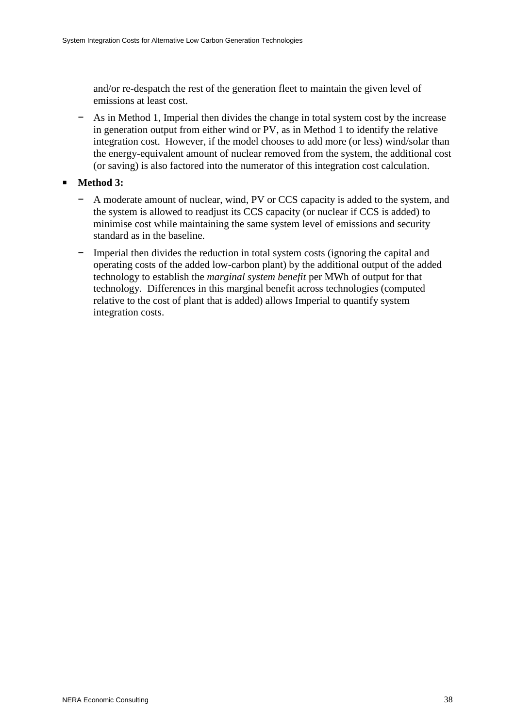and/or re-despatch the rest of the generation fleet to maintain the given level of emissions at least cost.

  - As in Method 1, Imperial then divides the change in total system cost by the increase in generation output from either wind or PV, as in Method 1 to identify the relative integration cost. However, if the model chooses to add more (or less) wind/solar than the energy-equivalent amount of nuclear removed from the system, the additional cost (or saving) is also factored into the numerator of this integration cost calculation.

- **Method 3:**
  - A moderate amount of nuclear, wind, PV or CCS capacity is added to the system, and the system is allowed to readjust its CCS capacity (or nuclear if CCS is added) to minimise cost while maintaining the same system level of emissions and security standard as in the baseline.
  - Imperial then divides the reduction in total system costs (ignoring the capital and operating costs of the added low-carbon plant) by the additional output of the added technology to establish the *marginal system benefit* per MWh of output for that technology. Differences in this marginal benefit across technologies (computed relative to the cost of plant that is added) allows Imperial to quantify system integration costs.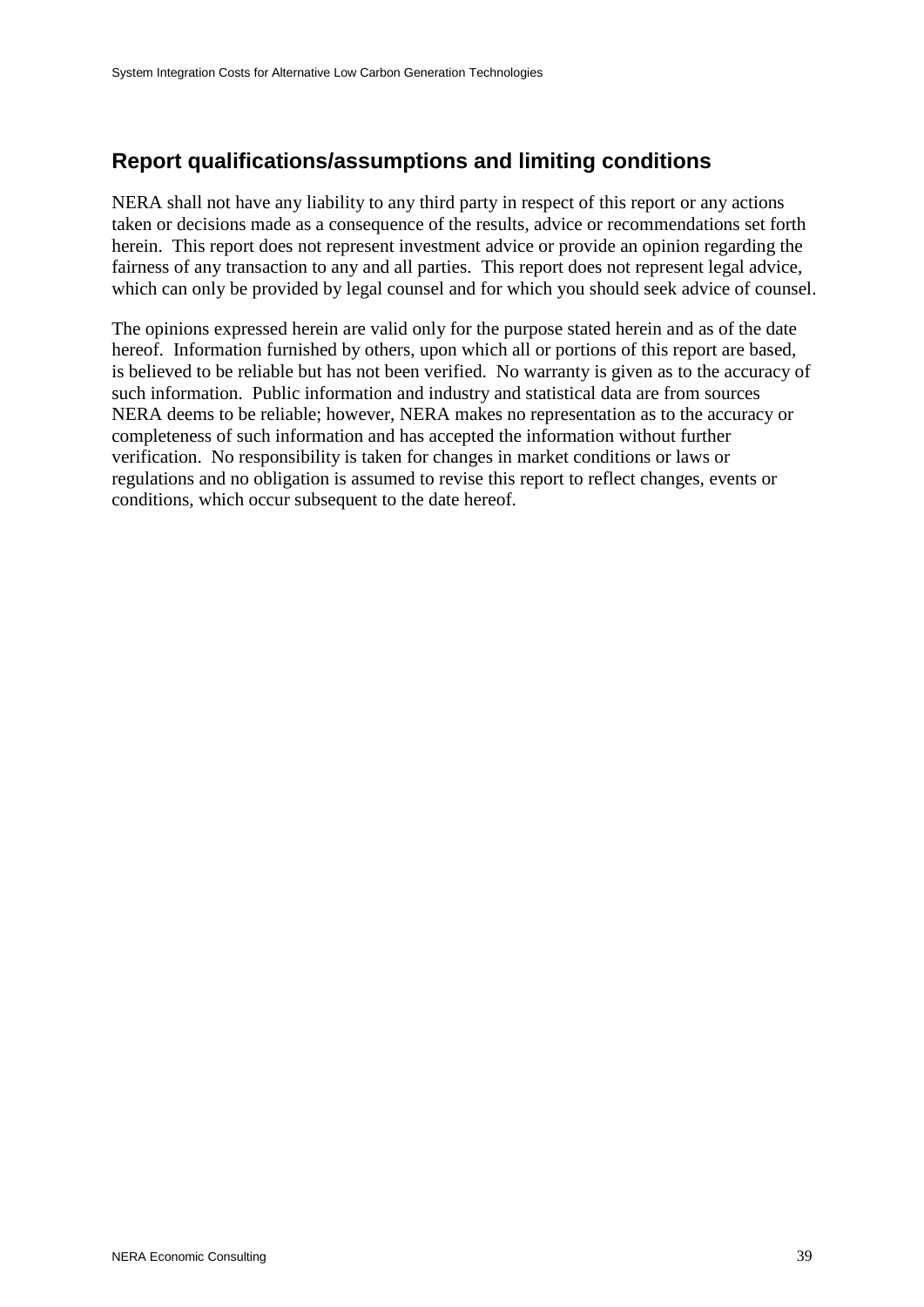## Report qualifications/assumptions and limiting conditions

NERA shall not have any liability to any third party in respect of this report or any actions taken or decisions made as a consequence of the results, advice or recommendations set forth herein. This report does not represent investment advice or provide an opinion regarding the fairness of any transaction to any and all parties. This report does not represent legal advice, which can only be provided by legal counsel and for which you should seek advice of counsel.

The opinions expressed herein are valid only for the purpose stated herein and as of the date hereof. Information furnished by others, upon which all or portions of this report are based, is believed to be reliable but has not been verified. No warranty is given as to the accuracy of such information. Public information and industry and statistical data are from sources NERA deems to be reliable; however, NERA makes no representation as to the accuracy or completeness of such information and has accepted the information without further verification. No responsibility is taken for changes in market conditions or laws or regulations and no obligation is assumed to revise this report to reflect changes, events or conditions, which occur subsequent to the date hereof.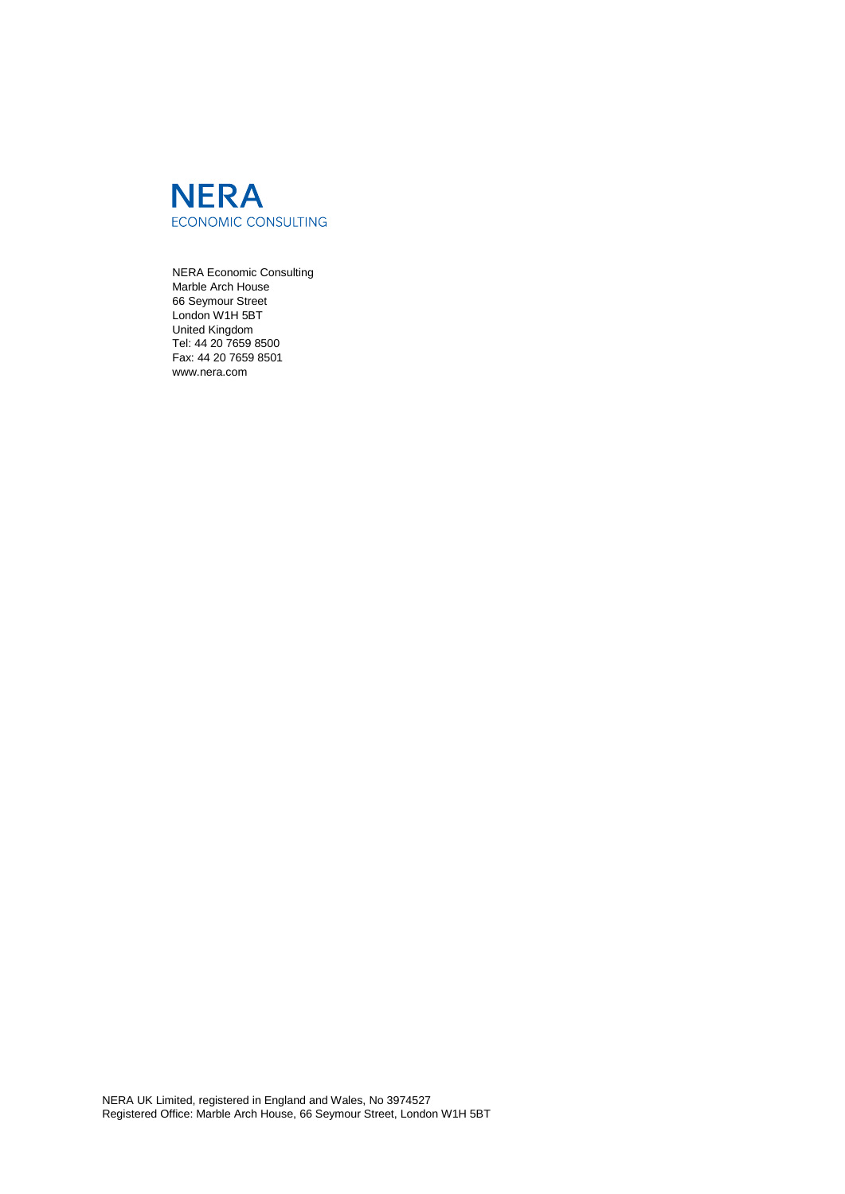**NERA**
ECONOMIC CONSULTING

NERA Economic Consulting
Marble Arch House
66 Seymour Street
London W1H 5BT
United Kingdom
Tel: 44 20 7659 8500
Fax: 44 20 7659 8501
www.nera.com

NERA UK Limited, registered in England and Wales, No 3974527
Registered Office: Marble Arch House, 66 Seymour Street, London W1H 5BT